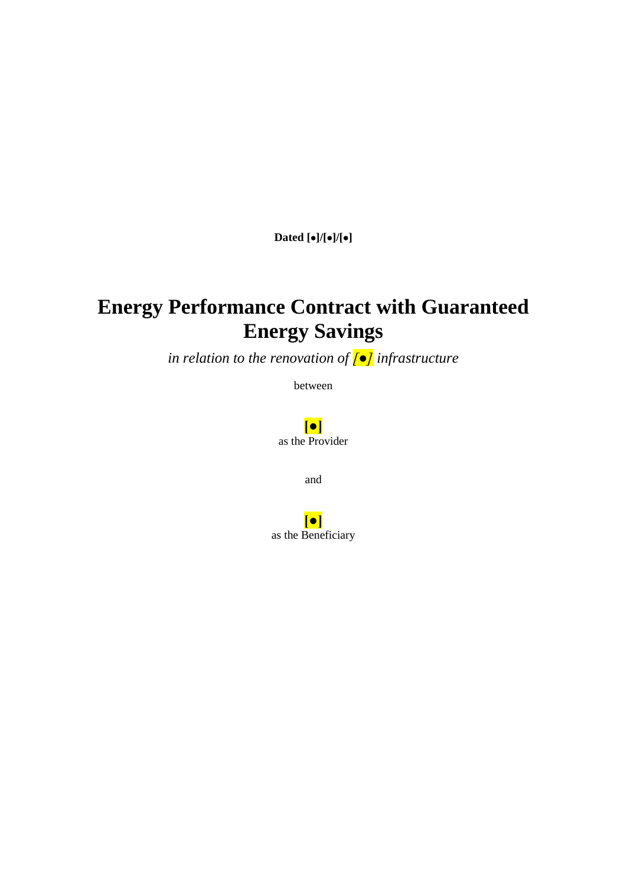**Dated [●]/[●]/[●]**

# Energy Performance Contract with Guaranteed Energy Savings

*in relation to the renovation of [●] infrastructure*

between

**[●]**
as the Provider

and

**[●]**
as the Beneficiary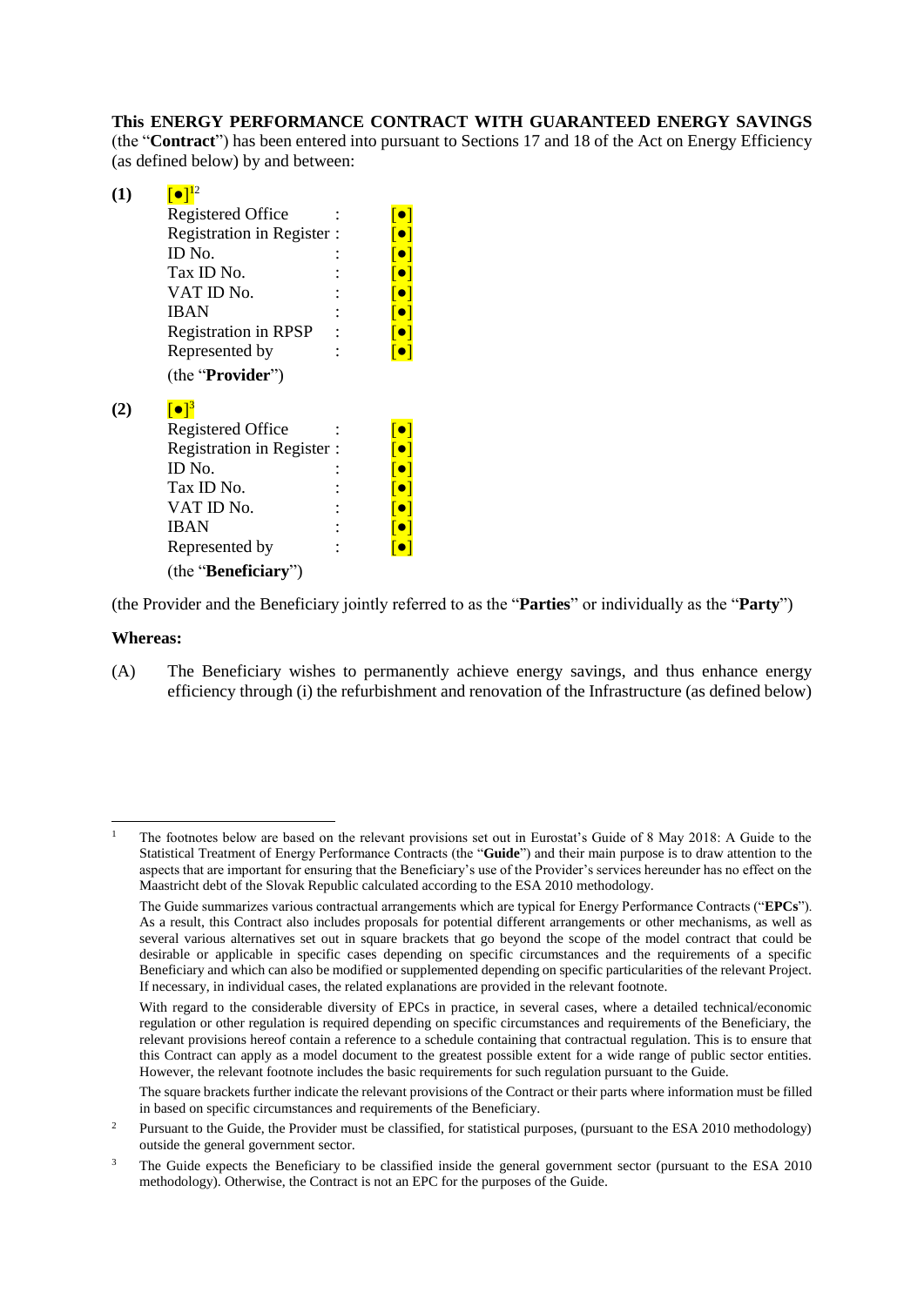**This ENERGY PERFORMANCE CONTRACT WITH GUARANTEED ENERGY SAVINGS** (the "**Contract**") has been entered into pursuant to Sections 17 and 18 of the Act on Energy Efficiency (as defined below) by and between:

**(1)** [●][1][2]

| | | |
|---|---|---|
| Registered Office | : | [●] |
| Registration in Register | : | [●] |
| ID No. | : | [●] |
| Tax ID No. | : | [●] |
| VAT ID No. | : | [●] |
| IBAN | : | [●] |
| Registration in RPSP | : | [●] |
| Represented by | : | [●] |

(the "**Provider**")

**(2)** [●][3]

| | | |
|---|---|---|
| Registered Office | : | [●] |
| Registration in Register | : | [●] |
| ID No. | : | [●] |
| Tax ID No. | : | [●] |
| VAT ID No. | : | [●] |
| IBAN | : | [●] |
| Represented by | : | [●] |

(the "**Beneficiary**")

(the Provider and the Beneficiary jointly referred to as the "**Parties**" or individually as the "**Party**")

**Whereas:**

(A) The Beneficiary wishes to permanently achieve energy savings, and thus enhance energy efficiency through (i) the refurbishment and renovation of the Infrastructure (as defined below)

---

[1] The footnotes below are based on the relevant provisions set out in Eurostat's Guide of 8 May 2018: A Guide to the Statistical Treatment of Energy Performance Contracts (the "**Guide**") and their main purpose is to draw attention to the aspects that are important for ensuring that the Beneficiary's use of the Provider's services hereunder has no effect on the Maastricht debt of the Slovak Republic calculated according to the ESA 2010 methodology.

The Guide summarizes various contractual arrangements which are typical for Energy Performance Contracts ("**EPCs**"). As a result, this Contract also includes proposals for potential different arrangements or other mechanisms, as well as several various alternatives set out in square brackets that go beyond the scope of the model contract that could be desirable or applicable in specific cases depending on specific circumstances and the requirements of a specific Beneficiary and which can also be modified or supplemented depending on specific particularities of the relevant Project. If necessary, in individual cases, the related explanations are provided in the relevant footnote.

With regard to the considerable diversity of EPCs in practice, in several cases, where a detailed technical/economic regulation or other regulation is required depending on specific circumstances and requirements of the Beneficiary, the relevant provisions hereof contain a reference to a schedule containing that contractual regulation. This is to ensure that this Contract can apply as a model document to the greatest possible extent for a wide range of public sector entities. However, the relevant footnote includes the basic requirements for such regulation pursuant to the Guide.

The square brackets further indicate the relevant provisions of the Contract or their parts where information must be filled in based on specific circumstances and requirements of the Beneficiary.

[2] Pursuant to the Guide, the Provider must be classified, for statistical purposes, (pursuant to the ESA 2010 methodology) outside the general government sector.

[3] The Guide expects the Beneficiary to be classified inside the general government sector (pursuant to the ESA 2010 methodology). Otherwise, the Contract is not an EPC for the purposes of the Guide.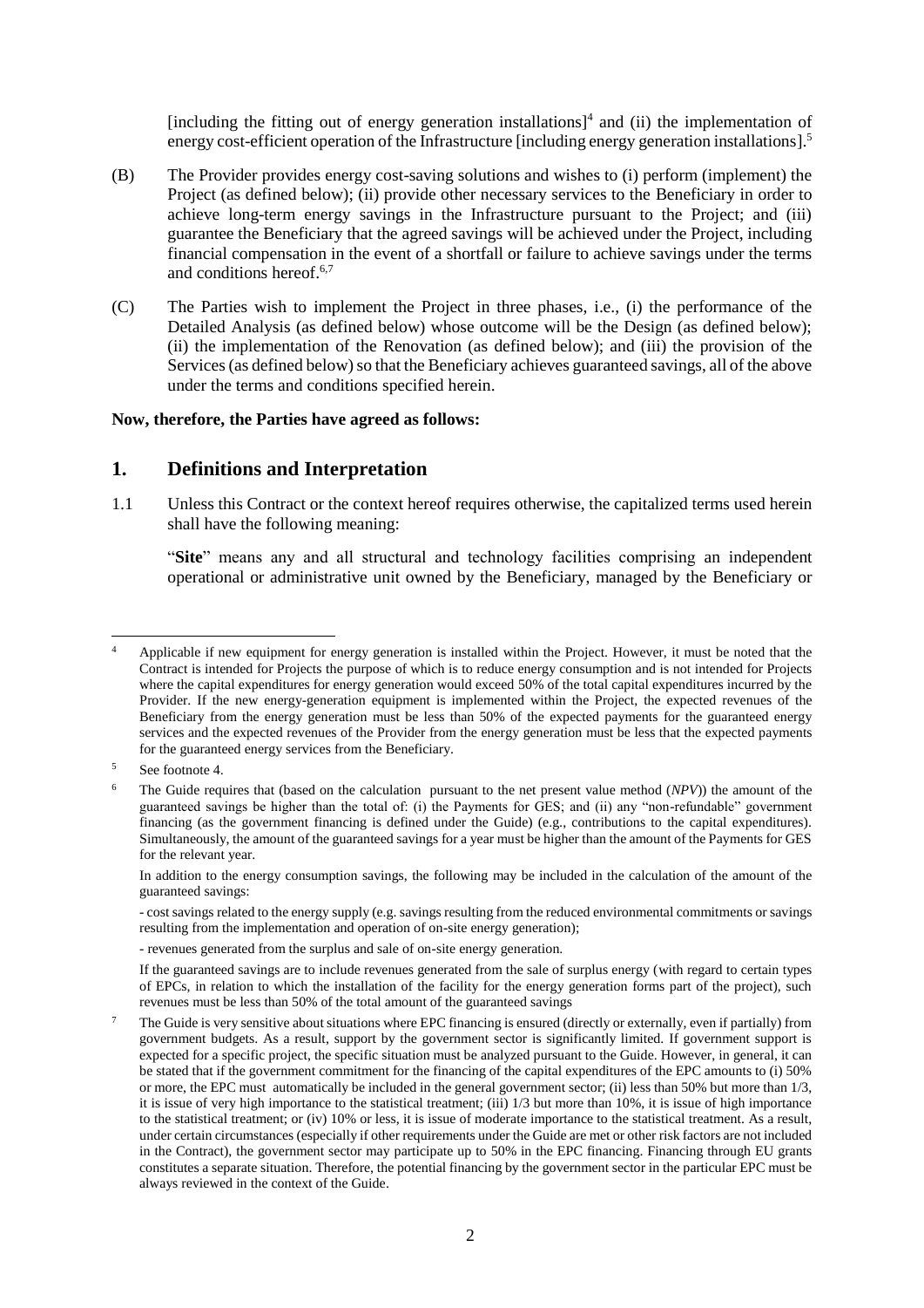[including the fitting out of energy generation installations][4] and (ii) the implementation of energy cost-efficient operation of the Infrastructure [including energy generation installations].[5]

(B) The Provider provides energy cost-saving solutions and wishes to (i) perform (implement) the Project (as defined below); (ii) provide other necessary services to the Beneficiary in order to achieve long-term energy savings in the Infrastructure pursuant to the Project; and (iii) guarantee the Beneficiary that the agreed savings will be achieved under the Project, including financial compensation in the event of a shortfall or failure to achieve savings under the terms and conditions hereof.[6,7]

(C) The Parties wish to implement the Project in three phases, i.e., (i) the performance of the Detailed Analysis (as defined below) whose outcome will be the Design (as defined below); (ii) the implementation of the Renovation (as defined below); and (iii) the provision of the Services (as defined below) so that the Beneficiary achieves guaranteed savings, all of the above under the terms and conditions specified herein.

**Now, therefore, the Parties have agreed as follows:**

## 1. Definitions and Interpretation

1.1 Unless this Contract or the context hereof requires otherwise, the capitalized terms used herein shall have the following meaning:

"**Site**" means any and all structural and technology facilities comprising an independent operational or administrative unit owned by the Beneficiary, managed by the Beneficiary or

---

[4] Applicable if new equipment for energy generation is installed within the Project. However, it must be noted that the Contract is intended for Projects the purpose of which is to reduce energy consumption and is not intended for Projects where the capital expenditures for energy generation would exceed 50% of the total capital expenditures incurred by the Provider. If the new energy-generation equipment is implemented within the Project, the expected revenues of the Beneficiary from the energy generation must be less than 50% of the expected payments for the guaranteed energy services and the expected revenues of the Provider from the energy generation must be less that the expected payments for the guaranteed energy services from the Beneficiary.

[5] See footnote 4.

[6] The Guide requires that (based on the calculation pursuant to the net present value method (*NPV*)) the amount of the guaranteed savings be higher than the total of: (i) the Payments for GES; and (ii) any "non-refundable" government financing (as the government financing is defined under the Guide) (e.g., contributions to the capital expenditures). Simultaneously, the amount of the guaranteed savings for a year must be higher than the amount of the Payments for GES for the relevant year.

In addition to the energy consumption savings, the following may be included in the calculation of the amount of the guaranteed savings:

- cost savings related to the energy supply (e.g. savings resulting from the reduced environmental commitments or savings resulting from the implementation and operation of on-site energy generation);

- revenues generated from the surplus and sale of on-site energy generation.

If the guaranteed savings are to include revenues generated from the sale of surplus energy (with regard to certain types of EPCs, in relation to which the installation of the facility for the energy generation forms part of the project), such revenues must be less than 50% of the total amount of the guaranteed savings

[7] The Guide is very sensitive about situations where EPC financing is ensured (directly or externally, even if partially) from government budgets. As a result, support by the government sector is significantly limited. If government support is expected for a specific project, the specific situation must be analyzed pursuant to the Guide. However, in general, it can be stated that if the government commitment for the financing of the capital expenditures of the EPC amounts to (i) 50% or more, the EPC must automatically be included in the general government sector; (ii) less than 50% but more than 1/3, it is issue of very high importance to the statistical treatment; (iii) 1/3 but more than 10%, it is issue of high importance to the statistical treatment; or (iv) 10% or less, it is issue of moderate importance to the statistical treatment. As a result, under certain circumstances (especially if other requirements under the Guide are met or other risk factors are not included in the Contract), the government sector may participate up to 50% in the EPC financing. Financing through EU grants constitutes a separate situation. Therefore, the potential financing by the government sector in the particular EPC must be always reviewed in the context of the Guide.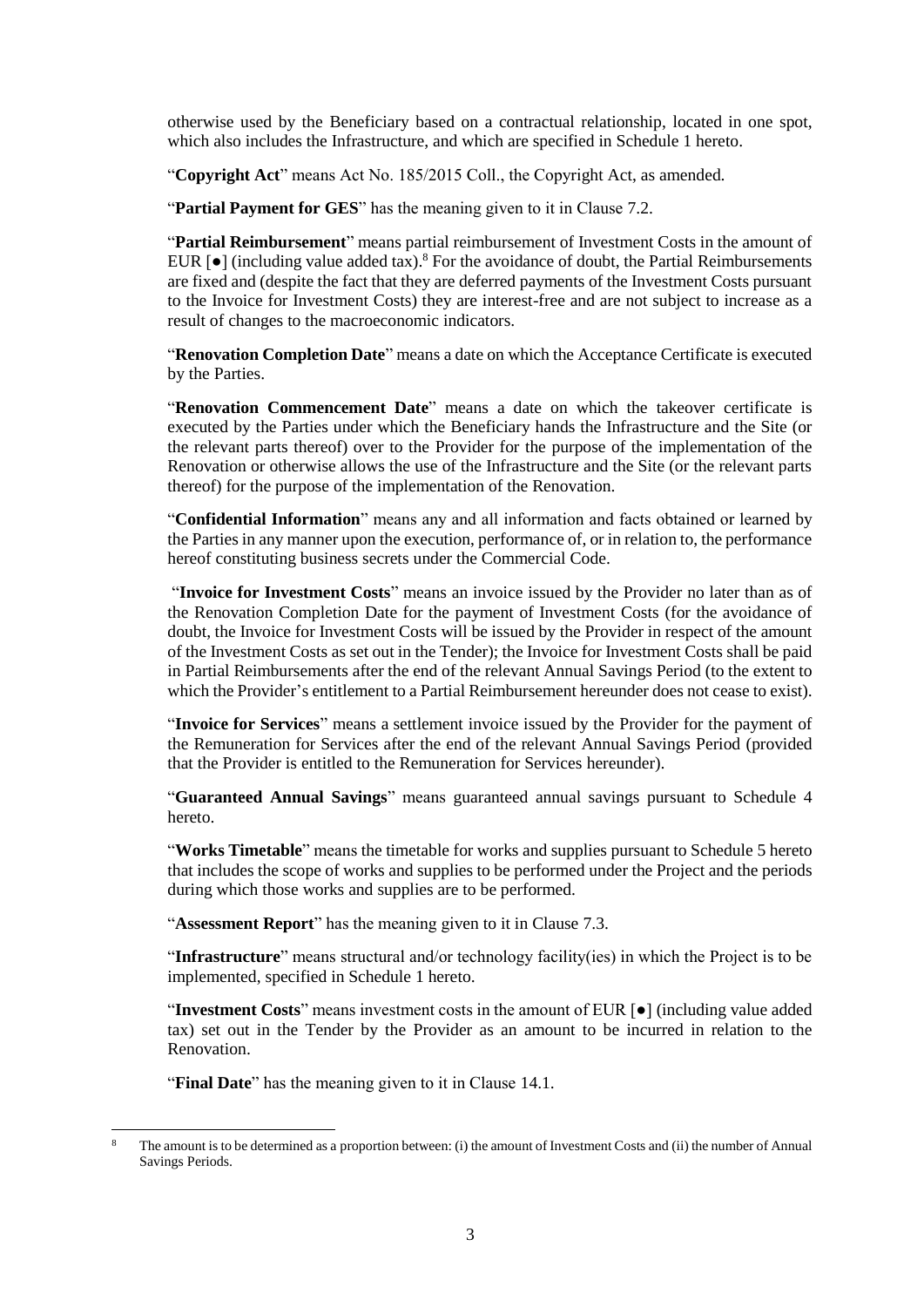otherwise used by the Beneficiary based on a contractual relationship, located in one spot, which also includes the Infrastructure, and which are specified in Schedule 1 hereto.

"**Copyright Act**" means Act No. 185/2015 Coll., the Copyright Act, as amended.

"**Partial Payment for GES**" has the meaning given to it in Clause 7.2.

"**Partial Reimbursement**" means partial reimbursement of Investment Costs in the amount of EUR [●] (including value added tax).[8] For the avoidance of doubt, the Partial Reimbursements are fixed and (despite the fact that they are deferred payments of the Investment Costs pursuant to the Invoice for Investment Costs) they are interest-free and are not subject to increase as a result of changes to the macroeconomic indicators.

"**Renovation Completion Date**" means a date on which the Acceptance Certificate is executed by the Parties.

"**Renovation Commencement Date**" means a date on which the takeover certificate is executed by the Parties under which the Beneficiary hands the Infrastructure and the Site (or the relevant parts thereof) over to the Provider for the purpose of the implementation of the Renovation or otherwise allows the use of the Infrastructure and the Site (or the relevant parts thereof) for the purpose of the implementation of the Renovation.

"**Confidential Information**" means any and all information and facts obtained or learned by the Parties in any manner upon the execution, performance of, or in relation to, the performance hereof constituting business secrets under the Commercial Code.

"**Invoice for Investment Costs**" means an invoice issued by the Provider no later than as of the Renovation Completion Date for the payment of Investment Costs (for the avoidance of doubt, the Invoice for Investment Costs will be issued by the Provider in respect of the amount of the Investment Costs as set out in the Tender); the Invoice for Investment Costs shall be paid in Partial Reimbursements after the end of the relevant Annual Savings Period (to the extent to which the Provider's entitlement to a Partial Reimbursement hereunder does not cease to exist).

"**Invoice for Services**" means a settlement invoice issued by the Provider for the payment of the Remuneration for Services after the end of the relevant Annual Savings Period (provided that the Provider is entitled to the Remuneration for Services hereunder).

"**Guaranteed Annual Savings**" means guaranteed annual savings pursuant to Schedule 4 hereto.

"**Works Timetable**" means the timetable for works and supplies pursuant to Schedule 5 hereto that includes the scope of works and supplies to be performed under the Project and the periods during which those works and supplies are to be performed.

"**Assessment Report**" has the meaning given to it in Clause 7.3.

"**Infrastructure**" means structural and/or technology facility(ies) in which the Project is to be implemented, specified in Schedule 1 hereto.

"**Investment Costs**" means investment costs in the amount of EUR [●] (including value added tax) set out in the Tender by the Provider as an amount to be incurred in relation to the Renovation.

"**Final Date**" has the meaning given to it in Clause 14.1.

---

[8] The amount is to be determined as a proportion between: (i) the amount of Investment Costs and (ii) the number of Annual Savings Periods.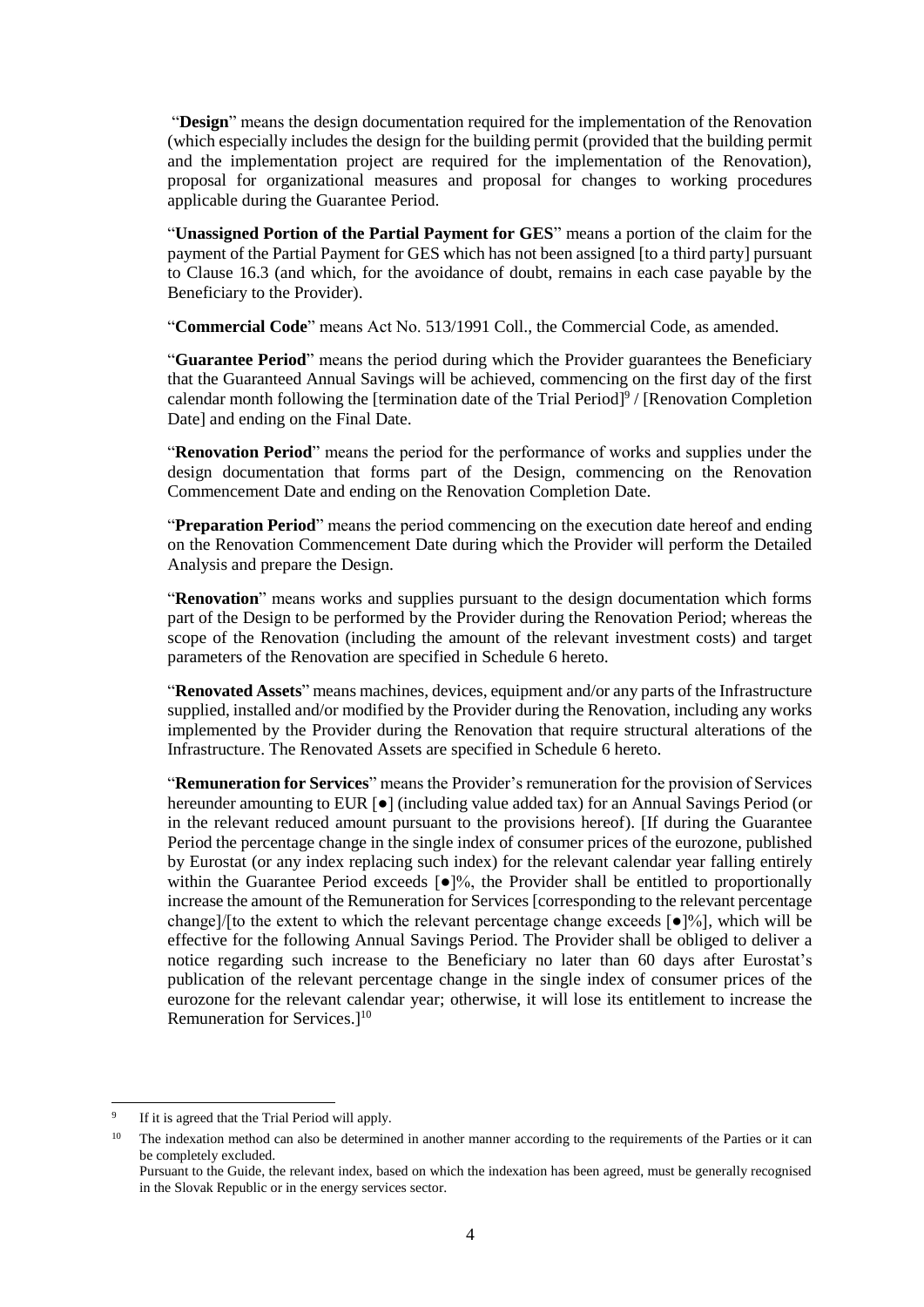"**Design**" means the design documentation required for the implementation of the Renovation (which especially includes the design for the building permit (provided that the building permit and the implementation project are required for the implementation of the Renovation), proposal for organizational measures and proposal for changes to working procedures applicable during the Guarantee Period.

"**Unassigned Portion of the Partial Payment for GES**" means a portion of the claim for the payment of the Partial Payment for GES which has not been assigned [to a third party] pursuant to Clause 16.3 (and which, for the avoidance of doubt, remains in each case payable by the Beneficiary to the Provider).

"**Commercial Code**" means Act No. 513/1991 Coll., the Commercial Code, as amended.

"**Guarantee Period**" means the period during which the Provider guarantees the Beneficiary that the Guaranteed Annual Savings will be achieved, commencing on the first day of the first calendar month following the [termination date of the Trial Period][9] / [Renovation Completion Date] and ending on the Final Date.

"**Renovation Period**" means the period for the performance of works and supplies under the design documentation that forms part of the Design, commencing on the Renovation Commencement Date and ending on the Renovation Completion Date.

"**Preparation Period**" means the period commencing on the execution date hereof and ending on the Renovation Commencement Date during which the Provider will perform the Detailed Analysis and prepare the Design.

"**Renovation**" means works and supplies pursuant to the design documentation which forms part of the Design to be performed by the Provider during the Renovation Period; whereas the scope of the Renovation (including the amount of the relevant investment costs) and target parameters of the Renovation are specified in Schedule 6 hereto.

"**Renovated Assets**" means machines, devices, equipment and/or any parts of the Infrastructure supplied, installed and/or modified by the Provider during the Renovation, including any works implemented by the Provider during the Renovation that require structural alterations of the Infrastructure. The Renovated Assets are specified in Schedule 6 hereto.

"**Remuneration for Services**" means the Provider's remuneration for the provision of Services hereunder amounting to EUR [●] (including value added tax) for an Annual Savings Period (or in the relevant reduced amount pursuant to the provisions hereof). [If during the Guarantee Period the percentage change in the single index of consumer prices of the eurozone, published by Eurostat (or any index replacing such index) for the relevant calendar year falling entirely within the Guarantee Period exceeds [●]%, the Provider shall be entitled to proportionally increase the amount of the Remuneration for Services [corresponding to the relevant percentage change]/[to the extent to which the relevant percentage change exceeds [●]%], which will be effective for the following Annual Savings Period. The Provider shall be obliged to deliver a notice regarding such increase to the Beneficiary no later than 60 days after Eurostat's publication of the relevant percentage change in the single index of consumer prices of the eurozone for the relevant calendar year; otherwise, it will lose its entitlement to increase the Remuneration for Services.][10]

---

[9] If it is agreed that the Trial Period will apply.

[10] The indexation method can also be determined in another manner according to the requirements of the Parties or it can be completely excluded.
Pursuant to the Guide, the relevant index, based on which the indexation has been agreed, must be generally recognised in the Slovak Republic or in the energy services sector.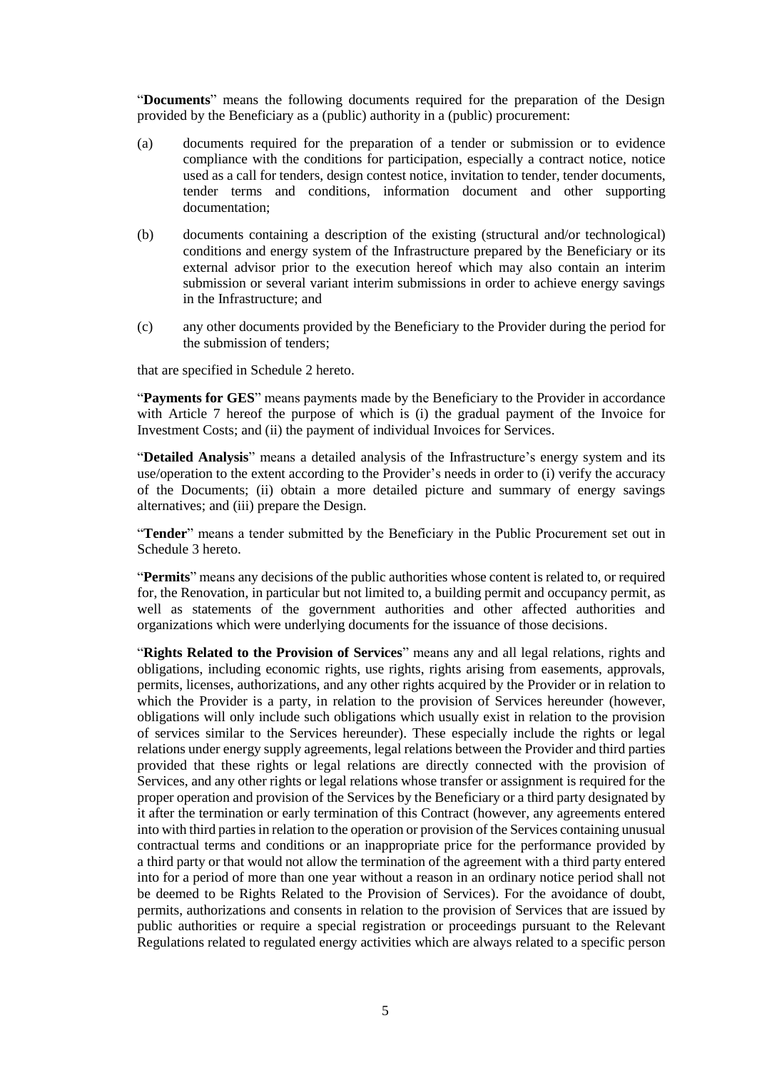"**Documents**" means the following documents required for the preparation of the Design provided by the Beneficiary as a (public) authority in a (public) procurement:

(a) documents required for the preparation of a tender or submission or to evidence compliance with the conditions for participation, especially a contract notice, notice used as a call for tenders, design contest notice, invitation to tender, tender documents, tender terms and conditions, information document and other supporting documentation;

(b) documents containing a description of the existing (structural and/or technological) conditions and energy system of the Infrastructure prepared by the Beneficiary or its external advisor prior to the execution hereof which may also contain an interim submission or several variant interim submissions in order to achieve energy savings in the Infrastructure; and

(c) any other documents provided by the Beneficiary to the Provider during the period for the submission of tenders;

that are specified in Schedule 2 hereto.

"**Payments for GES**" means payments made by the Beneficiary to the Provider in accordance with Article 7 hereof the purpose of which is (i) the gradual payment of the Invoice for Investment Costs; and (ii) the payment of individual Invoices for Services.

"**Detailed Analysis**" means a detailed analysis of the Infrastructure's energy system and its use/operation to the extent according to the Provider's needs in order to (i) verify the accuracy of the Documents; (ii) obtain a more detailed picture and summary of energy savings alternatives; and (iii) prepare the Design.

"**Tender**" means a tender submitted by the Beneficiary in the Public Procurement set out in Schedule 3 hereto.

"**Permits**" means any decisions of the public authorities whose content is related to, or required for, the Renovation, in particular but not limited to, a building permit and occupancy permit, as well as statements of the government authorities and other affected authorities and organizations which were underlying documents for the issuance of those decisions.

"**Rights Related to the Provision of Services**" means any and all legal relations, rights and obligations, including economic rights, use rights, rights arising from easements, approvals, permits, licenses, authorizations, and any other rights acquired by the Provider or in relation to which the Provider is a party, in relation to the provision of Services hereunder (however, obligations will only include such obligations which usually exist in relation to the provision of services similar to the Services hereunder). These especially include the rights or legal relations under energy supply agreements, legal relations between the Provider and third parties provided that these rights or legal relations are directly connected with the provision of Services, and any other rights or legal relations whose transfer or assignment is required for the proper operation and provision of the Services by the Beneficiary or a third party designated by it after the termination or early termination of this Contract (however, any agreements entered into with third parties in relation to the operation or provision of the Services containing unusual contractual terms and conditions or an inappropriate price for the performance provided by a third party or that would not allow the termination of the agreement with a third party entered into for a period of more than one year without a reason in an ordinary notice period shall not be deemed to be Rights Related to the Provision of Services). For the avoidance of doubt, permits, authorizations and consents in relation to the provision of Services that are issued by public authorities or require a special registration or proceedings pursuant to the Relevant Regulations related to regulated energy activities which are always related to a specific person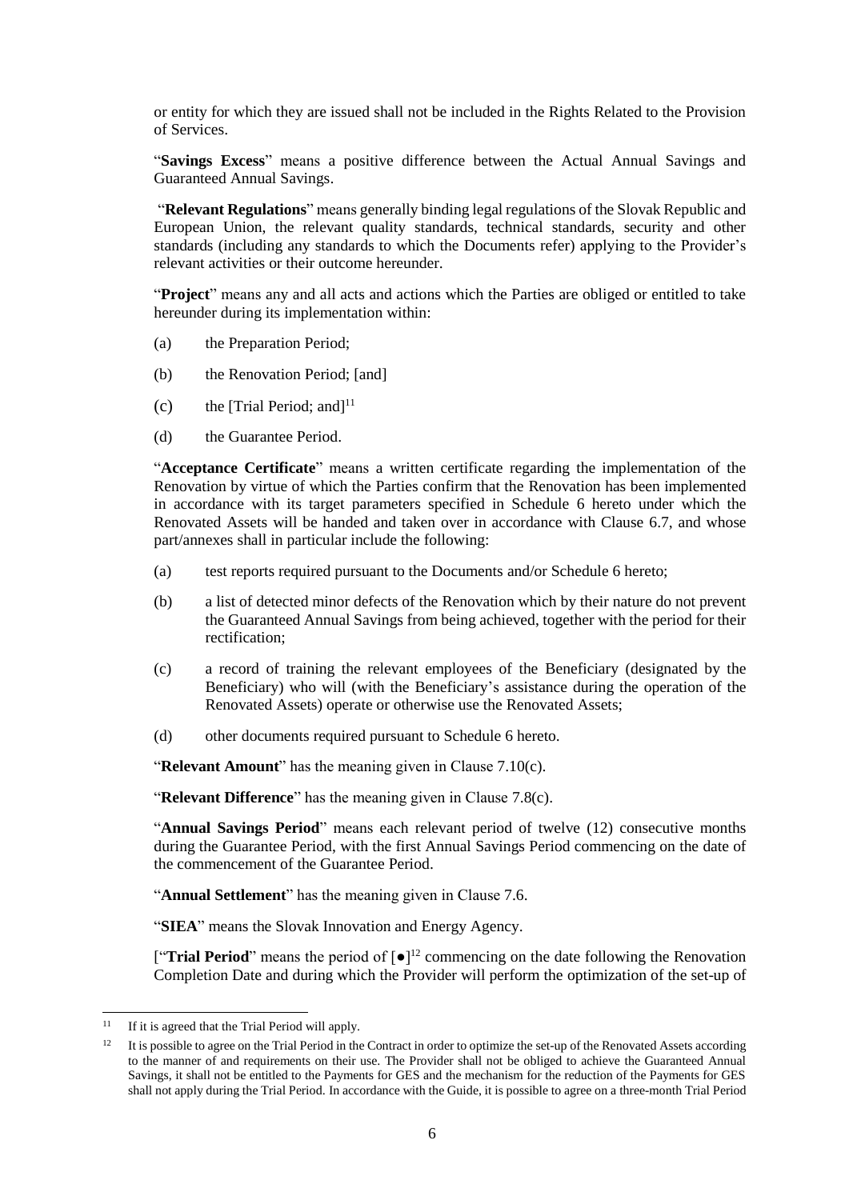or entity for which they are issued shall not be included in the Rights Related to the Provision of Services.

"**Savings Excess**" means a positive difference between the Actual Annual Savings and Guaranteed Annual Savings.

"**Relevant Regulations**" means generally binding legal regulations of the Slovak Republic and European Union, the relevant quality standards, technical standards, security and other standards (including any standards to which the Documents refer) applying to the Provider's relevant activities or their outcome hereunder.

"**Project**" means any and all acts and actions which the Parties are obliged or entitled to take hereunder during its implementation within:

(a) the Preparation Period;

(b) the Renovation Period; [and]

(c) the [Trial Period; and][11]

(d) the Guarantee Period.

"**Acceptance Certificate**" means a written certificate regarding the implementation of the Renovation by virtue of which the Parties confirm that the Renovation has been implemented in accordance with its target parameters specified in Schedule 6 hereto under which the Renovated Assets will be handed and taken over in accordance with Clause 6.7, and whose part/annexes shall in particular include the following:

(a) test reports required pursuant to the Documents and/or Schedule 6 hereto;

(b) a list of detected minor defects of the Renovation which by their nature do not prevent the Guaranteed Annual Savings from being achieved, together with the period for their rectification;

(c) a record of training the relevant employees of the Beneficiary (designated by the Beneficiary) who will (with the Beneficiary's assistance during the operation of the Renovated Assets) operate or otherwise use the Renovated Assets;

(d) other documents required pursuant to Schedule 6 hereto.

"**Relevant Amount**" has the meaning given in Clause 7.10(c).

"**Relevant Difference**" has the meaning given in Clause 7.8(c).

"**Annual Savings Period**" means each relevant period of twelve (12) consecutive months during the Guarantee Period, with the first Annual Savings Period commencing on the date of the commencement of the Guarantee Period.

"**Annual Settlement**" has the meaning given in Clause 7.6.

"**SIEA**" means the Slovak Innovation and Energy Agency.

["**Trial Period**" means the period of [●][12] commencing on the date following the Renovation Completion Date and during which the Provider will perform the optimization of the set-up of

---

[11] If it is agreed that the Trial Period will apply.

[12] It is possible to agree on the Trial Period in the Contract in order to optimize the set-up of the Renovated Assets according to the manner of and requirements on their use. The Provider shall not be obliged to achieve the Guaranteed Annual Savings, it shall not be entitled to the Payments for GES and the mechanism for the reduction of the Payments for GES shall not apply during the Trial Period. In accordance with the Guide, it is possible to agree on a three-month Trial Period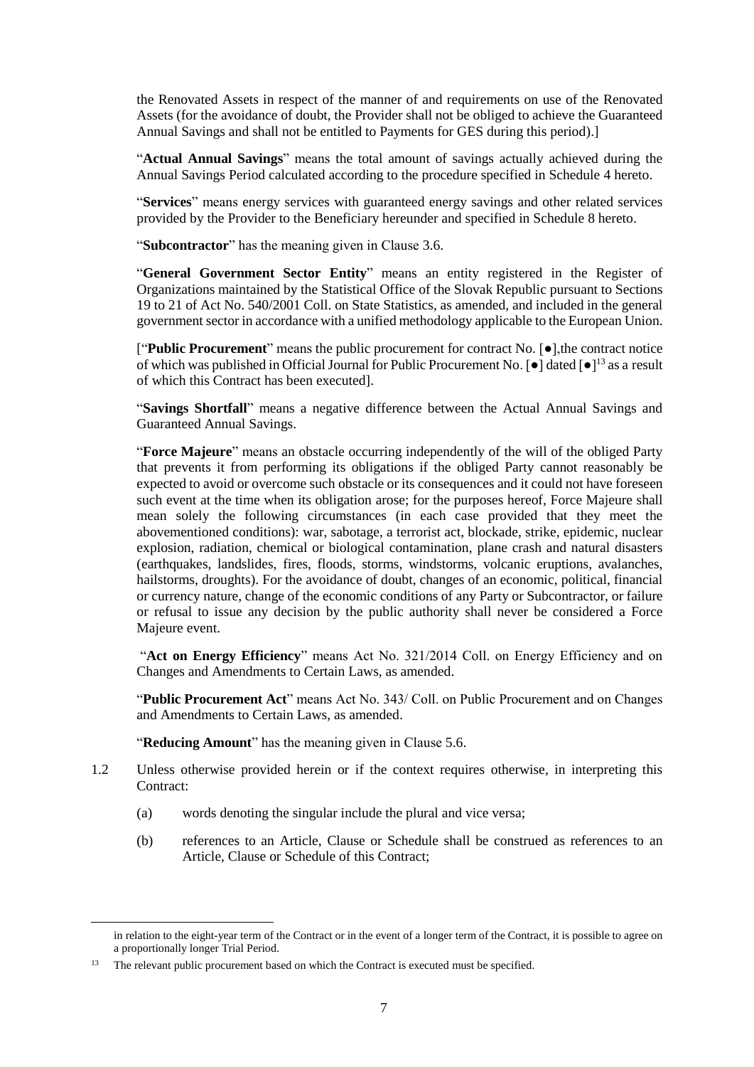the Renovated Assets in respect of the manner of and requirements on use of the Renovated Assets (for the avoidance of doubt, the Provider shall not be obliged to achieve the Guaranteed Annual Savings and shall not be entitled to Payments for GES during this period).]

"**Actual Annual Savings**" means the total amount of savings actually achieved during the Annual Savings Period calculated according to the procedure specified in Schedule 4 hereto.

"**Services**" means energy services with guaranteed energy savings and other related services provided by the Provider to the Beneficiary hereunder and specified in Schedule 8 hereto.

"**Subcontractor**" has the meaning given in Clause 3.6.

"**General Government Sector Entity**" means an entity registered in the Register of Organizations maintained by the Statistical Office of the Slovak Republic pursuant to Sections 19 to 21 of Act No. 540/2001 Coll. on State Statistics, as amended, and included in the general government sector in accordance with a unified methodology applicable to the European Union.

["**Public Procurement**" means the public procurement for contract No. [●],the contract notice of which was published in Official Journal for Public Procurement No. [●] dated [●][13] as a result of which this Contract has been executed].

"**Savings Shortfall**" means a negative difference between the Actual Annual Savings and Guaranteed Annual Savings.

"**Force Majeure**" means an obstacle occurring independently of the will of the obliged Party that prevents it from performing its obligations if the obliged Party cannot reasonably be expected to avoid or overcome such obstacle or its consequences and it could not have foreseen such event at the time when its obligation arose; for the purposes hereof, Force Majeure shall mean solely the following circumstances (in each case provided that they meet the abovementioned conditions): war, sabotage, a terrorist act, blockade, strike, epidemic, nuclear explosion, radiation, chemical or biological contamination, plane crash and natural disasters (earthquakes, landslides, fires, floods, storms, windstorms, volcanic eruptions, avalanches, hailstorms, droughts). For the avoidance of doubt, changes of an economic, political, financial or currency nature, change of the economic conditions of any Party or Subcontractor, or failure or refusal to issue any decision by the public authority shall never be considered a Force Majeure event.

"**Act on Energy Efficiency**" means Act No. 321/2014 Coll. on Energy Efficiency and on Changes and Amendments to Certain Laws, as amended.

"**Public Procurement Act**" means Act No. 343/ Coll. on Public Procurement and on Changes and Amendments to Certain Laws, as amended.

"**Reducing Amount**" has the meaning given in Clause 5.6.

1.2 Unless otherwise provided herein or if the context requires otherwise, in interpreting this Contract:

   (a) words denoting the singular include the plural and vice versa;

   (b) references to an Article, Clause or Schedule shall be construed as references to an Article, Clause or Schedule of this Contract;

---

in relation to the eight-year term of the Contract or in the event of a longer term of the Contract, it is possible to agree on a proportionally longer Trial Period.

[13] The relevant public procurement based on which the Contract is executed must be specified.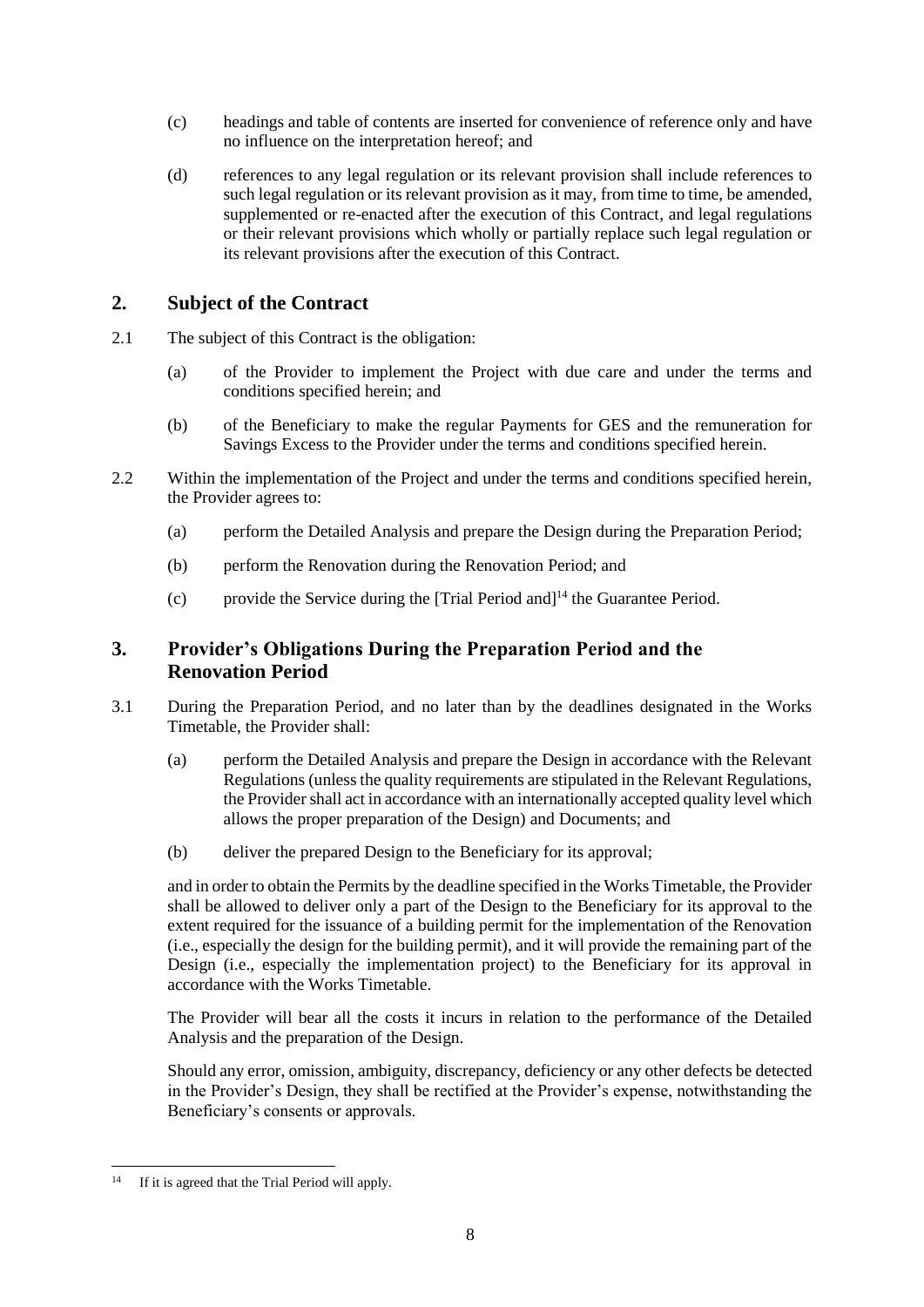(c) headings and table of contents are inserted for convenience of reference only and have no influence on the interpretation hereof; and

(d) references to any legal regulation or its relevant provision shall include references to such legal regulation or its relevant provision as it may, from time to time, be amended, supplemented or re-enacted after the execution of this Contract, and legal regulations or their relevant provisions which wholly or partially replace such legal regulation or its relevant provisions after the execution of this Contract.

## 2. Subject of the Contract

2.1 The subject of this Contract is the obligation:

(a) of the Provider to implement the Project with due care and under the terms and conditions specified herein; and

(b) of the Beneficiary to make the regular Payments for GES and the remuneration for Savings Excess to the Provider under the terms and conditions specified herein.

2.2 Within the implementation of the Project and under the terms and conditions specified herein, the Provider agrees to:

(a) perform the Detailed Analysis and prepare the Design during the Preparation Period;

(b) perform the Renovation during the Renovation Period; and

(c) provide the Service during the [Trial Period and][14] the Guarantee Period.

## 3. Provider's Obligations During the Preparation Period and the Renovation Period

3.1 During the Preparation Period, and no later than by the deadlines designated in the Works Timetable, the Provider shall:

(a) perform the Detailed Analysis and prepare the Design in accordance with the Relevant Regulations (unless the quality requirements are stipulated in the Relevant Regulations, the Provider shall act in accordance with an internationally accepted quality level which allows the proper preparation of the Design) and Documents; and

(b) deliver the prepared Design to the Beneficiary for its approval;

and in order to obtain the Permits by the deadline specified in the Works Timetable, the Provider shall be allowed to deliver only a part of the Design to the Beneficiary for its approval to the extent required for the issuance of a building permit for the implementation of the Renovation (i.e., especially the design for the building permit), and it will provide the remaining part of the Design (i.e., especially the implementation project) to the Beneficiary for its approval in accordance with the Works Timetable.

The Provider will bear all the costs it incurs in relation to the performance of the Detailed Analysis and the preparation of the Design.

Should any error, omission, ambiguity, discrepancy, deficiency or any other defects be detected in the Provider's Design, they shall be rectified at the Provider's expense, notwithstanding the Beneficiary's consents or approvals.

---

[14] If it is agreed that the Trial Period will apply.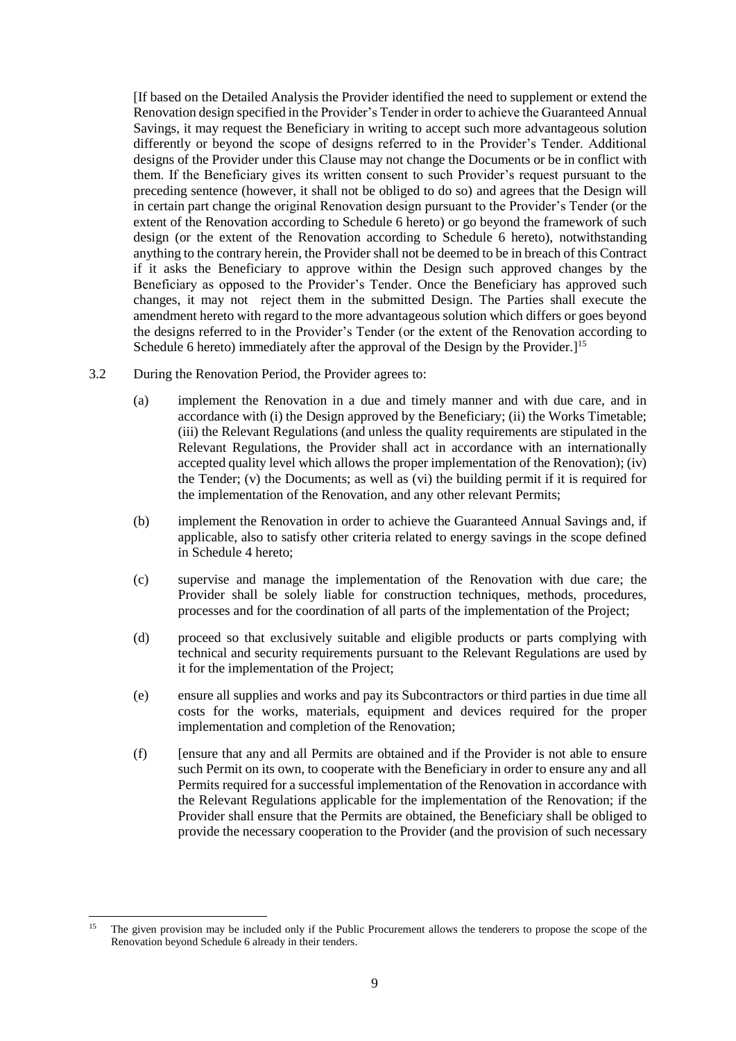[If based on the Detailed Analysis the Provider identified the need to supplement or extend the Renovation design specified in the Provider's Tender in order to achieve the Guaranteed Annual Savings, it may request the Beneficiary in writing to accept such more advantageous solution differently or beyond the scope of designs referred to in the Provider's Tender. Additional designs of the Provider under this Clause may not change the Documents or be in conflict with them. If the Beneficiary gives its written consent to such Provider's request pursuant to the preceding sentence (however, it shall not be obliged to do so) and agrees that the Design will in certain part change the original Renovation design pursuant to the Provider's Tender (or the extent of the Renovation according to Schedule 6 hereto) or go beyond the framework of such design (or the extent of the Renovation according to Schedule 6 hereto), notwithstanding anything to the contrary herein, the Provider shall not be deemed to be in breach of this Contract if it asks the Beneficiary to approve within the Design such approved changes by the Beneficiary as opposed to the Provider's Tender. Once the Beneficiary has approved such changes, it may not reject them in the submitted Design. The Parties shall execute the amendment hereto with regard to the more advantageous solution which differs or goes beyond the designs referred to in the Provider's Tender (or the extent of the Renovation according to Schedule 6 hereto) immediately after the approval of the Design by the Provider.][15]

3.2 During the Renovation Period, the Provider agrees to:

(a) implement the Renovation in a due and timely manner and with due care, and in accordance with (i) the Design approved by the Beneficiary; (ii) the Works Timetable; (iii) the Relevant Regulations (and unless the quality requirements are stipulated in the Relevant Regulations, the Provider shall act in accordance with an internationally accepted quality level which allows the proper implementation of the Renovation); (iv) the Tender; (v) the Documents; as well as (vi) the building permit if it is required for the implementation of the Renovation, and any other relevant Permits;

(b) implement the Renovation in order to achieve the Guaranteed Annual Savings and, if applicable, also to satisfy other criteria related to energy savings in the scope defined in Schedule 4 hereto;

(c) supervise and manage the implementation of the Renovation with due care; the Provider shall be solely liable for construction techniques, methods, procedures, processes and for the coordination of all parts of the implementation of the Project;

(d) proceed so that exclusively suitable and eligible products or parts complying with technical and security requirements pursuant to the Relevant Regulations are used by it for the implementation of the Project;

(e) ensure all supplies and works and pay its Subcontractors or third parties in due time all costs for the works, materials, equipment and devices required for the proper implementation and completion of the Renovation;

(f) [ensure that any and all Permits are obtained and if the Provider is not able to ensure such Permit on its own, to cooperate with the Beneficiary in order to ensure any and all Permits required for a successful implementation of the Renovation in accordance with the Relevant Regulations applicable for the implementation of the Renovation; if the Provider shall ensure that the Permits are obtained, the Beneficiary shall be obliged to provide the necessary cooperation to the Provider (and the provision of such necessary

---

[15] The given provision may be included only if the Public Procurement allows the tenderers to propose the scope of the Renovation beyond Schedule 6 already in their tenders.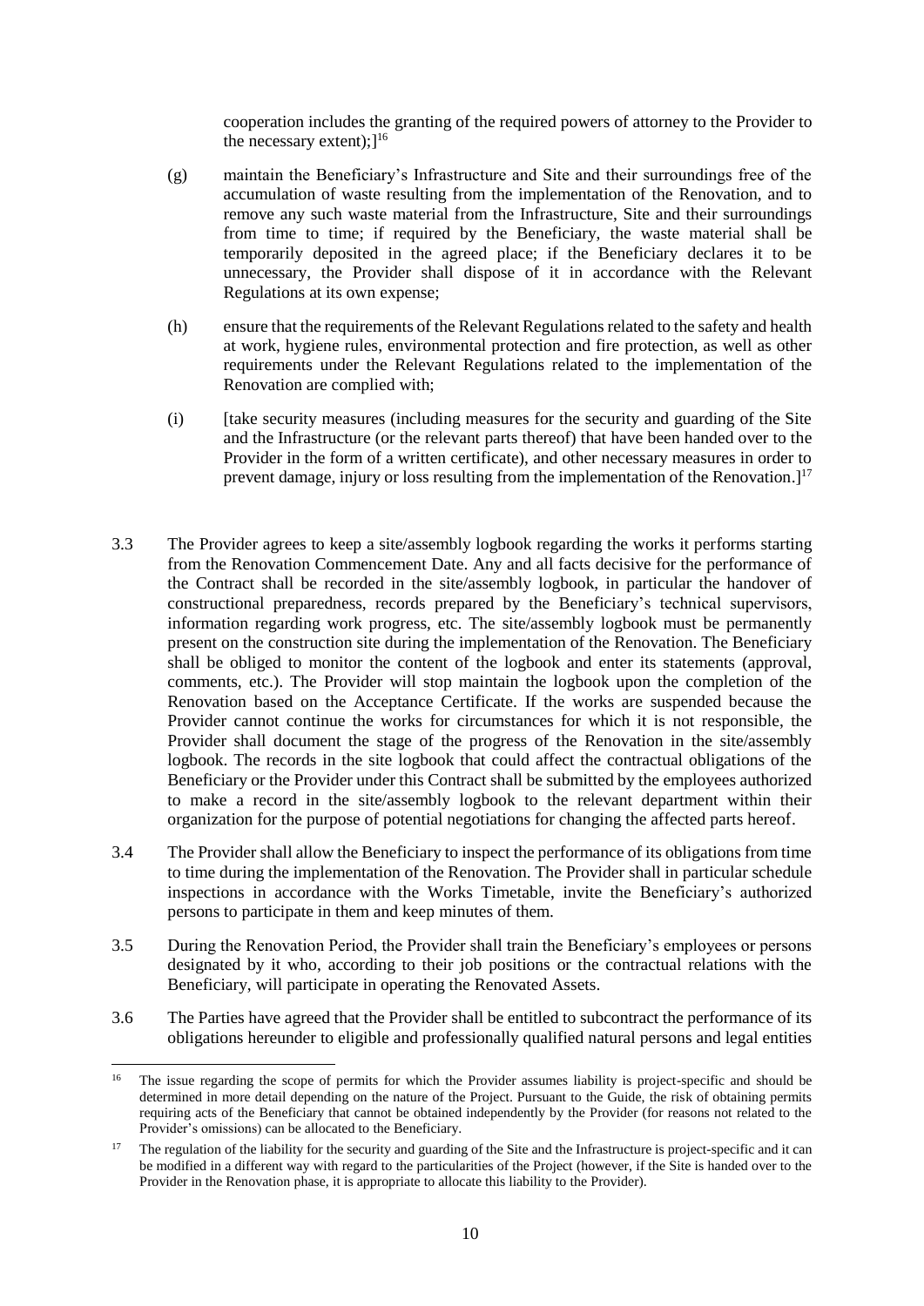cooperation includes the granting of the required powers of attorney to the Provider to the necessary extent);][16]

(g) maintain the Beneficiary's Infrastructure and Site and their surroundings free of the accumulation of waste resulting from the implementation of the Renovation, and to remove any such waste material from the Infrastructure, Site and their surroundings from time to time; if required by the Beneficiary, the waste material shall be temporarily deposited in the agreed place; if the Beneficiary declares it to be unnecessary, the Provider shall dispose of it in accordance with the Relevant Regulations at its own expense;

(h) ensure that the requirements of the Relevant Regulations related to the safety and health at work, hygiene rules, environmental protection and fire protection, as well as other requirements under the Relevant Regulations related to the implementation of the Renovation are complied with;

(i) [take security measures (including measures for the security and guarding of the Site and the Infrastructure (or the relevant parts thereof) that have been handed over to the Provider in the form of a written certificate), and other necessary measures in order to prevent damage, injury or loss resulting from the implementation of the Renovation.][17]

3.3 The Provider agrees to keep a site/assembly logbook regarding the works it performs starting from the Renovation Commencement Date. Any and all facts decisive for the performance of the Contract shall be recorded in the site/assembly logbook, in particular the handover of constructional preparedness, records prepared by the Beneficiary's technical supervisors, information regarding work progress, etc. The site/assembly logbook must be permanently present on the construction site during the implementation of the Renovation. The Beneficiary shall be obliged to monitor the content of the logbook and enter its statements (approval, comments, etc.). The Provider will stop maintain the logbook upon the completion of the Renovation based on the Acceptance Certificate. If the works are suspended because the Provider cannot continue the works for circumstances for which it is not responsible, the Provider shall document the stage of the progress of the Renovation in the site/assembly logbook. The records in the site logbook that could affect the contractual obligations of the Beneficiary or the Provider under this Contract shall be submitted by the employees authorized to make a record in the site/assembly logbook to the relevant department within their organization for the purpose of potential negotiations for changing the affected parts hereof.

3.4 The Provider shall allow the Beneficiary to inspect the performance of its obligations from time to time during the implementation of the Renovation. The Provider shall in particular schedule inspections in accordance with the Works Timetable, invite the Beneficiary's authorized persons to participate in them and keep minutes of them.

3.5 During the Renovation Period, the Provider shall train the Beneficiary's employees or persons designated by it who, according to their job positions or the contractual relations with the Beneficiary, will participate in operating the Renovated Assets.

3.6 The Parties have agreed that the Provider shall be entitled to subcontract the performance of its obligations hereunder to eligible and professionally qualified natural persons and legal entities

---

[16] The issue regarding the scope of permits for which the Provider assumes liability is project-specific and should be determined in more detail depending on the nature of the Project. Pursuant to the Guide, the risk of obtaining permits requiring acts of the Beneficiary that cannot be obtained independently by the Provider (for reasons not related to the Provider's omissions) can be allocated to the Beneficiary.

[17] The regulation of the liability for the security and guarding of the Site and the Infrastructure is project-specific and it can be modified in a different way with regard to the particularities of the Project (however, if the Site is handed over to the Provider in the Renovation phase, it is appropriate to allocate this liability to the Provider).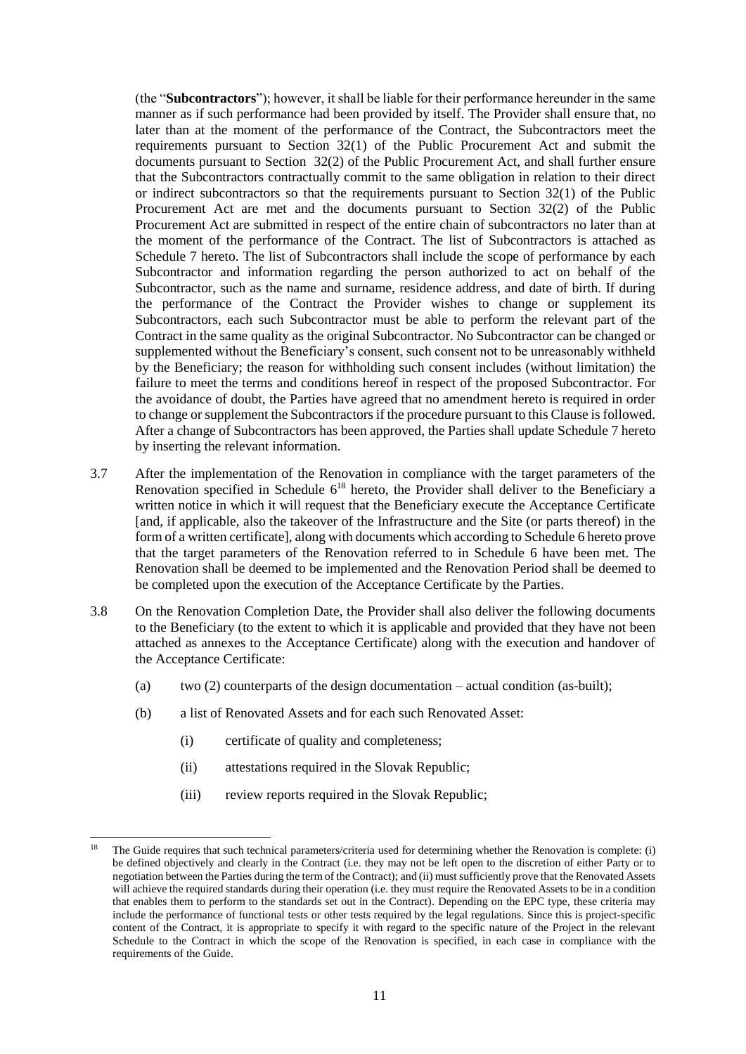(the "**Subcontractors**"); however, it shall be liable for their performance hereunder in the same manner as if such performance had been provided by itself. The Provider shall ensure that, no later than at the moment of the performance of the Contract, the Subcontractors meet the requirements pursuant to Section 32(1) of the Public Procurement Act and submit the documents pursuant to Section 32(2) of the Public Procurement Act, and shall further ensure that the Subcontractors contractually commit to the same obligation in relation to their direct or indirect subcontractors so that the requirements pursuant to Section 32(1) of the Public Procurement Act are met and the documents pursuant to Section 32(2) of the Public Procurement Act are submitted in respect of the entire chain of subcontractors no later than at the moment of the performance of the Contract. The list of Subcontractors is attached as Schedule 7 hereto. The list of Subcontractors shall include the scope of performance by each Subcontractor and information regarding the person authorized to act on behalf of the Subcontractor, such as the name and surname, residence address, and date of birth. If during the performance of the Contract the Provider wishes to change or supplement its Subcontractors, each such Subcontractor must be able to perform the relevant part of the Contract in the same quality as the original Subcontractor. No Subcontractor can be changed or supplemented without the Beneficiary's consent, such consent not to be unreasonably withheld by the Beneficiary; the reason for withholding such consent includes (without limitation) the failure to meet the terms and conditions hereof in respect of the proposed Subcontractor. For the avoidance of doubt, the Parties have agreed that no amendment hereto is required in order to change or supplement the Subcontractors if the procedure pursuant to this Clause is followed. After a change of Subcontractors has been approved, the Parties shall update Schedule 7 hereto by inserting the relevant information.

3.7 After the implementation of the Renovation in compliance with the target parameters of the Renovation specified in Schedule 6[18] hereto, the Provider shall deliver to the Beneficiary a written notice in which it will request that the Beneficiary execute the Acceptance Certificate [and, if applicable, also the takeover of the Infrastructure and the Site (or parts thereof) in the form of a written certificate], along with documents which according to Schedule 6 hereto prove that the target parameters of the Renovation referred to in Schedule 6 have been met. The Renovation shall be deemed to be implemented and the Renovation Period shall be deemed to be completed upon the execution of the Acceptance Certificate by the Parties.

3.8 On the Renovation Completion Date, the Provider shall also deliver the following documents to the Beneficiary (to the extent to which it is applicable and provided that they have not been attached as annexes to the Acceptance Certificate) along with the execution and handover of the Acceptance Certificate:

(a) two (2) counterparts of the design documentation – actual condition (as-built);

(b) a list of Renovated Assets and for each such Renovated Asset:

(i) certificate of quality and completeness;

(ii) attestations required in the Slovak Republic;

(iii) review reports required in the Slovak Republic;

---

[18] The Guide requires that such technical parameters/criteria used for determining whether the Renovation is complete: (i) be defined objectively and clearly in the Contract (i.e. they may not be left open to the discretion of either Party or to negotiation between the Parties during the term of the Contract); and (ii) must sufficiently prove that the Renovated Assets will achieve the required standards during their operation (i.e. they must require the Renovated Assets to be in a condition that enables them to perform to the standards set out in the Contract). Depending on the EPC type, these criteria may include the performance of functional tests or other tests required by the legal regulations. Since this is project-specific content of the Contract, it is appropriate to specify it with regard to the specific nature of the Project in the relevant Schedule to the Contract in which the scope of the Renovation is specified, in each case in compliance with the requirements of the Guide.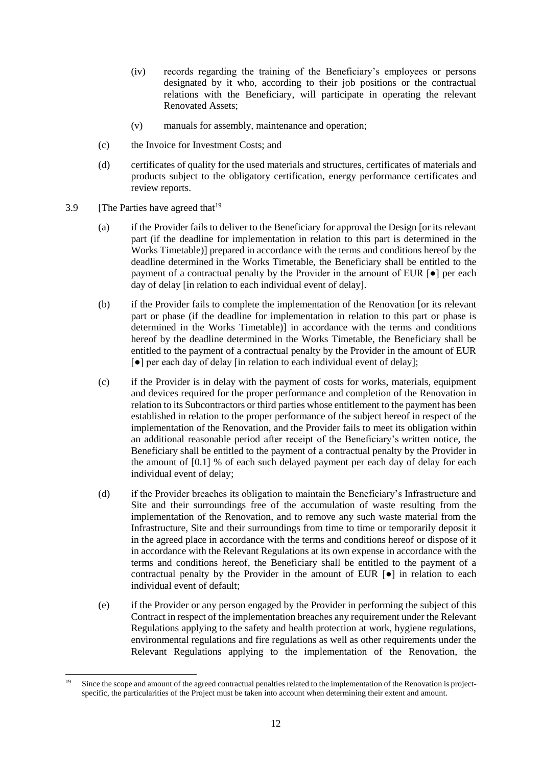(iv) records regarding the training of the Beneficiary's employees or persons designated by it who, according to their job positions or the contractual relations with the Beneficiary, will participate in operating the relevant Renovated Assets;

(v) manuals for assembly, maintenance and operation;

(c) the Invoice for Investment Costs; and

(d) certificates of quality for the used materials and structures, certificates of materials and products subject to the obligatory certification, energy performance certificates and review reports.

3.9 [The Parties have agreed that[19]

(a) if the Provider fails to deliver to the Beneficiary for approval the Design [or its relevant part (if the deadline for implementation in relation to this part is determined in the Works Timetable)] prepared in accordance with the terms and conditions hereof by the deadline determined in the Works Timetable, the Beneficiary shall be entitled to the payment of a contractual penalty by the Provider in the amount of EUR [●] per each day of delay [in relation to each individual event of delay].

(b) if the Provider fails to complete the implementation of the Renovation [or its relevant part or phase (if the deadline for implementation in relation to this part or phase is determined in the Works Timetable)] in accordance with the terms and conditions hereof by the deadline determined in the Works Timetable, the Beneficiary shall be entitled to the payment of a contractual penalty by the Provider in the amount of EUR [●] per each day of delay [in relation to each individual event of delay];

(c) if the Provider is in delay with the payment of costs for works, materials, equipment and devices required for the proper performance and completion of the Renovation in relation to its Subcontractors or third parties whose entitlement to the payment has been established in relation to the proper performance of the subject hereof in respect of the implementation of the Renovation, and the Provider fails to meet its obligation within an additional reasonable period after receipt of the Beneficiary's written notice, the Beneficiary shall be entitled to the payment of a contractual penalty by the Provider in the amount of [0.1] % of each such delayed payment per each day of delay for each individual event of delay;

(d) if the Provider breaches its obligation to maintain the Beneficiary's Infrastructure and Site and their surroundings free of the accumulation of waste resulting from the implementation of the Renovation, and to remove any such waste material from the Infrastructure, Site and their surroundings from time to time or temporarily deposit it in the agreed place in accordance with the terms and conditions hereof or dispose of it in accordance with the Relevant Regulations at its own expense in accordance with the terms and conditions hereof, the Beneficiary shall be entitled to the payment of a contractual penalty by the Provider in the amount of EUR [●] in relation to each individual event of default;

(e) if the Provider or any person engaged by the Provider in performing the subject of this Contract in respect of the implementation breaches any requirement under the Relevant Regulations applying to the safety and health protection at work, hygiene regulations, environmental regulations and fire regulations as well as other requirements under the Relevant Regulations applying to the implementation of the Renovation, the

---

[19] Since the scope and amount of the agreed contractual penalties related to the implementation of the Renovation is project-specific, the particularities of the Project must be taken into account when determining their extent and amount.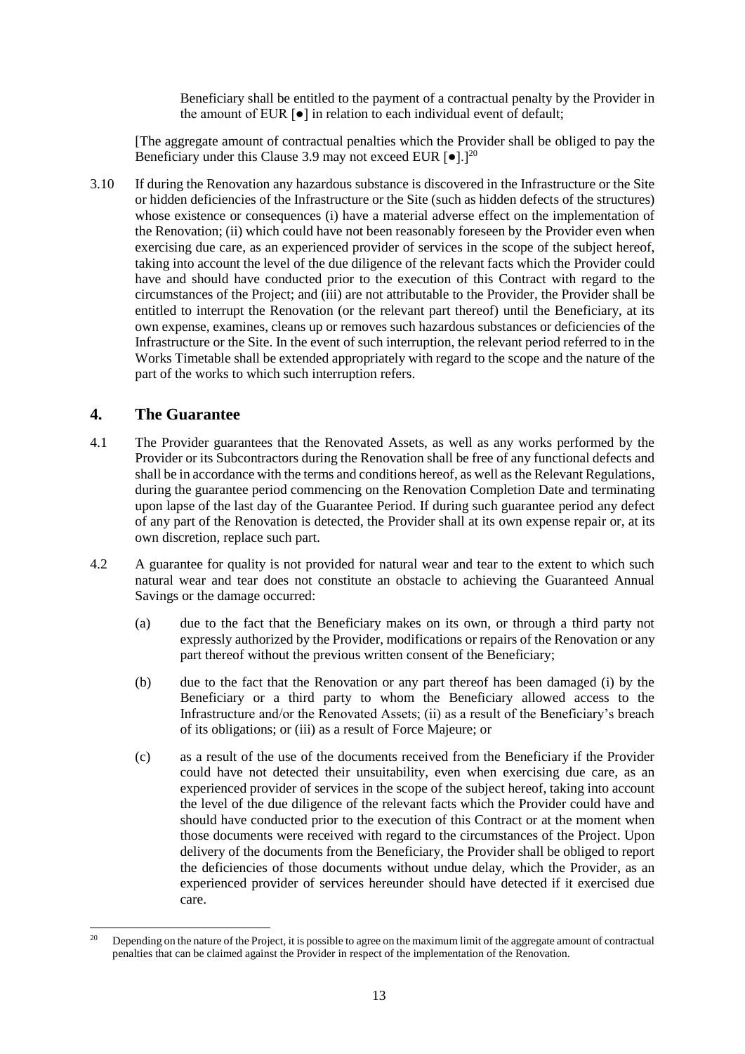Beneficiary shall be entitled to the payment of a contractual penalty by the Provider in the amount of EUR [●] in relation to each individual event of default;

[The aggregate amount of contractual penalties which the Provider shall be obliged to pay the Beneficiary under this Clause 3.9 may not exceed EUR [●].][20]

3.10 If during the Renovation any hazardous substance is discovered in the Infrastructure or the Site or hidden deficiencies of the Infrastructure or the Site (such as hidden defects of the structures) whose existence or consequences (i) have a material adverse effect on the implementation of the Renovation; (ii) which could have not been reasonably foreseen by the Provider even when exercising due care, as an experienced provider of services in the scope of the subject hereof, taking into account the level of the due diligence of the relevant facts which the Provider could have and should have conducted prior to the execution of this Contract with regard to the circumstances of the Project; and (iii) are not attributable to the Provider, the Provider shall be entitled to interrupt the Renovation (or the relevant part thereof) until the Beneficiary, at its own expense, examines, cleans up or removes such hazardous substances or deficiencies of the Infrastructure or the Site. In the event of such interruption, the relevant period referred to in the Works Timetable shall be extended appropriately with regard to the scope and the nature of the part of the works to which such interruption refers.

## 4. The Guarantee

4.1 The Provider guarantees that the Renovated Assets, as well as any works performed by the Provider or its Subcontractors during the Renovation shall be free of any functional defects and shall be in accordance with the terms and conditions hereof, as well as the Relevant Regulations, during the guarantee period commencing on the Renovation Completion Date and terminating upon lapse of the last day of the Guarantee Period. If during such guarantee period any defect of any part of the Renovation is detected, the Provider shall at its own expense repair or, at its own discretion, replace such part.

4.2 A guarantee for quality is not provided for natural wear and tear to the extent to which such natural wear and tear does not constitute an obstacle to achieving the Guaranteed Annual Savings or the damage occurred:

(a) due to the fact that the Beneficiary makes on its own, or through a third party not expressly authorized by the Provider, modifications or repairs of the Renovation or any part thereof without the previous written consent of the Beneficiary;

(b) due to the fact that the Renovation or any part thereof has been damaged (i) by the Beneficiary or a third party to whom the Beneficiary allowed access to the Infrastructure and/or the Renovated Assets; (ii) as a result of the Beneficiary's breach of its obligations; or (iii) as a result of Force Majeure; or

(c) as a result of the use of the documents received from the Beneficiary if the Provider could have not detected their unsuitability, even when exercising due care, as an experienced provider of services in the scope of the subject hereof, taking into account the level of the due diligence of the relevant facts which the Provider could have and should have conducted prior to the execution of this Contract or at the moment when those documents were received with regard to the circumstances of the Project. Upon delivery of the documents from the Beneficiary, the Provider shall be obliged to report the deficiencies of those documents without undue delay, which the Provider, as an experienced provider of services hereunder should have detected if it exercised due care.

[20] Depending on the nature of the Project, it is possible to agree on the maximum limit of the aggregate amount of contractual penalties that can be claimed against the Provider in respect of the implementation of the Renovation.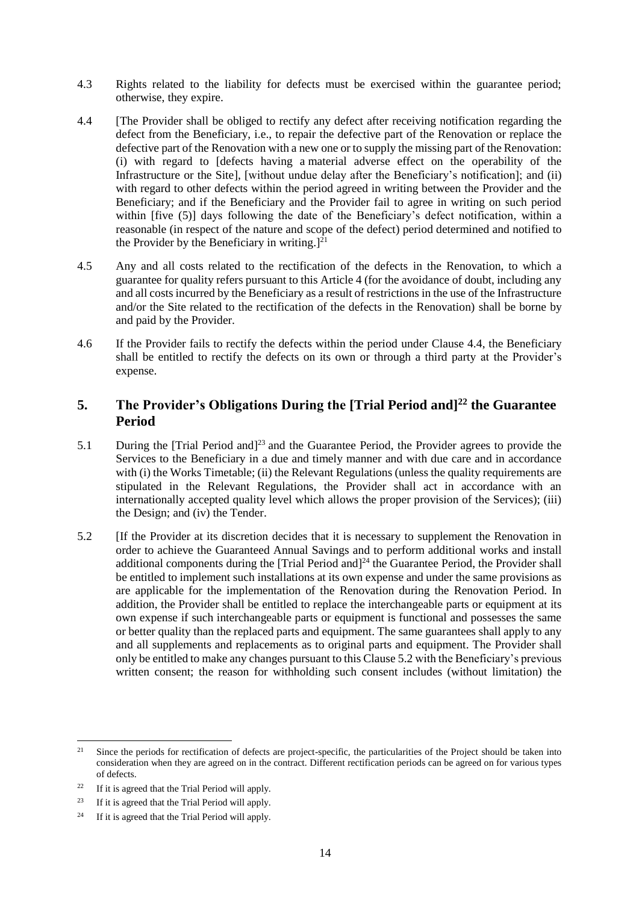4.3 Rights related to the liability for defects must be exercised within the guarantee period; otherwise, they expire.

4.4 [The Provider shall be obliged to rectify any defect after receiving notification regarding the defect from the Beneficiary, i.e., to repair the defective part of the Renovation or replace the defective part of the Renovation with a new one or to supply the missing part of the Renovation: (i) with regard to [defects having a material adverse effect on the operability of the Infrastructure or the Site], [without undue delay after the Beneficiary's notification]; and (ii) with regard to other defects within the period agreed in writing between the Provider and the Beneficiary; and if the Beneficiary and the Provider fail to agree in writing on such period within [five (5)] days following the date of the Beneficiary's defect notification, within a reasonable (in respect of the nature and scope of the defect) period determined and notified to the Provider by the Beneficiary in writing.][21]

4.5 Any and all costs related to the rectification of the defects in the Renovation, to which a guarantee for quality refers pursuant to this Article 4 (for the avoidance of doubt, including any and all costs incurred by the Beneficiary as a result of restrictions in the use of the Infrastructure and/or the Site related to the rectification of the defects in the Renovation) shall be borne by and paid by the Provider.

4.6 If the Provider fails to rectify the defects within the period under Clause 4.4, the Beneficiary shall be entitled to rectify the defects on its own or through a third party at the Provider's expense.

## 5. The Provider's Obligations During the [Trial Period and][22] the Guarantee Period

5.1 During the [Trial Period and][23] and the Guarantee Period, the Provider agrees to provide the Services to the Beneficiary in a due and timely manner and with due care and in accordance with (i) the Works Timetable; (ii) the Relevant Regulations (unless the quality requirements are stipulated in the Relevant Regulations, the Provider shall act in accordance with an internationally accepted quality level which allows the proper provision of the Services); (iii) the Design; and (iv) the Tender.

5.2 [If the Provider at its discretion decides that it is necessary to supplement the Renovation in order to achieve the Guaranteed Annual Savings and to perform additional works and install additional components during the [Trial Period and][24] the Guarantee Period, the Provider shall be entitled to implement such installations at its own expense and under the same provisions as are applicable for the implementation of the Renovation during the Renovation Period. In addition, the Provider shall be entitled to replace the interchangeable parts or equipment at its own expense if such interchangeable parts or equipment is functional and possesses the same or better quality than the replaced parts and equipment. The same guarantees shall apply to any and all supplements and replacements as to original parts and equipment. The Provider shall only be entitled to make any changes pursuant to this Clause 5.2 with the Beneficiary's previous written consent; the reason for withholding such consent includes (without limitation) the

---

[21] Since the periods for rectification of defects are project-specific, the particularities of the Project should be taken into consideration when they are agreed on in the contract. Different rectification periods can be agreed on for various types of defects.

[22] If it is agreed that the Trial Period will apply.

[23] If it is agreed that the Trial Period will apply.

[24] If it is agreed that the Trial Period will apply.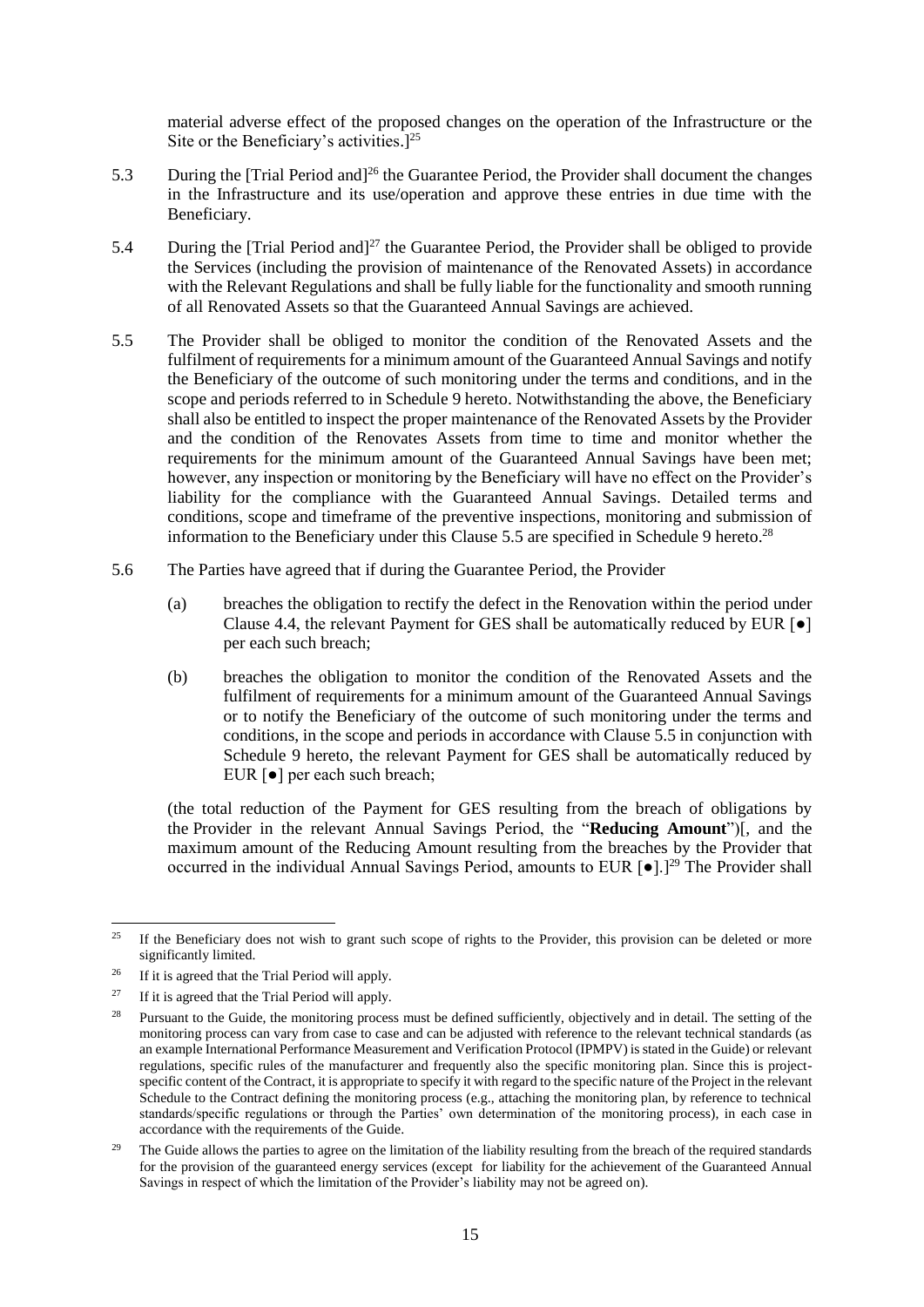material adverse effect of the proposed changes on the operation of the Infrastructure or the Site or the Beneficiary's activities.][25]

5.3 During the [Trial Period and][26] the Guarantee Period, the Provider shall document the changes in the Infrastructure and its use/operation and approve these entries in due time with the Beneficiary.

5.4 During the [Trial Period and][27] the Guarantee Period, the Provider shall be obliged to provide the Services (including the provision of maintenance of the Renovated Assets) in accordance with the Relevant Regulations and shall be fully liable for the functionality and smooth running of all Renovated Assets so that the Guaranteed Annual Savings are achieved.

5.5 The Provider shall be obliged to monitor the condition of the Renovated Assets and the fulfilment of requirements for a minimum amount of the Guaranteed Annual Savings and notify the Beneficiary of the outcome of such monitoring under the terms and conditions, and in the scope and periods referred to in Schedule 9 hereto. Notwithstanding the above, the Beneficiary shall also be entitled to inspect the proper maintenance of the Renovated Assets by the Provider and the condition of the Renovates Assets from time to time and monitor whether the requirements for the minimum amount of the Guaranteed Annual Savings have been met; however, any inspection or monitoring by the Beneficiary will have no effect on the Provider's liability for the compliance with the Guaranteed Annual Savings. Detailed terms and conditions, scope and timeframe of the preventive inspections, monitoring and submission of information to the Beneficiary under this Clause 5.5 are specified in Schedule 9 hereto.[28]

5.6 The Parties have agreed that if during the Guarantee Period, the Provider

(a) breaches the obligation to rectify the defect in the Renovation within the period under Clause 4.4, the relevant Payment for GES shall be automatically reduced by EUR [●] per each such breach;

(b) breaches the obligation to monitor the condition of the Renovated Assets and the fulfilment of requirements for a minimum amount of the Guaranteed Annual Savings or to notify the Beneficiary of the outcome of such monitoring under the terms and conditions, in the scope and periods in accordance with Clause 5.5 in conjunction with Schedule 9 hereto, the relevant Payment for GES shall be automatically reduced by EUR [●] per each such breach;

(the total reduction of the Payment for GES resulting from the breach of obligations by the Provider in the relevant Annual Savings Period, the "**Reducing Amount**")[, and the maximum amount of the Reducing Amount resulting from the breaches by the Provider that occurred in the individual Annual Savings Period, amounts to EUR [●].][29] The Provider shall

---

[25] If the Beneficiary does not wish to grant such scope of rights to the Provider, this provision can be deleted or more significantly limited.

[26] If it is agreed that the Trial Period will apply.

[27] If it is agreed that the Trial Period will apply.

[28] Pursuant to the Guide, the monitoring process must be defined sufficiently, objectively and in detail. The setting of the monitoring process can vary from case to case and can be adjusted with reference to the relevant technical standards (as an example International Performance Measurement and Verification Protocol (IPMPV) is stated in the Guide) or relevant regulations, specific rules of the manufacturer and frequently also the specific monitoring plan. Since this is project-specific content of the Contract, it is appropriate to specify it with regard to the specific nature of the Project in the relevant Schedule to the Contract defining the monitoring process (e.g., attaching the monitoring plan, by reference to technical standards/specific regulations or through the Parties' own determination of the monitoring process), in each case in accordance with the requirements of the Guide.

[29] The Guide allows the parties to agree on the limitation of the liability resulting from the breach of the required standards for the provision of the guaranteed energy services (except for liability for the achievement of the Guaranteed Annual Savings in respect of which the limitation of the Provider's liability may not be agreed on).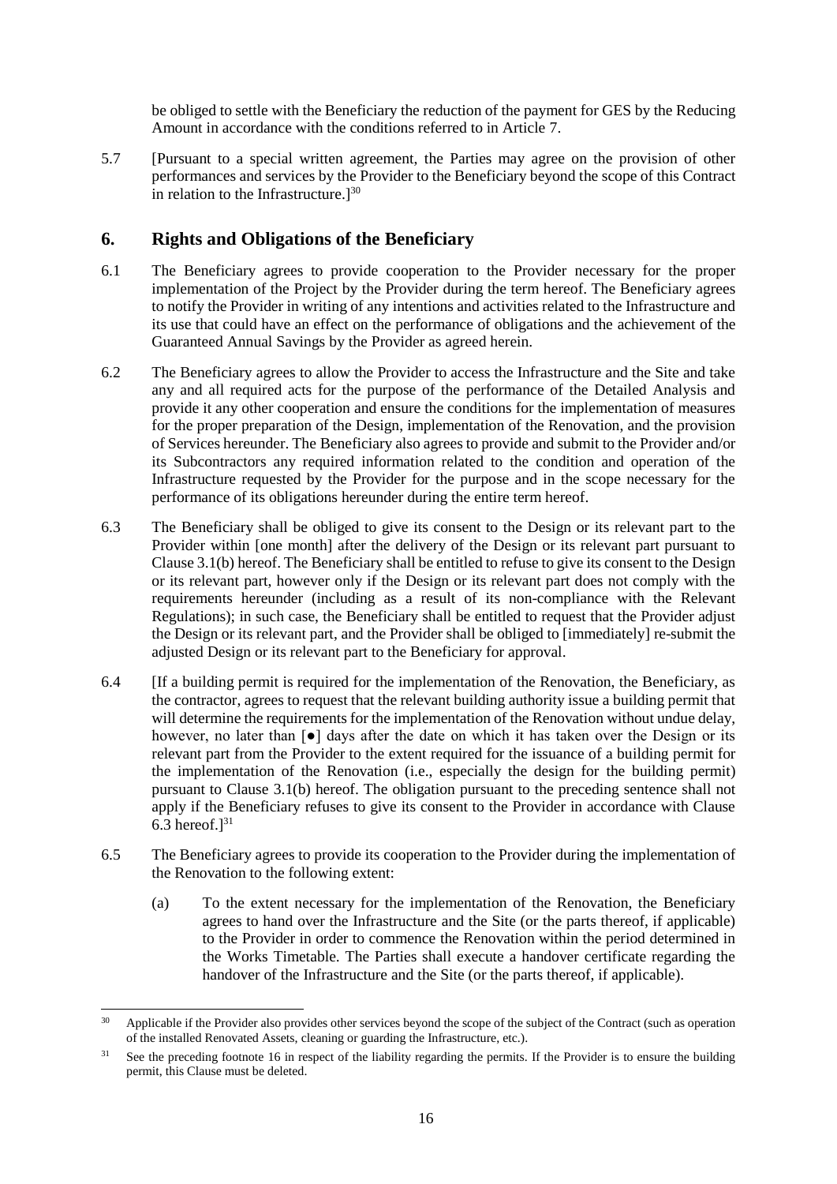be obliged to settle with the Beneficiary the reduction of the payment for GES by the Reducing Amount in accordance with the conditions referred to in Article 7.

5.7 [Pursuant to a special written agreement, the Parties may agree on the provision of other performances and services by the Provider to the Beneficiary beyond the scope of this Contract in relation to the Infrastructure.][30]

## 6. Rights and Obligations of the Beneficiary

6.1 The Beneficiary agrees to provide cooperation to the Provider necessary for the proper implementation of the Project by the Provider during the term hereof. The Beneficiary agrees to notify the Provider in writing of any intentions and activities related to the Infrastructure and its use that could have an effect on the performance of obligations and the achievement of the Guaranteed Annual Savings by the Provider as agreed herein.

6.2 The Beneficiary agrees to allow the Provider to access the Infrastructure and the Site and take any and all required acts for the purpose of the performance of the Detailed Analysis and provide it any other cooperation and ensure the conditions for the implementation of measures for the proper preparation of the Design, implementation of the Renovation, and the provision of Services hereunder. The Beneficiary also agrees to provide and submit to the Provider and/or its Subcontractors any required information related to the condition and operation of the Infrastructure requested by the Provider for the purpose and in the scope necessary for the performance of its obligations hereunder during the entire term hereof.

6.3 The Beneficiary shall be obliged to give its consent to the Design or its relevant part to the Provider within [one month] after the delivery of the Design or its relevant part pursuant to Clause 3.1(b) hereof. The Beneficiary shall be entitled to refuse to give its consent to the Design or its relevant part, however only if the Design or its relevant part does not comply with the requirements hereunder (including as a result of its non-compliance with the Relevant Regulations); in such case, the Beneficiary shall be entitled to request that the Provider adjust the Design or its relevant part, and the Provider shall be obliged to [immediately] re-submit the adjusted Design or its relevant part to the Beneficiary for approval.

6.4 [If a building permit is required for the implementation of the Renovation, the Beneficiary, as the contractor, agrees to request that the relevant building authority issue a building permit that will determine the requirements for the implementation of the Renovation without undue delay, however, no later than [●] days after the date on which it has taken over the Design or its relevant part from the Provider to the extent required for the issuance of a building permit for the implementation of the Renovation (i.e., especially the design for the building permit) pursuant to Clause 3.1(b) hereof. The obligation pursuant to the preceding sentence shall not apply if the Beneficiary refuses to give its consent to the Provider in accordance with Clause 6.3 hereof.][31]

6.5 The Beneficiary agrees to provide its cooperation to the Provider during the implementation of the Renovation to the following extent:

(a) To the extent necessary for the implementation of the Renovation, the Beneficiary agrees to hand over the Infrastructure and the Site (or the parts thereof, if applicable) to the Provider in order to commence the Renovation within the period determined in the Works Timetable. The Parties shall execute a handover certificate regarding the handover of the Infrastructure and the Site (or the parts thereof, if applicable).

---

[30] Applicable if the Provider also provides other services beyond the scope of the subject of the Contract (such as operation of the installed Renovated Assets, cleaning or guarding the Infrastructure, etc.).

[31] See the preceding footnote 16 in respect of the liability regarding the permits. If the Provider is to ensure the building permit, this Clause must be deleted.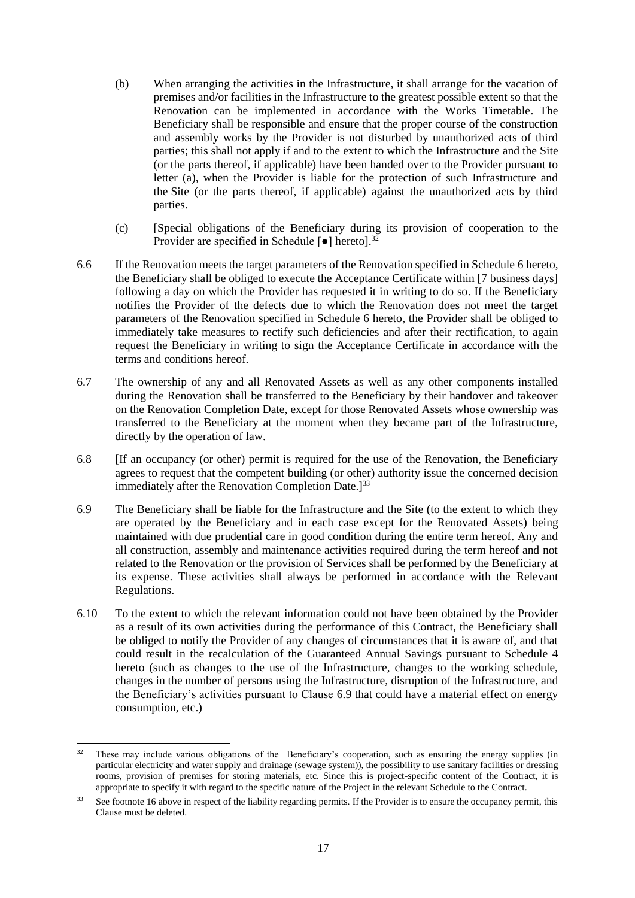(b) When arranging the activities in the Infrastructure, it shall arrange for the vacation of premises and/or facilities in the Infrastructure to the greatest possible extent so that the Renovation can be implemented in accordance with the Works Timetable. The Beneficiary shall be responsible and ensure that the proper course of the construction and assembly works by the Provider is not disturbed by unauthorized acts of third parties; this shall not apply if and to the extent to which the Infrastructure and the Site (or the parts thereof, if applicable) have been handed over to the Provider pursuant to letter (a), when the Provider is liable for the protection of such Infrastructure and the Site (or the parts thereof, if applicable) against the unauthorized acts by third parties.

(c) [Special obligations of the Beneficiary during its provision of cooperation to the Provider are specified in Schedule [●] hereto].[32]

6.6 If the Renovation meets the target parameters of the Renovation specified in Schedule 6 hereto, the Beneficiary shall be obliged to execute the Acceptance Certificate within [7 business days] following a day on which the Provider has requested it in writing to do so. If the Beneficiary notifies the Provider of the defects due to which the Renovation does not meet the target parameters of the Renovation specified in Schedule 6 hereto, the Provider shall be obliged to immediately take measures to rectify such deficiencies and after their rectification, to again request the Beneficiary in writing to sign the Acceptance Certificate in accordance with the terms and conditions hereof.

6.7 The ownership of any and all Renovated Assets as well as any other components installed during the Renovation shall be transferred to the Beneficiary by their handover and takeover on the Renovation Completion Date, except for those Renovated Assets whose ownership was transferred to the Beneficiary at the moment when they became part of the Infrastructure, directly by the operation of law.

6.8 [If an occupancy (or other) permit is required for the use of the Renovation, the Beneficiary agrees to request that the competent building (or other) authority issue the concerned decision immediately after the Renovation Completion Date.][33]

6.9 The Beneficiary shall be liable for the Infrastructure and the Site (to the extent to which they are operated by the Beneficiary and in each case except for the Renovated Assets) being maintained with due prudential care in good condition during the entire term hereof. Any and all construction, assembly and maintenance activities required during the term hereof and not related to the Renovation or the provision of Services shall be performed by the Beneficiary at its expense. These activities shall always be performed in accordance with the Relevant Regulations.

6.10 To the extent to which the relevant information could not have been obtained by the Provider as a result of its own activities during the performance of this Contract, the Beneficiary shall be obliged to notify the Provider of any changes of circumstances that it is aware of, and that could result in the recalculation of the Guaranteed Annual Savings pursuant to Schedule 4 hereto (such as changes to the use of the Infrastructure, changes to the working schedule, changes in the number of persons using the Infrastructure, disruption of the Infrastructure, and the Beneficiary's activities pursuant to Clause 6.9 that could have a material effect on energy consumption, etc.)

---

[32] These may include various obligations of the Beneficiary's cooperation, such as ensuring the energy supplies (in particular electricity and water supply and drainage (sewage system)), the possibility to use sanitary facilities or dressing rooms, provision of premises for storing materials, etc. Since this is project-specific content of the Contract, it is appropriate to specify it with regard to the specific nature of the Project in the relevant Schedule to the Contract.

[33] See footnote 16 above in respect of the liability regarding permits. If the Provider is to ensure the occupancy permit, this Clause must be deleted.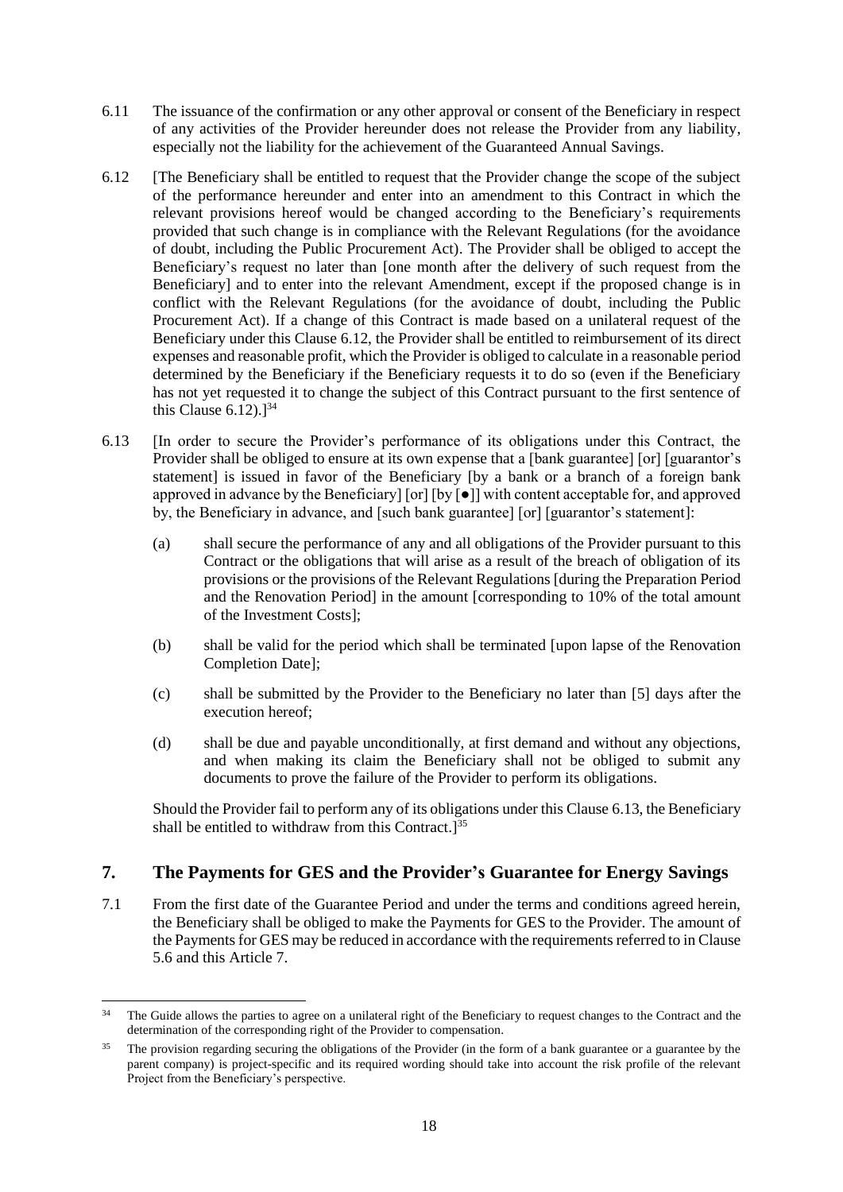6.11 The issuance of the confirmation or any other approval or consent of the Beneficiary in respect of any activities of the Provider hereunder does not release the Provider from any liability, especially not the liability for the achievement of the Guaranteed Annual Savings.

6.12 [The Beneficiary shall be entitled to request that the Provider change the scope of the subject of the performance hereunder and enter into an amendment to this Contract in which the relevant provisions hereof would be changed according to the Beneficiary's requirements provided that such change is in compliance with the Relevant Regulations (for the avoidance of doubt, including the Public Procurement Act). The Provider shall be obliged to accept the Beneficiary's request no later than [one month after the delivery of such request from the Beneficiary] and to enter into the relevant Amendment, except if the proposed change is in conflict with the Relevant Regulations (for the avoidance of doubt, including the Public Procurement Act). If a change of this Contract is made based on a unilateral request of the Beneficiary under this Clause 6.12, the Provider shall be entitled to reimbursement of its direct expenses and reasonable profit, which the Provider is obliged to calculate in a reasonable period determined by the Beneficiary if the Beneficiary requests it to do so (even if the Beneficiary has not yet requested it to change the subject of this Contract pursuant to the first sentence of this Clause 6.12).][34]

6.13 [In order to secure the Provider's performance of its obligations under this Contract, the Provider shall be obliged to ensure at its own expense that a [bank guarantee] [or] [guarantor's statement] is issued in favor of the Beneficiary [by a bank or a branch of a foreign bank approved in advance by the Beneficiary] [or] [by [●]] with content acceptable for, and approved by, the Beneficiary in advance, and [such bank guarantee] [or] [guarantor's statement]:

   (a) shall secure the performance of any and all obligations of the Provider pursuant to this Contract or the obligations that will arise as a result of the breach of obligation of its provisions or the provisions of the Relevant Regulations [during the Preparation Period and the Renovation Period] in the amount [corresponding to 10% of the total amount of the Investment Costs];

   (b) shall be valid for the period which shall be terminated [upon lapse of the Renovation Completion Date];

   (c) shall be submitted by the Provider to the Beneficiary no later than [5] days after the execution hereof;

   (d) shall be due and payable unconditionally, at first demand and without any objections, and when making its claim the Beneficiary shall not be obliged to submit any documents to prove the failure of the Provider to perform its obligations.

   Should the Provider fail to perform any of its obligations under this Clause 6.13, the Beneficiary shall be entitled to withdraw from this Contract.][35]

## 7. The Payments for GES and the Provider's Guarantee for Energy Savings

7.1 From the first date of the Guarantee Period and under the terms and conditions agreed herein, the Beneficiary shall be obliged to make the Payments for GES to the Provider. The amount of the Payments for GES may be reduced in accordance with the requirements referred to in Clause 5.6 and this Article 7.

---

[34] The Guide allows the parties to agree on a unilateral right of the Beneficiary to request changes to the Contract and the determination of the corresponding right of the Provider to compensation.

[35] The provision regarding securing the obligations of the Provider (in the form of a bank guarantee or a guarantee by the parent company) is project-specific and its required wording should take into account the risk profile of the relevant Project from the Beneficiary's perspective.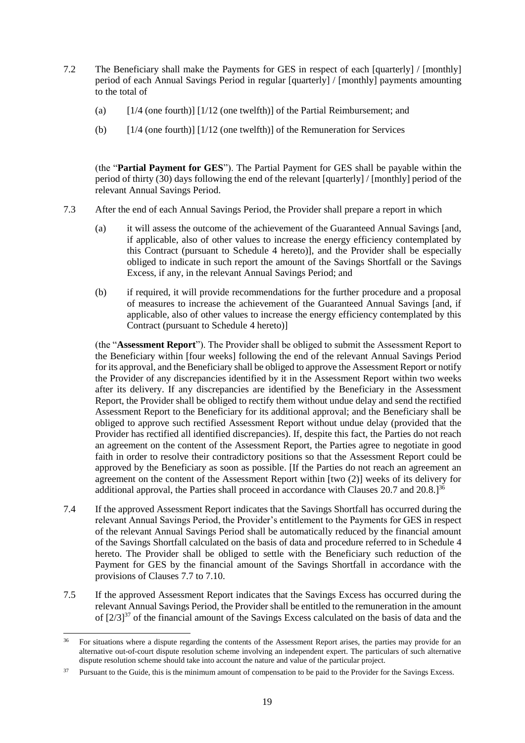7.2 The Beneficiary shall make the Payments for GES in respect of each [quarterly] / [monthly] period of each Annual Savings Period in regular [quarterly] / [monthly] payments amounting to the total of

(a) [1/4 (one fourth)] [1/12 (one twelfth)] of the Partial Reimbursement; and

(b) [1/4 (one fourth)] [1/12 (one twelfth)] of the Remuneration for Services

(the "**Partial Payment for GES**"). The Partial Payment for GES shall be payable within the period of thirty (30) days following the end of the relevant [quarterly] / [monthly] period of the relevant Annual Savings Period.

7.3 After the end of each Annual Savings Period, the Provider shall prepare a report in which

(a) it will assess the outcome of the achievement of the Guaranteed Annual Savings [and, if applicable, also of other values to increase the energy efficiency contemplated by this Contract (pursuant to Schedule 4 hereto)], and the Provider shall be especially obliged to indicate in such report the amount of the Savings Shortfall or the Savings Excess, if any, in the relevant Annual Savings Period; and

(b) if required, it will provide recommendations for the further procedure and a proposal of measures to increase the achievement of the Guaranteed Annual Savings [and, if applicable, also of other values to increase the energy efficiency contemplated by this Contract (pursuant to Schedule 4 hereto)]

(the "**Assessment Report**"). The Provider shall be obliged to submit the Assessment Report to the Beneficiary within [four weeks] following the end of the relevant Annual Savings Period for its approval, and the Beneficiary shall be obliged to approve the Assessment Report or notify the Provider of any discrepancies identified by it in the Assessment Report within two weeks after its delivery. If any discrepancies are identified by the Beneficiary in the Assessment Report, the Provider shall be obliged to rectify them without undue delay and send the rectified Assessment Report to the Beneficiary for its additional approval; and the Beneficiary shall be obliged to approve such rectified Assessment Report without undue delay (provided that the Provider has rectified all identified discrepancies). If, despite this fact, the Parties do not reach an agreement on the content of the Assessment Report, the Parties agree to negotiate in good faith in order to resolve their contradictory positions so that the Assessment Report could be approved by the Beneficiary as soon as possible. [If the Parties do not reach an agreement an agreement on the content of the Assessment Report within [two (2)] weeks of its delivery for additional approval, the Parties shall proceed in accordance with Clauses 20.7 and 20.8.][36]

7.4 If the approved Assessment Report indicates that the Savings Shortfall has occurred during the relevant Annual Savings Period, the Provider's entitlement to the Payments for GES in respect of the relevant Annual Savings Period shall be automatically reduced by the financial amount of the Savings Shortfall calculated on the basis of data and procedure referred to in Schedule 4 hereto. The Provider shall be obliged to settle with the Beneficiary such reduction of the Payment for GES by the financial amount of the Savings Shortfall in accordance with the provisions of Clauses 7.7 to 7.10.

7.5 If the approved Assessment Report indicates that the Savings Excess has occurred during the relevant Annual Savings Period, the Provider shall be entitled to the remuneration in the amount of [2/3][37] of the financial amount of the Savings Excess calculated on the basis of data and the

---

[36] For situations where a dispute regarding the contents of the Assessment Report arises, the parties may provide for an alternative out-of-court dispute resolution scheme involving an independent expert. The particulars of such alternative dispute resolution scheme should take into account the nature and value of the particular project.

[37] Pursuant to the Guide, this is the minimum amount of compensation to be paid to the Provider for the Savings Excess.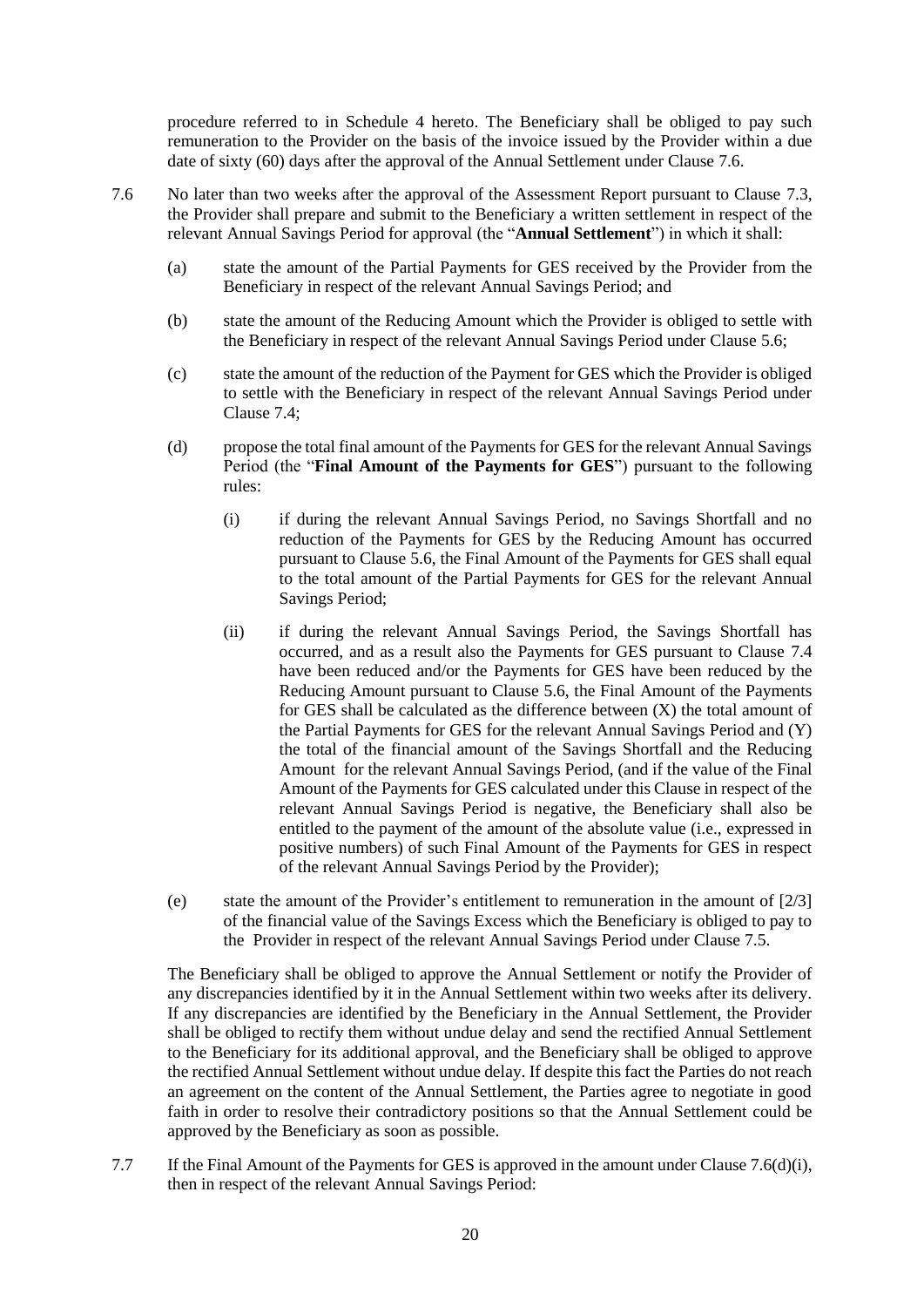procedure referred to in Schedule 4 hereto. The Beneficiary shall be obliged to pay such remuneration to the Provider on the basis of the invoice issued by the Provider within a due date of sixty (60) days after the approval of the Annual Settlement under Clause 7.6.

7.6 No later than two weeks after the approval of the Assessment Report pursuant to Clause 7.3, the Provider shall prepare and submit to the Beneficiary a written settlement in respect of the relevant Annual Savings Period for approval (the "**Annual Settlement**") in which it shall:

(a) state the amount of the Partial Payments for GES received by the Provider from the Beneficiary in respect of the relevant Annual Savings Period; and

(b) state the amount of the Reducing Amount which the Provider is obliged to settle with the Beneficiary in respect of the relevant Annual Savings Period under Clause 5.6;

(c) state the amount of the reduction of the Payment for GES which the Provider is obliged to settle with the Beneficiary in respect of the relevant Annual Savings Period under Clause 7.4;

(d) propose the total final amount of the Payments for GES for the relevant Annual Savings Period (the "**Final Amount of the Payments for GES**") pursuant to the following rules:

(i) if during the relevant Annual Savings Period, no Savings Shortfall and no reduction of the Payments for GES by the Reducing Amount has occurred pursuant to Clause 5.6, the Final Amount of the Payments for GES shall equal to the total amount of the Partial Payments for GES for the relevant Annual Savings Period;

(ii) if during the relevant Annual Savings Period, the Savings Shortfall has occurred, and as a result also the Payments for GES pursuant to Clause 7.4 have been reduced and/or the Payments for GES have been reduced by the Reducing Amount pursuant to Clause 5.6, the Final Amount of the Payments for GES shall be calculated as the difference between (X) the total amount of the Partial Payments for GES for the relevant Annual Savings Period and (Y) the total of the financial amount of the Savings Shortfall and the Reducing Amount for the relevant Annual Savings Period, (and if the value of the Final Amount of the Payments for GES calculated under this Clause in respect of the relevant Annual Savings Period is negative, the Beneficiary shall also be entitled to the payment of the amount of the absolute value (i.e., expressed in positive numbers) of such Final Amount of the Payments for GES in respect of the relevant Annual Savings Period by the Provider);

(e) state the amount of the Provider's entitlement to remuneration in the amount of [2/3] of the financial value of the Savings Excess which the Beneficiary is obliged to pay to the Provider in respect of the relevant Annual Savings Period under Clause 7.5.

The Beneficiary shall be obliged to approve the Annual Settlement or notify the Provider of any discrepancies identified by it in the Annual Settlement within two weeks after its delivery. If any discrepancies are identified by the Beneficiary in the Annual Settlement, the Provider shall be obliged to rectify them without undue delay and send the rectified Annual Settlement to the Beneficiary for its additional approval, and the Beneficiary shall be obliged to approve the rectified Annual Settlement without undue delay. If despite this fact the Parties do not reach an agreement on the content of the Annual Settlement, the Parties agree to negotiate in good faith in order to resolve their contradictory positions so that the Annual Settlement could be approved by the Beneficiary as soon as possible.

7.7 If the Final Amount of the Payments for GES is approved in the amount under Clause 7.6(d)(i), then in respect of the relevant Annual Savings Period: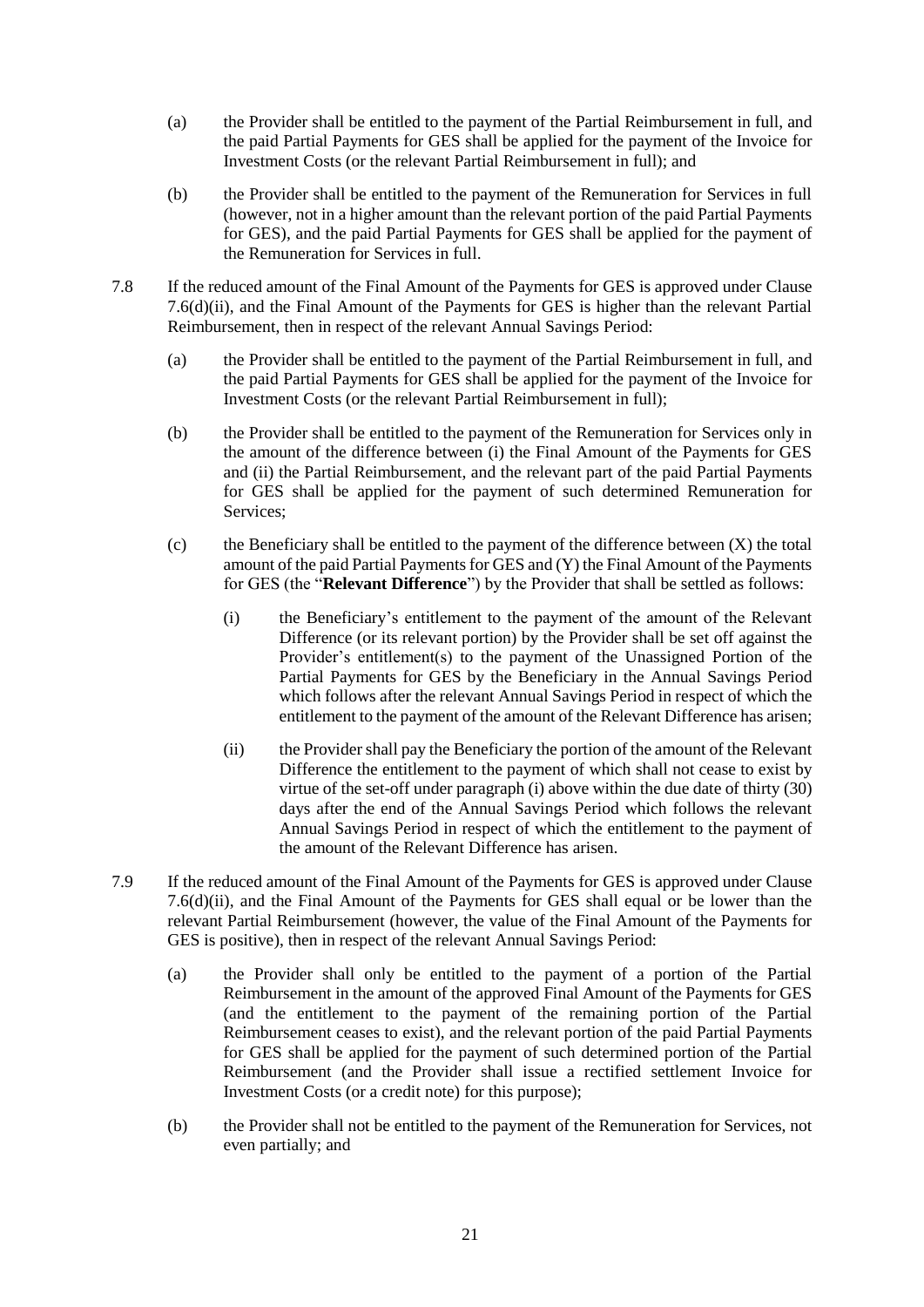(a) the Provider shall be entitled to the payment of the Partial Reimbursement in full, and the paid Partial Payments for GES shall be applied for the payment of the Invoice for Investment Costs (or the relevant Partial Reimbursement in full); and

(b) the Provider shall be entitled to the payment of the Remuneration for Services in full (however, not in a higher amount than the relevant portion of the paid Partial Payments for GES), and the paid Partial Payments for GES shall be applied for the payment of the Remuneration for Services in full.

7.8 If the reduced amount of the Final Amount of the Payments for GES is approved under Clause 7.6(d)(ii), and the Final Amount of the Payments for GES is higher than the relevant Partial Reimbursement, then in respect of the relevant Annual Savings Period:

(a) the Provider shall be entitled to the payment of the Partial Reimbursement in full, and the paid Partial Payments for GES shall be applied for the payment of the Invoice for Investment Costs (or the relevant Partial Reimbursement in full);

(b) the Provider shall be entitled to the payment of the Remuneration for Services only in the amount of the difference between (i) the Final Amount of the Payments for GES and (ii) the Partial Reimbursement, and the relevant part of the paid Partial Payments for GES shall be applied for the payment of such determined Remuneration for Services;

(c) the Beneficiary shall be entitled to the payment of the difference between (X) the total amount of the paid Partial Payments for GES and (Y) the Final Amount of the Payments for GES (the "**Relevant Difference**") by the Provider that shall be settled as follows:

   (i) the Beneficiary's entitlement to the payment of the amount of the Relevant Difference (or its relevant portion) by the Provider shall be set off against the Provider's entitlement(s) to the payment of the Unassigned Portion of the Partial Payments for GES by the Beneficiary in the Annual Savings Period which follows after the relevant Annual Savings Period in respect of which the entitlement to the payment of the amount of the Relevant Difference has arisen;

   (ii) the Provider shall pay the Beneficiary the portion of the amount of the Relevant Difference the entitlement to the payment of which shall not cease to exist by virtue of the set-off under paragraph (i) above within the due date of thirty (30) days after the end of the Annual Savings Period which follows the relevant Annual Savings Period in respect of which the entitlement to the payment of the amount of the Relevant Difference has arisen.

7.9 If the reduced amount of the Final Amount of the Payments for GES is approved under Clause 7.6(d)(ii), and the Final Amount of the Payments for GES shall equal or be lower than the relevant Partial Reimbursement (however, the value of the Final Amount of the Payments for GES is positive), then in respect of the relevant Annual Savings Period:

(a) the Provider shall only be entitled to the payment of a portion of the Partial Reimbursement in the amount of the approved Final Amount of the Payments for GES (and the entitlement to the payment of the remaining portion of the Partial Reimbursement ceases to exist), and the relevant portion of the paid Partial Payments for GES shall be applied for the payment of such determined portion of the Partial Reimbursement (and the Provider shall issue a rectified settlement Invoice for Investment Costs (or a credit note) for this purpose);

(b) the Provider shall not be entitled to the payment of the Remuneration for Services, not even partially; and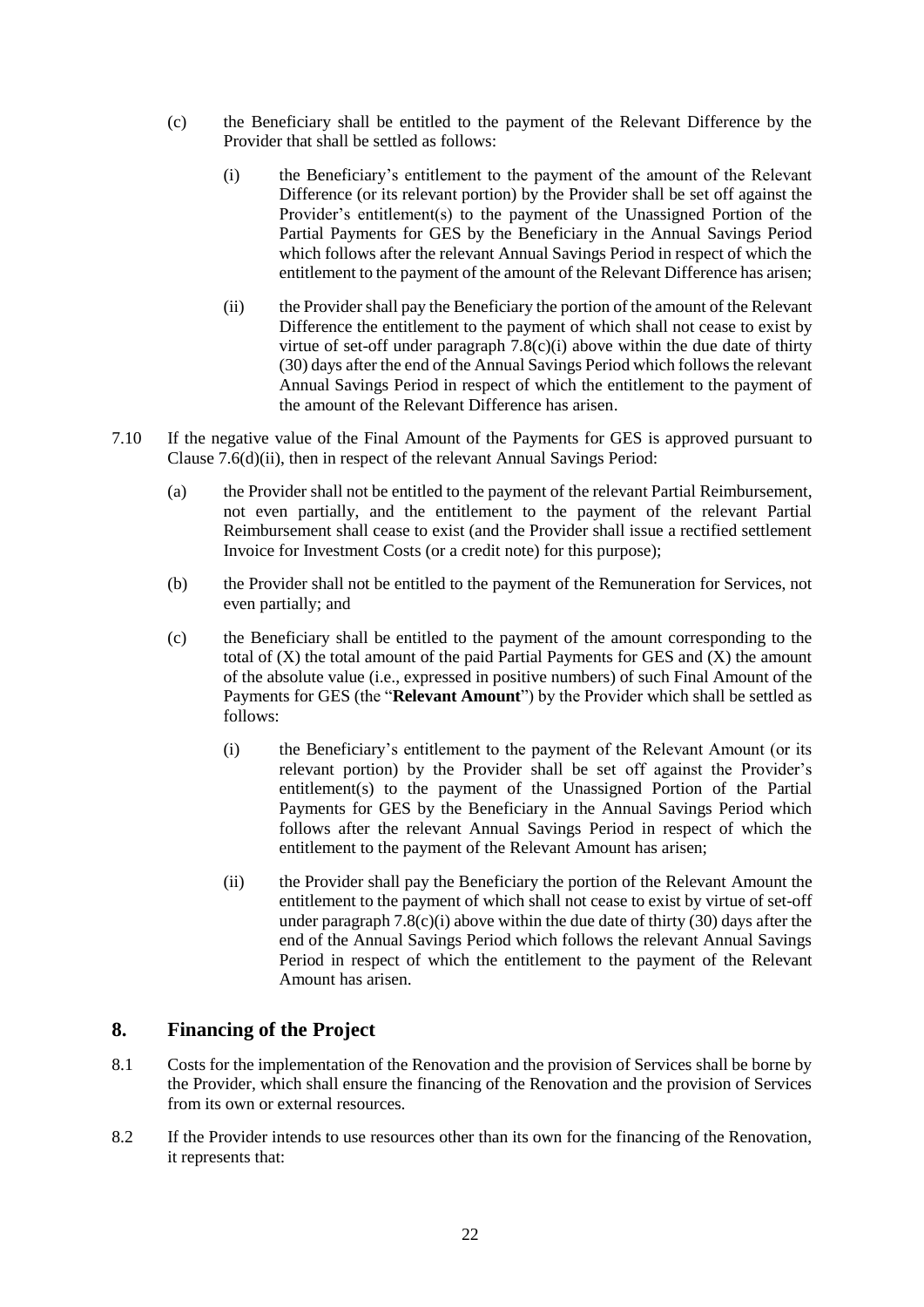(c) the Beneficiary shall be entitled to the payment of the Relevant Difference by the Provider that shall be settled as follows:

   (i) the Beneficiary's entitlement to the payment of the amount of the Relevant Difference (or its relevant portion) by the Provider shall be set off against the Provider's entitlement(s) to the payment of the Unassigned Portion of the Partial Payments for GES by the Beneficiary in the Annual Savings Period which follows after the relevant Annual Savings Period in respect of which the entitlement to the payment of the amount of the Relevant Difference has arisen;

   (ii) the Provider shall pay the Beneficiary the portion of the amount of the Relevant Difference the entitlement to the payment of which shall not cease to exist by virtue of set-off under paragraph 7.8(c)(i) above within the due date of thirty (30) days after the end of the Annual Savings Period which follows the relevant Annual Savings Period in respect of which the entitlement to the payment of the amount of the Relevant Difference has arisen.

7.10 If the negative value of the Final Amount of the Payments for GES is approved pursuant to Clause 7.6(d)(ii), then in respect of the relevant Annual Savings Period:

(a) the Provider shall not be entitled to the payment of the relevant Partial Reimbursement, not even partially, and the entitlement to the payment of the relevant Partial Reimbursement shall cease to exist (and the Provider shall issue a rectified settlement Invoice for Investment Costs (or a credit note) for this purpose);

(b) the Provider shall not be entitled to the payment of the Remuneration for Services, not even partially; and

(c) the Beneficiary shall be entitled to the payment of the amount corresponding to the total of (X) the total amount of the paid Partial Payments for GES and (X) the amount of the absolute value (i.e., expressed in positive numbers) of such Final Amount of the Payments for GES (the "**Relevant Amount**") by the Provider which shall be settled as follows:

   (i) the Beneficiary's entitlement to the payment of the Relevant Amount (or its relevant portion) by the Provider shall be set off against the Provider's entitlement(s) to the payment of the Unassigned Portion of the Partial Payments for GES by the Beneficiary in the Annual Savings Period which follows after the relevant Annual Savings Period in respect of which the entitlement to the payment of the Relevant Amount has arisen;

   (ii) the Provider shall pay the Beneficiary the portion of the Relevant Amount the entitlement to the payment of which shall not cease to exist by virtue of set-off under paragraph 7.8(c)(i) above within the due date of thirty (30) days after the end of the Annual Savings Period which follows the relevant Annual Savings Period in respect of which the entitlement to the payment of the Relevant Amount has arisen.

## 8. Financing of the Project

8.1 Costs for the implementation of the Renovation and the provision of Services shall be borne by the Provider, which shall ensure the financing of the Renovation and the provision of Services from its own or external resources.

8.2 If the Provider intends to use resources other than its own for the financing of the Renovation, it represents that: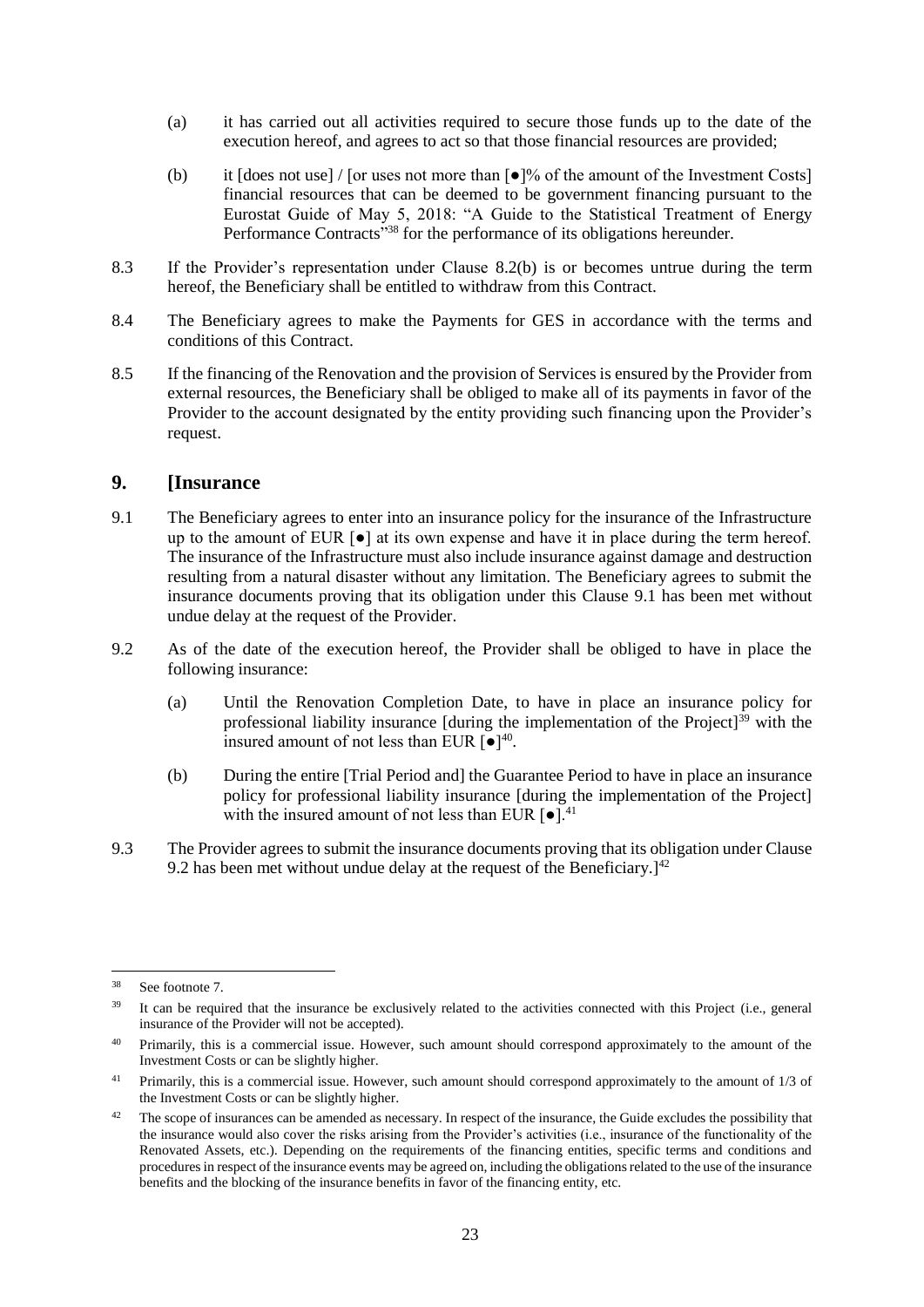(a) it has carried out all activities required to secure those funds up to the date of the execution hereof, and agrees to act so that those financial resources are provided;

(b) it [does not use] / [or uses not more than [●]% of the amount of the Investment Costs] financial resources that can be deemed to be government financing pursuant to the Eurostat Guide of May 5, 2018: "A Guide to the Statistical Treatment of Energy Performance Contracts"[38] for the performance of its obligations hereunder.

8.3 If the Provider's representation under Clause 8.2(b) is or becomes untrue during the term hereof, the Beneficiary shall be entitled to withdraw from this Contract.

8.4 The Beneficiary agrees to make the Payments for GES in accordance with the terms and conditions of this Contract.

8.5 If the financing of the Renovation and the provision of Services is ensured by the Provider from external resources, the Beneficiary shall be obliged to make all of its payments in favor of the Provider to the account designated by the entity providing such financing upon the Provider's request.

## 9. [Insurance

9.1 The Beneficiary agrees to enter into an insurance policy for the insurance of the Infrastructure up to the amount of EUR [●] at its own expense and have it in place during the term hereof. The insurance of the Infrastructure must also include insurance against damage and destruction resulting from a natural disaster without any limitation. The Beneficiary agrees to submit the insurance documents proving that its obligation under this Clause 9.1 has been met without undue delay at the request of the Provider.

9.2 As of the date of the execution hereof, the Provider shall be obliged to have in place the following insurance:

(a) Until the Renovation Completion Date, to have in place an insurance policy for professional liability insurance [during the implementation of the Project][39] with the insured amount of not less than EUR [●][40].

(b) During the entire [Trial Period and] the Guarantee Period to have in place an insurance policy for professional liability insurance [during the implementation of the Project] with the insured amount of not less than EUR [●].[41]

9.3 The Provider agrees to submit the insurance documents proving that its obligation under Clause 9.2 has been met without undue delay at the request of the Beneficiary.][42]

---

[38] See footnote 7.

[39] It can be required that the insurance be exclusively related to the activities connected with this Project (i.e., general insurance of the Provider will not be accepted).

[40] Primarily, this is a commercial issue. However, such amount should correspond approximately to the amount of the Investment Costs or can be slightly higher.

[41] Primarily, this is a commercial issue. However, such amount should correspond approximately to the amount of 1/3 of the Investment Costs or can be slightly higher.

[42] The scope of insurances can be amended as necessary. In respect of the insurance, the Guide excludes the possibility that the insurance would also cover the risks arising from the Provider's activities (i.e., insurance of the functionality of the Renovated Assets, etc.). Depending on the requirements of the financing entities, specific terms and conditions and procedures in respect of the insurance events may be agreed on, including the obligations related to the use of the insurance benefits and the blocking of the insurance benefits in favor of the financing entity, etc.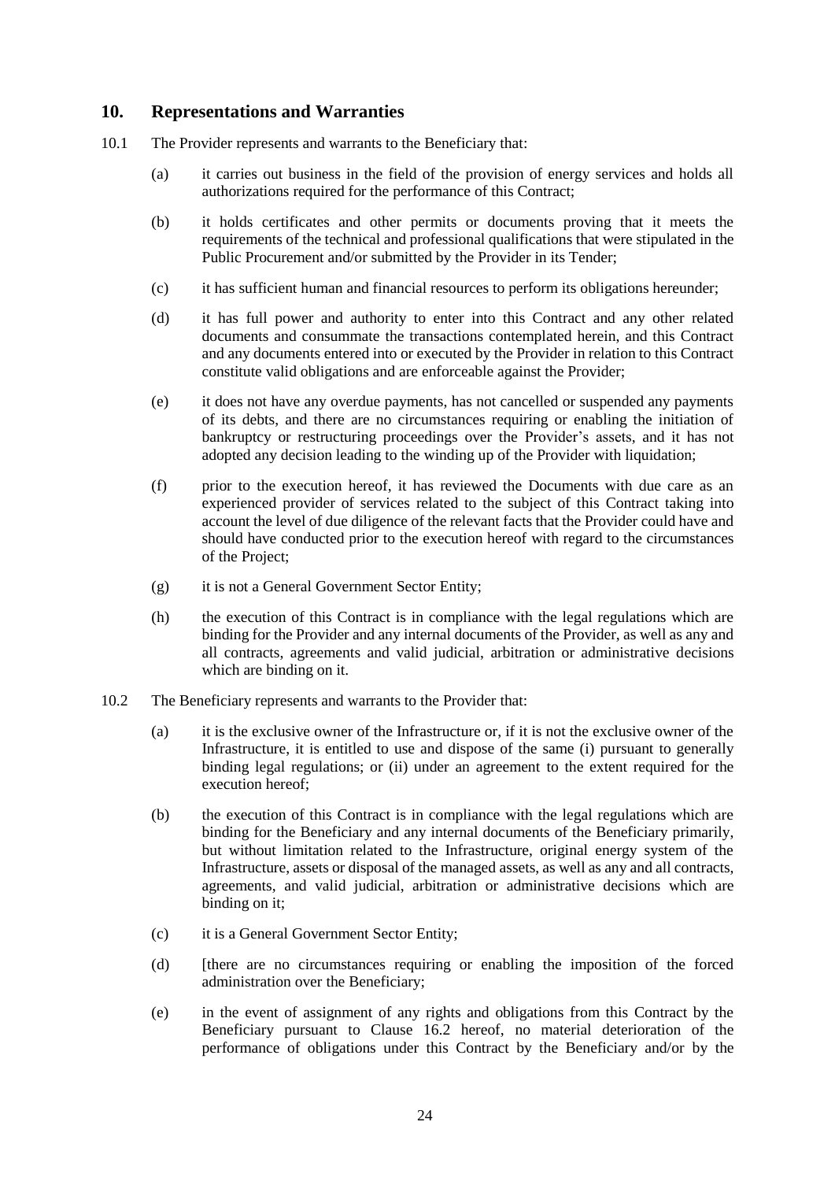## 10. Representations and Warranties

10.1 The Provider represents and warrants to the Beneficiary that:

(a) it carries out business in the field of the provision of energy services and holds all authorizations required for the performance of this Contract;

(b) it holds certificates and other permits or documents proving that it meets the requirements of the technical and professional qualifications that were stipulated in the Public Procurement and/or submitted by the Provider in its Tender;

(c) it has sufficient human and financial resources to perform its obligations hereunder;

(d) it has full power and authority to enter into this Contract and any other related documents and consummate the transactions contemplated herein, and this Contract and any documents entered into or executed by the Provider in relation to this Contract constitute valid obligations and are enforceable against the Provider;

(e) it does not have any overdue payments, has not cancelled or suspended any payments of its debts, and there are no circumstances requiring or enabling the initiation of bankruptcy or restructuring proceedings over the Provider's assets, and it has not adopted any decision leading to the winding up of the Provider with liquidation;

(f) prior to the execution hereof, it has reviewed the Documents with due care as an experienced provider of services related to the subject of this Contract taking into account the level of due diligence of the relevant facts that the Provider could have and should have conducted prior to the execution hereof with regard to the circumstances of the Project;

(g) it is not a General Government Sector Entity;

(h) the execution of this Contract is in compliance with the legal regulations which are binding for the Provider and any internal documents of the Provider, as well as any and all contracts, agreements and valid judicial, arbitration or administrative decisions which are binding on it.

10.2 The Beneficiary represents and warrants to the Provider that:

(a) it is the exclusive owner of the Infrastructure or, if it is not the exclusive owner of the Infrastructure, it is entitled to use and dispose of the same (i) pursuant to generally binding legal regulations; or (ii) under an agreement to the extent required for the execution hereof;

(b) the execution of this Contract is in compliance with the legal regulations which are binding for the Beneficiary and any internal documents of the Beneficiary primarily, but without limitation related to the Infrastructure, original energy system of the Infrastructure, assets or disposal of the managed assets, as well as any and all contracts, agreements, and valid judicial, arbitration or administrative decisions which are binding on it;

(c) it is a General Government Sector Entity;

(d) [there are no circumstances requiring or enabling the imposition of the forced administration over the Beneficiary;

(e) in the event of assignment of any rights and obligations from this Contract by the Beneficiary pursuant to Clause 16.2 hereof, no material deterioration of the performance of obligations under this Contract by the Beneficiary and/or by the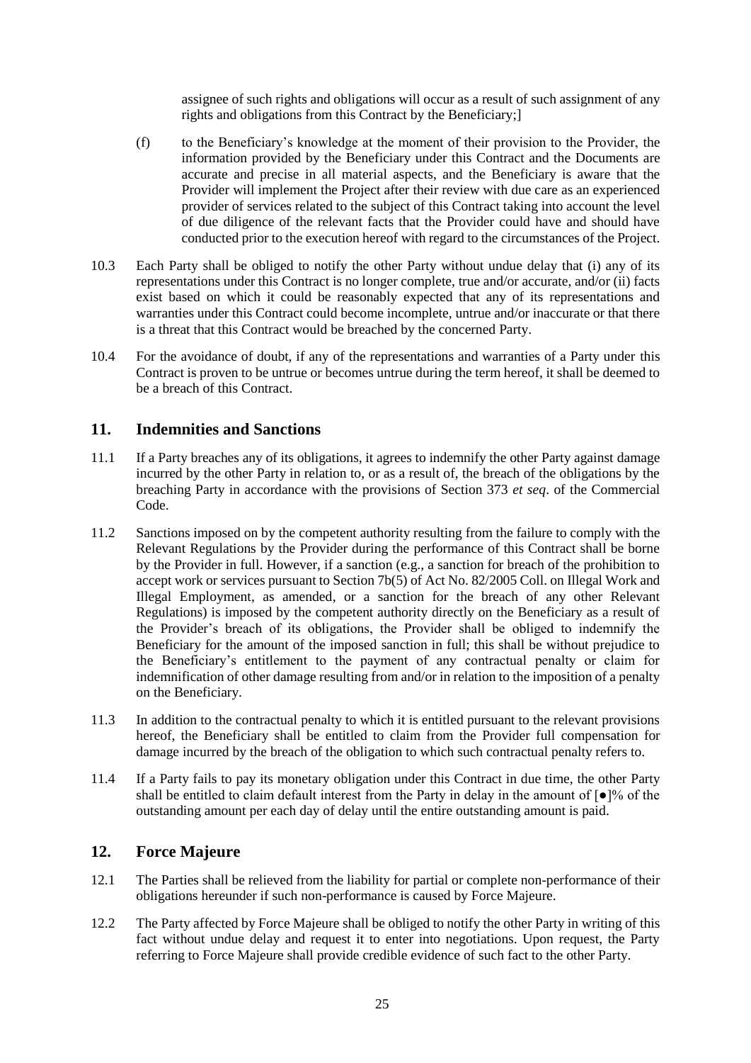assignee of such rights and obligations will occur as a result of such assignment of any rights and obligations from this Contract by the Beneficiary;]

(f) to the Beneficiary's knowledge at the moment of their provision to the Provider, the information provided by the Beneficiary under this Contract and the Documents are accurate and precise in all material aspects, and the Beneficiary is aware that the Provider will implement the Project after their review with due care as an experienced provider of services related to the subject of this Contract taking into account the level of due diligence of the relevant facts that the Provider could have and should have conducted prior to the execution hereof with regard to the circumstances of the Project.

10.3 Each Party shall be obliged to notify the other Party without undue delay that (i) any of its representations under this Contract is no longer complete, true and/or accurate, and/or (ii) facts exist based on which it could be reasonably expected that any of its representations and warranties under this Contract could become incomplete, untrue and/or inaccurate or that there is a threat that this Contract would be breached by the concerned Party.

10.4 For the avoidance of doubt, if any of the representations and warranties of a Party under this Contract is proven to be untrue or becomes untrue during the term hereof, it shall be deemed to be a breach of this Contract.

## 11. Indemnities and Sanctions

11.1 If a Party breaches any of its obligations, it agrees to indemnify the other Party against damage incurred by the other Party in relation to, or as a result of, the breach of the obligations by the breaching Party in accordance with the provisions of Section 373 *et seq*. of the Commercial Code.

11.2 Sanctions imposed on by the competent authority resulting from the failure to comply with the Relevant Regulations by the Provider during the performance of this Contract shall be borne by the Provider in full. However, if a sanction (e.g., a sanction for breach of the prohibition to accept work or services pursuant to Section 7b(5) of Act No. 82/2005 Coll. on Illegal Work and Illegal Employment, as amended, or a sanction for the breach of any other Relevant Regulations) is imposed by the competent authority directly on the Beneficiary as a result of the Provider's breach of its obligations, the Provider shall be obliged to indemnify the Beneficiary for the amount of the imposed sanction in full; this shall be without prejudice to the Beneficiary's entitlement to the payment of any contractual penalty or claim for indemnification of other damage resulting from and/or in relation to the imposition of a penalty on the Beneficiary.

11.3 In addition to the contractual penalty to which it is entitled pursuant to the relevant provisions hereof, the Beneficiary shall be entitled to claim from the Provider full compensation for damage incurred by the breach of the obligation to which such contractual penalty refers to.

11.4 If a Party fails to pay its monetary obligation under this Contract in due time, the other Party shall be entitled to claim default interest from the Party in delay in the amount of [●]% of the outstanding amount per each day of delay until the entire outstanding amount is paid.

## 12. Force Majeure

12.1 The Parties shall be relieved from the liability for partial or complete non-performance of their obligations hereunder if such non-performance is caused by Force Majeure.

12.2 The Party affected by Force Majeure shall be obliged to notify the other Party in writing of this fact without undue delay and request it to enter into negotiations. Upon request, the Party referring to Force Majeure shall provide credible evidence of such fact to the other Party.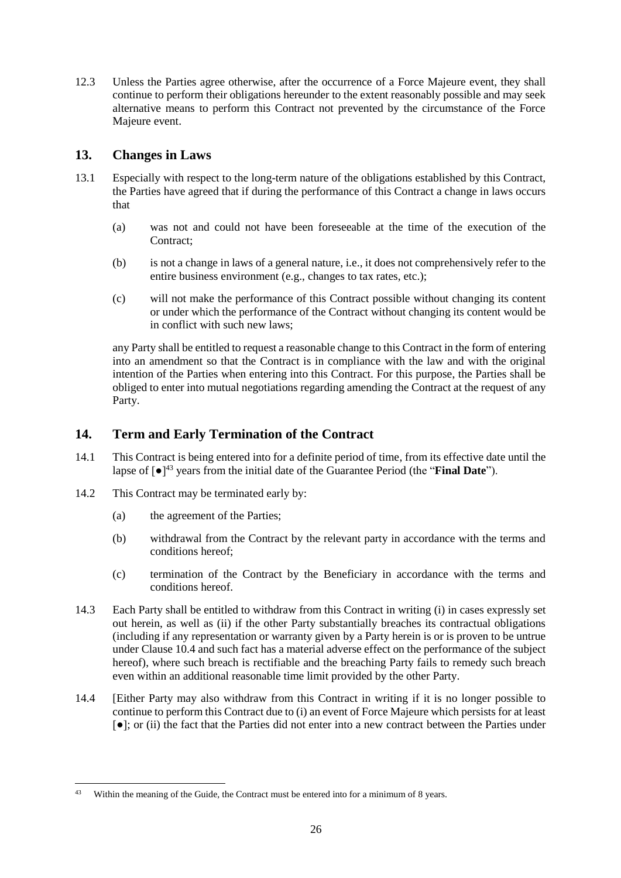12.3 Unless the Parties agree otherwise, after the occurrence of a Force Majeure event, they shall continue to perform their obligations hereunder to the extent reasonably possible and may seek alternative means to perform this Contract not prevented by the circumstance of the Force Majeure event.

## 13. Changes in Laws

13.1 Especially with respect to the long-term nature of the obligations established by this Contract, the Parties have agreed that if during the performance of this Contract a change in laws occurs that

(a) was not and could not have been foreseeable at the time of the execution of the Contract;

(b) is not a change in laws of a general nature, i.e., it does not comprehensively refer to the entire business environment (e.g., changes to tax rates, etc.);

(c) will not make the performance of this Contract possible without changing its content or under which the performance of the Contract without changing its content would be in conflict with such new laws;

any Party shall be entitled to request a reasonable change to this Contract in the form of entering into an amendment so that the Contract is in compliance with the law and with the original intention of the Parties when entering into this Contract. For this purpose, the Parties shall be obliged to enter into mutual negotiations regarding amending the Contract at the request of any Party.

## 14. Term and Early Termination of the Contract

14.1 This Contract is being entered into for a definite period of time, from its effective date until the lapse of [●][43] years from the initial date of the Guarantee Period (the "**Final Date**").

14.2 This Contract may be terminated early by:

(a) the agreement of the Parties;

(b) withdrawal from the Contract by the relevant party in accordance with the terms and conditions hereof;

(c) termination of the Contract by the Beneficiary in accordance with the terms and conditions hereof.

14.3 Each Party shall be entitled to withdraw from this Contract in writing (i) in cases expressly set out herein, as well as (ii) if the other Party substantially breaches its contractual obligations (including if any representation or warranty given by a Party herein is or is proven to be untrue under Clause 10.4 and such fact has a material adverse effect on the performance of the subject hereof), where such breach is rectifiable and the breaching Party fails to remedy such breach even within an additional reasonable time limit provided by the other Party.

14.4 [Either Party may also withdraw from this Contract in writing if it is no longer possible to continue to perform this Contract due to (i) an event of Force Majeure which persists for at least [●]; or (ii) the fact that the Parties did not enter into a new contract between the Parties under

---

[43] Within the meaning of the Guide, the Contract must be entered into for a minimum of 8 years.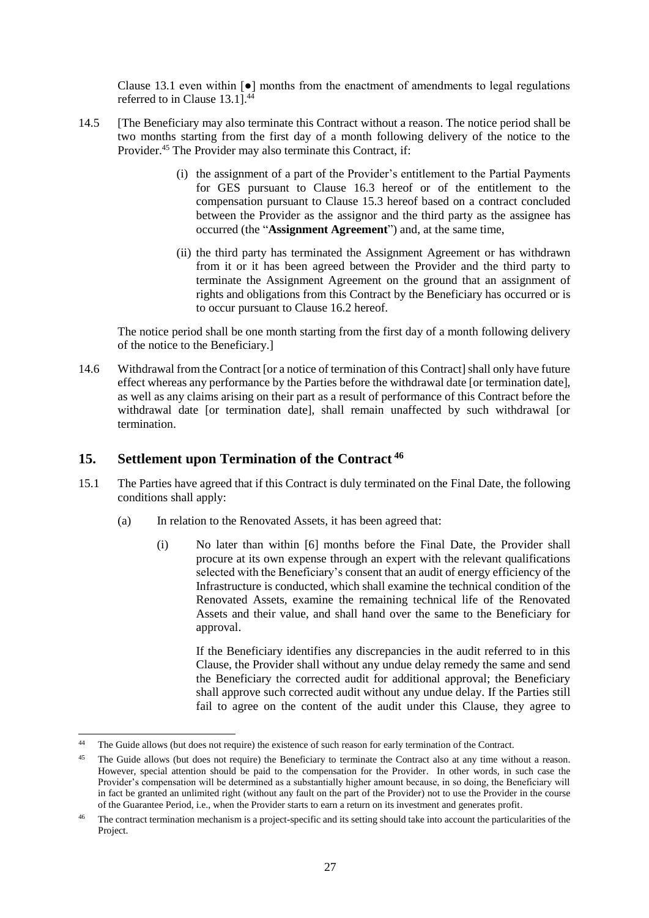Clause 13.1 even within [●] months from the enactment of amendments to legal regulations referred to in Clause 13.1].[44]

14.5 [The Beneficiary may also terminate this Contract without a reason. The notice period shall be two months starting from the first day of a month following delivery of the notice to the Provider.[45] The Provider may also terminate this Contract, if:

(i) the assignment of a part of the Provider's entitlement to the Partial Payments for GES pursuant to Clause 16.3 hereof or of the entitlement to the compensation pursuant to Clause 15.3 hereof based on a contract concluded between the Provider as the assignor and the third party as the assignee has occurred (the "**Assignment Agreement**") and, at the same time,

(ii) the third party has terminated the Assignment Agreement or has withdrawn from it or it has been agreed between the Provider and the third party to terminate the Assignment Agreement on the ground that an assignment of rights and obligations from this Contract by the Beneficiary has occurred or is to occur pursuant to Clause 16.2 hereof.

The notice period shall be one month starting from the first day of a month following delivery of the notice to the Beneficiary.]

14.6 Withdrawal from the Contract [or a notice of termination of this Contract] shall only have future effect whereas any performance by the Parties before the withdrawal date [or termination date], as well as any claims arising on their part as a result of performance of this Contract before the withdrawal date [or termination date], shall remain unaffected by such withdrawal [or termination.

## 15. Settlement upon Termination of the Contract [46]

15.1 The Parties have agreed that if this Contract is duly terminated on the Final Date, the following conditions shall apply:

(a) In relation to the Renovated Assets, it has been agreed that:

(i) No later than within [6] months before the Final Date, the Provider shall procure at its own expense through an expert with the relevant qualifications selected with the Beneficiary's consent that an audit of energy efficiency of the Infrastructure is conducted, which shall examine the technical condition of the Renovated Assets, examine the remaining technical life of the Renovated Assets and their value, and shall hand over the same to the Beneficiary for approval.

If the Beneficiary identifies any discrepancies in the audit referred to in this Clause, the Provider shall without any undue delay remedy the same and send the Beneficiary the corrected audit for additional approval; the Beneficiary shall approve such corrected audit without any undue delay. If the Parties still fail to agree on the content of the audit under this Clause, they agree to

---

[44] The Guide allows (but does not require) the existence of such reason for early termination of the Contract.

[45] The Guide allows (but does not require) the Beneficiary to terminate the Contract also at any time without a reason. However, special attention should be paid to the compensation for the Provider. In other words, in such case the Provider's compensation will be determined as a substantially higher amount because, in so doing, the Beneficiary will in fact be granted an unlimited right (without any fault on the part of the Provider) not to use the Provider in the course of the Guarantee Period, i.e., when the Provider starts to earn a return on its investment and generates profit.

[46] The contract termination mechanism is a project-specific and its setting should take into account the particularities of the Project.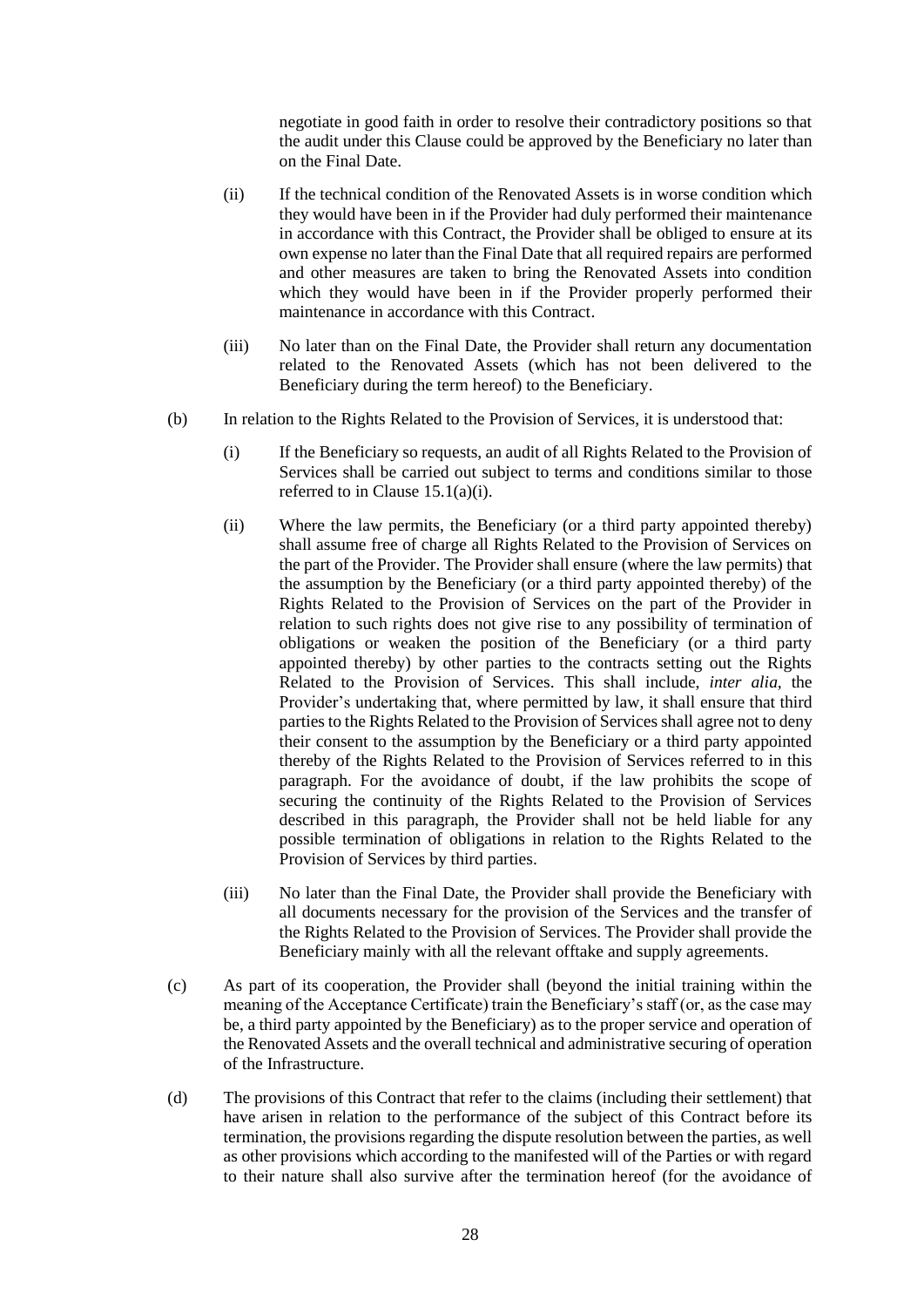negotiate in good faith in order to resolve their contradictory positions so that the audit under this Clause could be approved by the Beneficiary no later than on the Final Date.

(ii) If the technical condition of the Renovated Assets is in worse condition which they would have been in if the Provider had duly performed their maintenance in accordance with this Contract, the Provider shall be obliged to ensure at its own expense no later than the Final Date that all required repairs are performed and other measures are taken to bring the Renovated Assets into condition which they would have been in if the Provider properly performed their maintenance in accordance with this Contract.

(iii) No later than on the Final Date, the Provider shall return any documentation related to the Renovated Assets (which has not been delivered to the Beneficiary during the term hereof) to the Beneficiary.

(b) In relation to the Rights Related to the Provision of Services, it is understood that:

(i) If the Beneficiary so requests, an audit of all Rights Related to the Provision of Services shall be carried out subject to terms and conditions similar to those referred to in Clause 15.1(a)(i).

(ii) Where the law permits, the Beneficiary (or a third party appointed thereby) shall assume free of charge all Rights Related to the Provision of Services on the part of the Provider. The Provider shall ensure (where the law permits) that the assumption by the Beneficiary (or a third party appointed thereby) of the Rights Related to the Provision of Services on the part of the Provider in relation to such rights does not give rise to any possibility of termination of obligations or weaken the position of the Beneficiary (or a third party appointed thereby) by other parties to the contracts setting out the Rights Related to the Provision of Services. This shall include, *inter alia*, the Provider's undertaking that, where permitted by law, it shall ensure that third parties to the Rights Related to the Provision of Services shall agree not to deny their consent to the assumption by the Beneficiary or a third party appointed thereby of the Rights Related to the Provision of Services referred to in this paragraph. For the avoidance of doubt, if the law prohibits the scope of securing the continuity of the Rights Related to the Provision of Services described in this paragraph, the Provider shall not be held liable for any possible termination of obligations in relation to the Rights Related to the Provision of Services by third parties.

(iii) No later than the Final Date, the Provider shall provide the Beneficiary with all documents necessary for the provision of the Services and the transfer of the Rights Related to the Provision of Services. The Provider shall provide the Beneficiary mainly with all the relevant offtake and supply agreements.

(c) As part of its cooperation, the Provider shall (beyond the initial training within the meaning of the Acceptance Certificate) train the Beneficiary's staff (or, as the case may be, a third party appointed by the Beneficiary) as to the proper service and operation of the Renovated Assets and the overall technical and administrative securing of operation of the Infrastructure.

(d) The provisions of this Contract that refer to the claims (including their settlement) that have arisen in relation to the performance of the subject of this Contract before its termination, the provisions regarding the dispute resolution between the parties, as well as other provisions which according to the manifested will of the Parties or with regard to their nature shall also survive after the termination hereof (for the avoidance of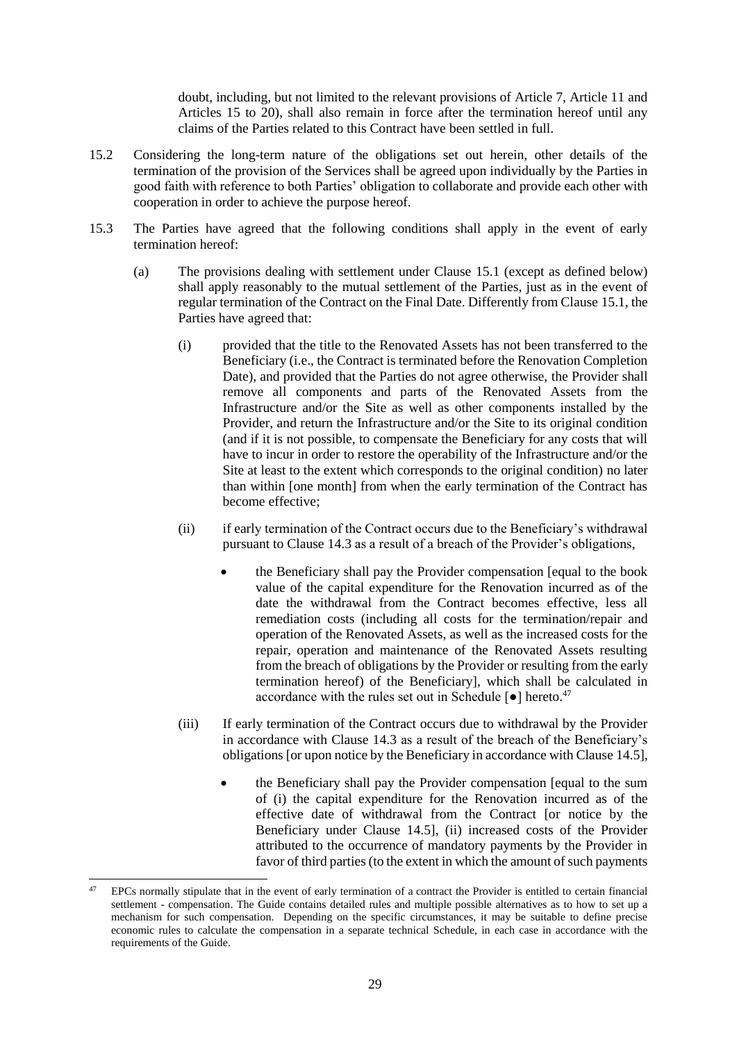doubt, including, but not limited to the relevant provisions of Article 7, Article 11 and Articles 15 to 20), shall also remain in force after the termination hereof until any claims of the Parties related to this Contract have been settled in full.

15.2 Considering the long-term nature of the obligations set out herein, other details of the termination of the provision of the Services shall be agreed upon individually by the Parties in good faith with reference to both Parties' obligation to collaborate and provide each other with cooperation in order to achieve the purpose hereof.

15.3 The Parties have agreed that the following conditions shall apply in the event of early termination hereof:

(a) The provisions dealing with settlement under Clause 15.1 (except as defined below) shall apply reasonably to the mutual settlement of the Parties, just as in the event of regular termination of the Contract on the Final Date. Differently from Clause 15.1, the Parties have agreed that:

(i) provided that the title to the Renovated Assets has not been transferred to the Beneficiary (i.e., the Contract is terminated before the Renovation Completion Date), and provided that the Parties do not agree otherwise, the Provider shall remove all components and parts of the Renovated Assets from the Infrastructure and/or the Site as well as other components installed by the Provider, and return the Infrastructure and/or the Site to its original condition (and if it is not possible, to compensate the Beneficiary for any costs that will have to incur in order to restore the operability of the Infrastructure and/or the Site at least to the extent which corresponds to the original condition) no later than within [one month] from when the early termination of the Contract has become effective;

(ii) if early termination of the Contract occurs due to the Beneficiary's withdrawal pursuant to Clause 14.3 as a result of a breach of the Provider's obligations,

- the Beneficiary shall pay the Provider compensation [equal to the book value of the capital expenditure for the Renovation incurred as of the date the withdrawal from the Contract becomes effective, less all remediation costs (including all costs for the termination/repair and operation of the Renovated Assets, as well as the increased costs for the repair, operation and maintenance of the Renovated Assets resulting from the breach of obligations by the Provider or resulting from the early termination hereof) of the Beneficiary], which shall be calculated in accordance with the rules set out in Schedule [●] hereto.[47]

(iii) If early termination of the Contract occurs due to withdrawal by the Provider in accordance with Clause 14.3 as a result of the breach of the Beneficiary's obligations [or upon notice by the Beneficiary in accordance with Clause 14.5],

- the Beneficiary shall pay the Provider compensation [equal to the sum of (i) the capital expenditure for the Renovation incurred as of the effective date of withdrawal from the Contract [or notice by the Beneficiary under Clause 14.5], (ii) increased costs of the Provider attributed to the occurrence of mandatory payments by the Provider in favor of third parties (to the extent in which the amount of such payments

---

[47] EPCs normally stipulate that in the event of early termination of a contract the Provider is entitled to certain financial settlement - compensation. The Guide contains detailed rules and multiple possible alternatives as to how to set up a mechanism for such compensation. Depending on the specific circumstances, it may be suitable to define precise economic rules to calculate the compensation in a separate technical Schedule, in each case in accordance with the requirements of the Guide.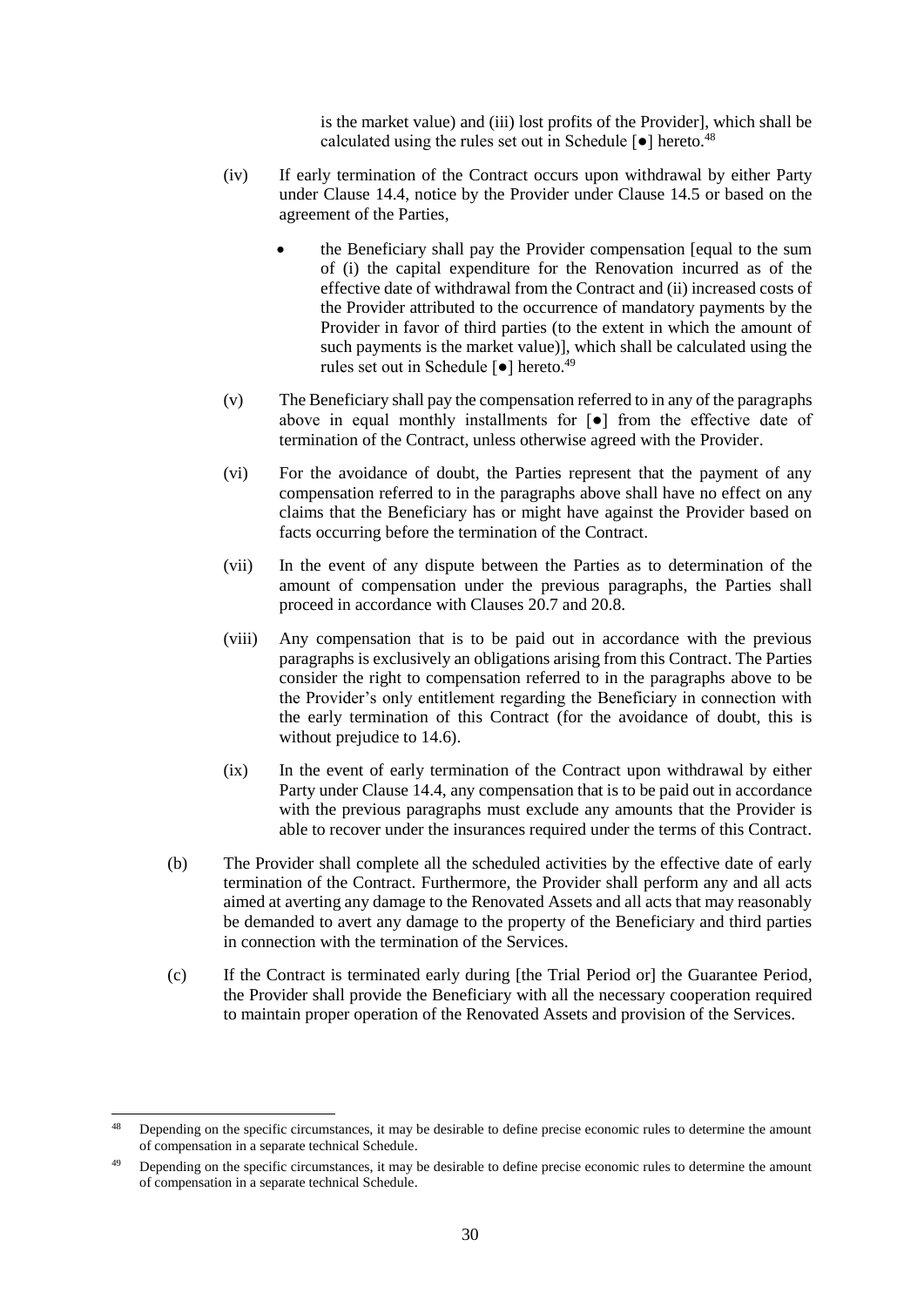is the market value) and (iii) lost profits of the Provider], which shall be calculated using the rules set out in Schedule [●] hereto.[48]

(iv) If early termination of the Contract occurs upon withdrawal by either Party under Clause 14.4, notice by the Provider under Clause 14.5 or based on the agreement of the Parties,

- the Beneficiary shall pay the Provider compensation [equal to the sum of (i) the capital expenditure for the Renovation incurred as of the effective date of withdrawal from the Contract and (ii) increased costs of the Provider attributed to the occurrence of mandatory payments by the Provider in favor of third parties (to the extent in which the amount of such payments is the market value)], which shall be calculated using the rules set out in Schedule [●] hereto.[49]

(v) The Beneficiary shall pay the compensation referred to in any of the paragraphs above in equal monthly installments for [●] from the effective date of termination of the Contract, unless otherwise agreed with the Provider.

(vi) For the avoidance of doubt, the Parties represent that the payment of any compensation referred to in the paragraphs above shall have no effect on any claims that the Beneficiary has or might have against the Provider based on facts occurring before the termination of the Contract.

(vii) In the event of any dispute between the Parties as to determination of the amount of compensation under the previous paragraphs, the Parties shall proceed in accordance with Clauses 20.7 and 20.8.

(viii) Any compensation that is to be paid out in accordance with the previous paragraphs is exclusively an obligations arising from this Contract. The Parties consider the right to compensation referred to in the paragraphs above to be the Provider's only entitlement regarding the Beneficiary in connection with the early termination of this Contract (for the avoidance of doubt, this is without prejudice to 14.6).

(ix) In the event of early termination of the Contract upon withdrawal by either Party under Clause 14.4, any compensation that is to be paid out in accordance with the previous paragraphs must exclude any amounts that the Provider is able to recover under the insurances required under the terms of this Contract.

(b) The Provider shall complete all the scheduled activities by the effective date of early termination of the Contract. Furthermore, the Provider shall perform any and all acts aimed at averting any damage to the Renovated Assets and all acts that may reasonably be demanded to avert any damage to the property of the Beneficiary and third parties in connection with the termination of the Services.

(c) If the Contract is terminated early during [the Trial Period or] the Guarantee Period, the Provider shall provide the Beneficiary with all the necessary cooperation required to maintain proper operation of the Renovated Assets and provision of the Services.

---

[48] Depending on the specific circumstances, it may be desirable to define precise economic rules to determine the amount of compensation in a separate technical Schedule.

[49] Depending on the specific circumstances, it may be desirable to define precise economic rules to determine the amount of compensation in a separate technical Schedule.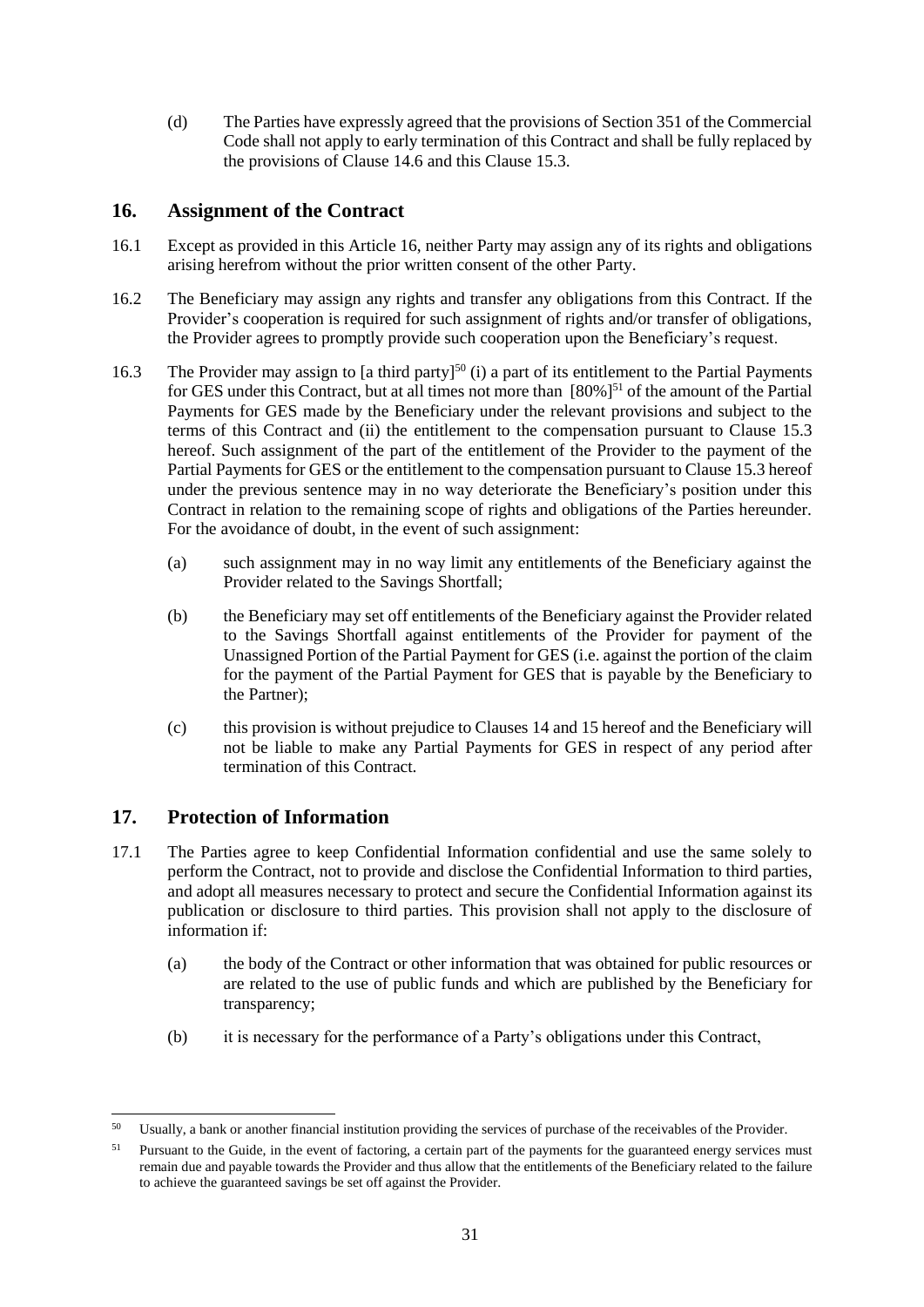(d) The Parties have expressly agreed that the provisions of Section 351 of the Commercial Code shall not apply to early termination of this Contract and shall be fully replaced by the provisions of Clause 14.6 and this Clause 15.3.

## 16. Assignment of the Contract

16.1 Except as provided in this Article 16, neither Party may assign any of its rights and obligations arising herefrom without the prior written consent of the other Party.

16.2 The Beneficiary may assign any rights and transfer any obligations from this Contract. If the Provider's cooperation is required for such assignment of rights and/or transfer of obligations, the Provider agrees to promptly provide such cooperation upon the Beneficiary's request.

16.3 The Provider may assign to [a third party][50] (i) a part of its entitlement to the Partial Payments for GES under this Contract, but at all times not more than [80%][51] of the amount of the Partial Payments for GES made by the Beneficiary under the relevant provisions and subject to the terms of this Contract and (ii) the entitlement to the compensation pursuant to Clause 15.3 hereof. Such assignment of the part of the entitlement of the Provider to the payment of the Partial Payments for GES or the entitlement to the compensation pursuant to Clause 15.3 hereof under the previous sentence may in no way deteriorate the Beneficiary's position under this Contract in relation to the remaining scope of rights and obligations of the Parties hereunder. For the avoidance of doubt, in the event of such assignment:

(a) such assignment may in no way limit any entitlements of the Beneficiary against the Provider related to the Savings Shortfall;

(b) the Beneficiary may set off entitlements of the Beneficiary against the Provider related to the Savings Shortfall against entitlements of the Provider for payment of the Unassigned Portion of the Partial Payment for GES (i.e. against the portion of the claim for the payment of the Partial Payment for GES that is payable by the Beneficiary to the Partner);

(c) this provision is without prejudice to Clauses 14 and 15 hereof and the Beneficiary will not be liable to make any Partial Payments for GES in respect of any period after termination of this Contract.

## 17. Protection of Information

17.1 The Parties agree to keep Confidential Information confidential and use the same solely to perform the Contract, not to provide and disclose the Confidential Information to third parties, and adopt all measures necessary to protect and secure the Confidential Information against its publication or disclosure to third parties. This provision shall not apply to the disclosure of information if:

(a) the body of the Contract or other information that was obtained for public resources or are related to the use of public funds and which are published by the Beneficiary for transparency;

(b) it is necessary for the performance of a Party's obligations under this Contract,

---

[50] Usually, a bank or another financial institution providing the services of purchase of the receivables of the Provider.

[51] Pursuant to the Guide, in the event of factoring, a certain part of the payments for the guaranteed energy services must remain due and payable towards the Provider and thus allow that the entitlements of the Beneficiary related to the failure to achieve the guaranteed savings be set off against the Provider.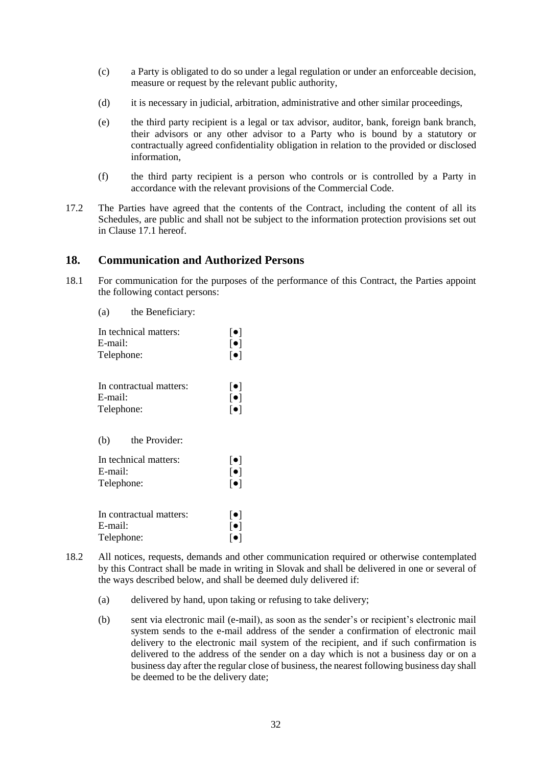(c) a Party is obligated to do so under a legal regulation or under an enforceable decision, measure or request by the relevant public authority,

(d) it is necessary in judicial, arbitration, administrative and other similar proceedings,

(e) the third party recipient is a legal or tax advisor, auditor, bank, foreign bank branch, their advisors or any other advisor to a Party who is bound by a statutory or contractually agreed confidentiality obligation in relation to the provided or disclosed information,

(f) the third party recipient is a person who controls or is controlled by a Party in accordance with the relevant provisions of the Commercial Code.

17.2 The Parties have agreed that the contents of the Contract, including the content of all its Schedules, are public and shall not be subject to the information protection provisions set out in Clause 17.1 hereof.

## 18. Communication and Authorized Persons

18.1 For communication for the purposes of the performance of this Contract, the Parties appoint the following contact persons:

(a) the Beneficiary:

In technical matters: [●]
E-mail: [●]
Telephone: [●]

In contractual matters: [●]
E-mail: [●]
Telephone: [●]

(b) the Provider:

In technical matters: [●]
E-mail: [●]
Telephone: [●]

In contractual matters: [●]
E-mail: [●]
Telephone: [●]

18.2 All notices, requests, demands and other communication required or otherwise contemplated by this Contract shall be made in writing in Slovak and shall be delivered in one or several of the ways described below, and shall be deemed duly delivered if:

(a) delivered by hand, upon taking or refusing to take delivery;

(b) sent via electronic mail (e-mail), as soon as the sender's or recipient's electronic mail system sends to the e-mail address of the sender a confirmation of electronic mail delivery to the electronic mail system of the recipient, and if such confirmation is delivered to the address of the sender on a day which is not a business day or on a business day after the regular close of business, the nearest following business day shall be deemed to be the delivery date;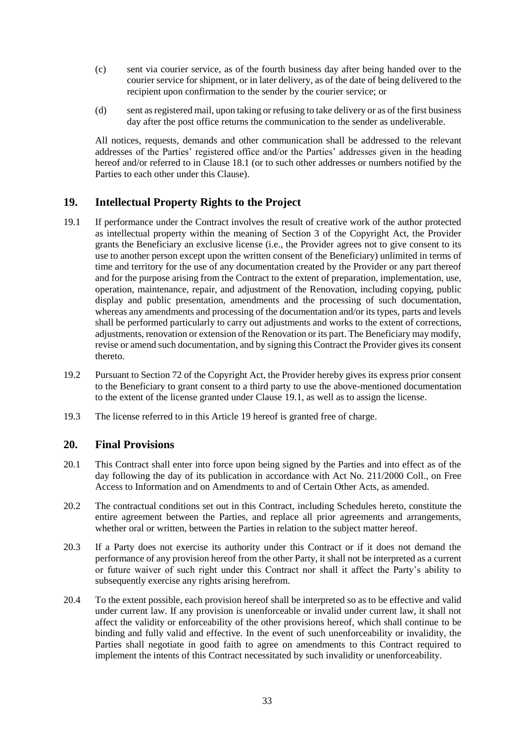(c) sent via courier service, as of the fourth business day after being handed over to the courier service for shipment, or in later delivery, as of the date of being delivered to the recipient upon confirmation to the sender by the courier service; or

(d) sent as registered mail, upon taking or refusing to take delivery or as of the first business day after the post office returns the communication to the sender as undeliverable.

All notices, requests, demands and other communication shall be addressed to the relevant addresses of the Parties' registered office and/or the Parties' addresses given in the heading hereof and/or referred to in Clause 18.1 (or to such other addresses or numbers notified by the Parties to each other under this Clause).

## 19. Intellectual Property Rights to the Project

19.1 If performance under the Contract involves the result of creative work of the author protected as intellectual property within the meaning of Section 3 of the Copyright Act, the Provider grants the Beneficiary an exclusive license (i.e., the Provider agrees not to give consent to its use to another person except upon the written consent of the Beneficiary) unlimited in terms of time and territory for the use of any documentation created by the Provider or any part thereof and for the purpose arising from the Contract to the extent of preparation, implementation, use, operation, maintenance, repair, and adjustment of the Renovation, including copying, public display and public presentation, amendments and the processing of such documentation, whereas any amendments and processing of the documentation and/or its types, parts and levels shall be performed particularly to carry out adjustments and works to the extent of corrections, adjustments, renovation or extension of the Renovation or its part. The Beneficiary may modify, revise or amend such documentation, and by signing this Contract the Provider gives its consent thereto.

19.2 Pursuant to Section 72 of the Copyright Act, the Provider hereby gives its express prior consent to the Beneficiary to grant consent to a third party to use the above-mentioned documentation to the extent of the license granted under Clause 19.1, as well as to assign the license.

19.3 The license referred to in this Article 19 hereof is granted free of charge.

## 20. Final Provisions

20.1 This Contract shall enter into force upon being signed by the Parties and into effect as of the day following the day of its publication in accordance with Act No. 211/2000 Coll., on Free Access to Information and on Amendments to and of Certain Other Acts, as amended.

20.2 The contractual conditions set out in this Contract, including Schedules hereto, constitute the entire agreement between the Parties, and replace all prior agreements and arrangements, whether oral or written, between the Parties in relation to the subject matter hereof.

20.3 If a Party does not exercise its authority under this Contract or if it does not demand the performance of any provision hereof from the other Party, it shall not be interpreted as a current or future waiver of such right under this Contract nor shall it affect the Party's ability to subsequently exercise any rights arising herefrom.

20.4 To the extent possible, each provision hereof shall be interpreted so as to be effective and valid under current law. If any provision is unenforceable or invalid under current law, it shall not affect the validity or enforceability of the other provisions hereof, which shall continue to be binding and fully valid and effective. In the event of such unenforceability or invalidity, the Parties shall negotiate in good faith to agree on amendments to this Contract required to implement the intents of this Contract necessitated by such invalidity or unenforceability.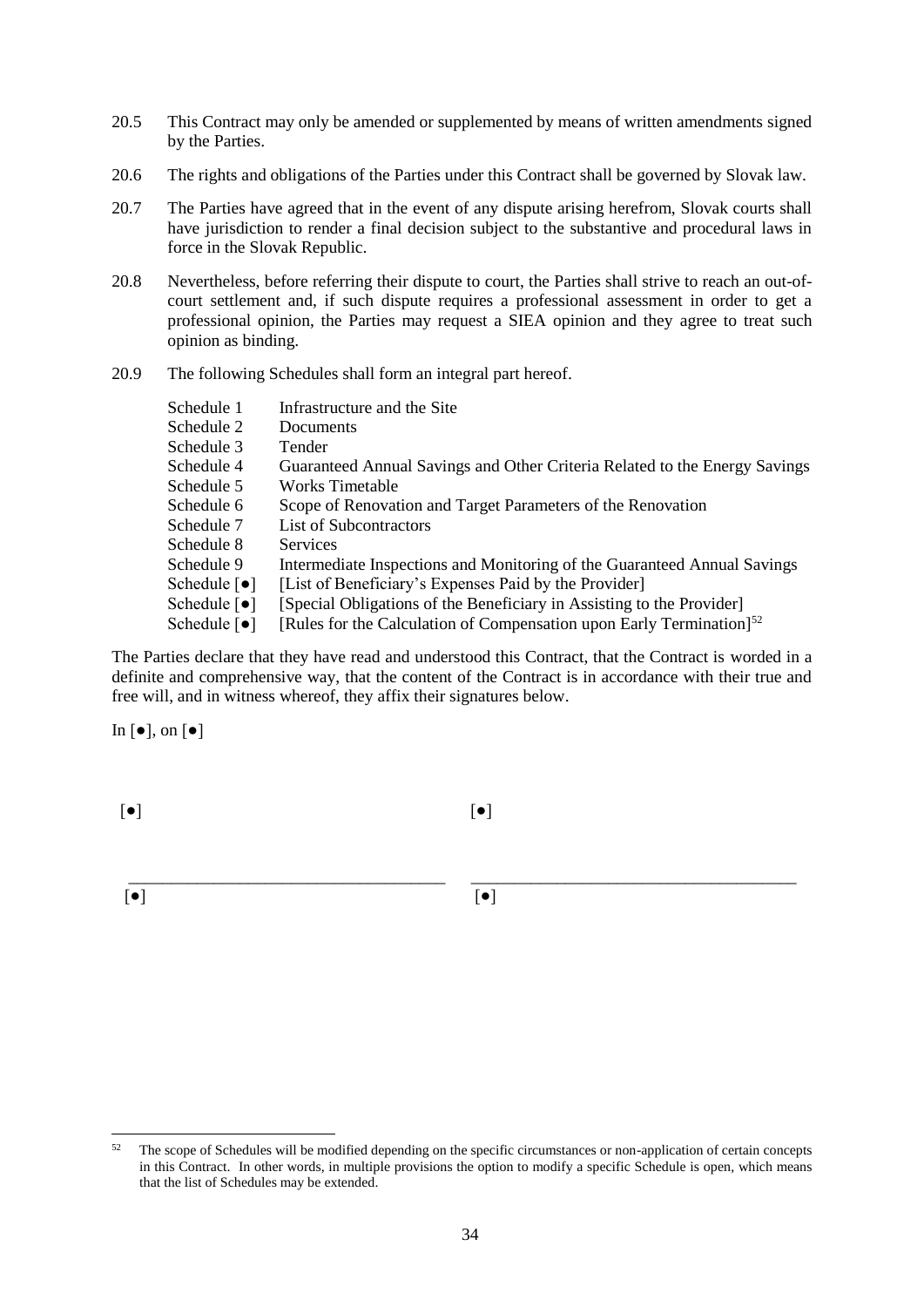20.5 This Contract may only be amended or supplemented by means of written amendments signed by the Parties.

20.6 The rights and obligations of the Parties under this Contract shall be governed by Slovak law.

20.7 The Parties have agreed that in the event of any dispute arising herefrom, Slovak courts shall have jurisdiction to render a final decision subject to the substantive and procedural laws in force in the Slovak Republic.

20.8 Nevertheless, before referring their dispute to court, the Parties shall strive to reach an out-of-court settlement and, if such dispute requires a professional assessment in order to get a professional opinion, the Parties may request a SIEA opinion and they agree to treat such opinion as binding.

20.9 The following Schedules shall form an integral part hereof.

| | |
|---|---|
| Schedule 1 | Infrastructure and the Site |
| Schedule 2 | Documents |
| Schedule 3 | Tender |
| Schedule 4 | Guaranteed Annual Savings and Other Criteria Related to the Energy Savings |
| Schedule 5 | Works Timetable |
| Schedule 6 | Scope of Renovation and Target Parameters of the Renovation |
| Schedule 7 | List of Subcontractors |
| Schedule 8 | Services |
| Schedule 9 | Intermediate Inspections and Monitoring of the Guaranteed Annual Savings |
| Schedule [●] | [List of Beneficiary's Expenses Paid by the Provider] |
| Schedule [●] | [Special Obligations of the Beneficiary in Assisting to the Provider] |
| Schedule [●] | [Rules for the Calculation of Compensation upon Early Termination][52] |

The Parties declare that they have read and understood this Contract, that the Contract is worded in a definite and comprehensive way, that the content of the Contract is in accordance with their true and free will, and in witness whereof, they affix their signatures below.

In [●], on [●]

| | |
|---|---|
| [●] | [●] |
| _____________________________________ | _____________________________________ |
| [●] | [●] |

[52] The scope of Schedules will be modified depending on the specific circumstances or non-application of certain concepts in this Contract. In other words, in multiple provisions the option to modify a specific Schedule is open, which means that the list of Schedules may be extended.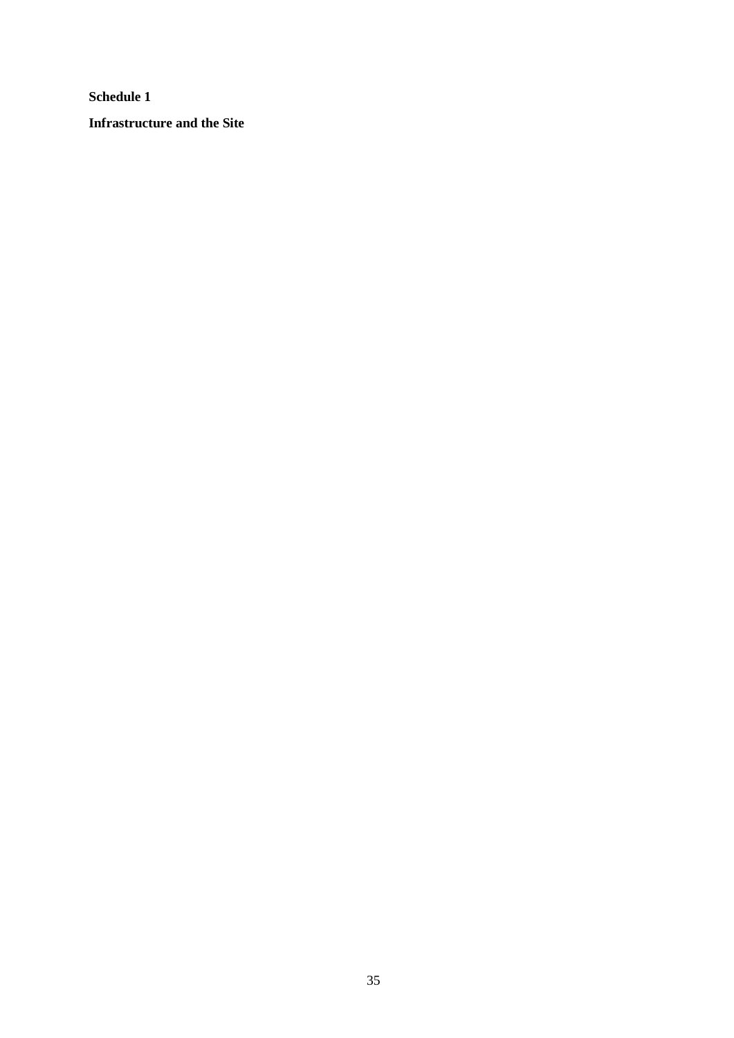**Schedule 1**

**Infrastructure and the Site**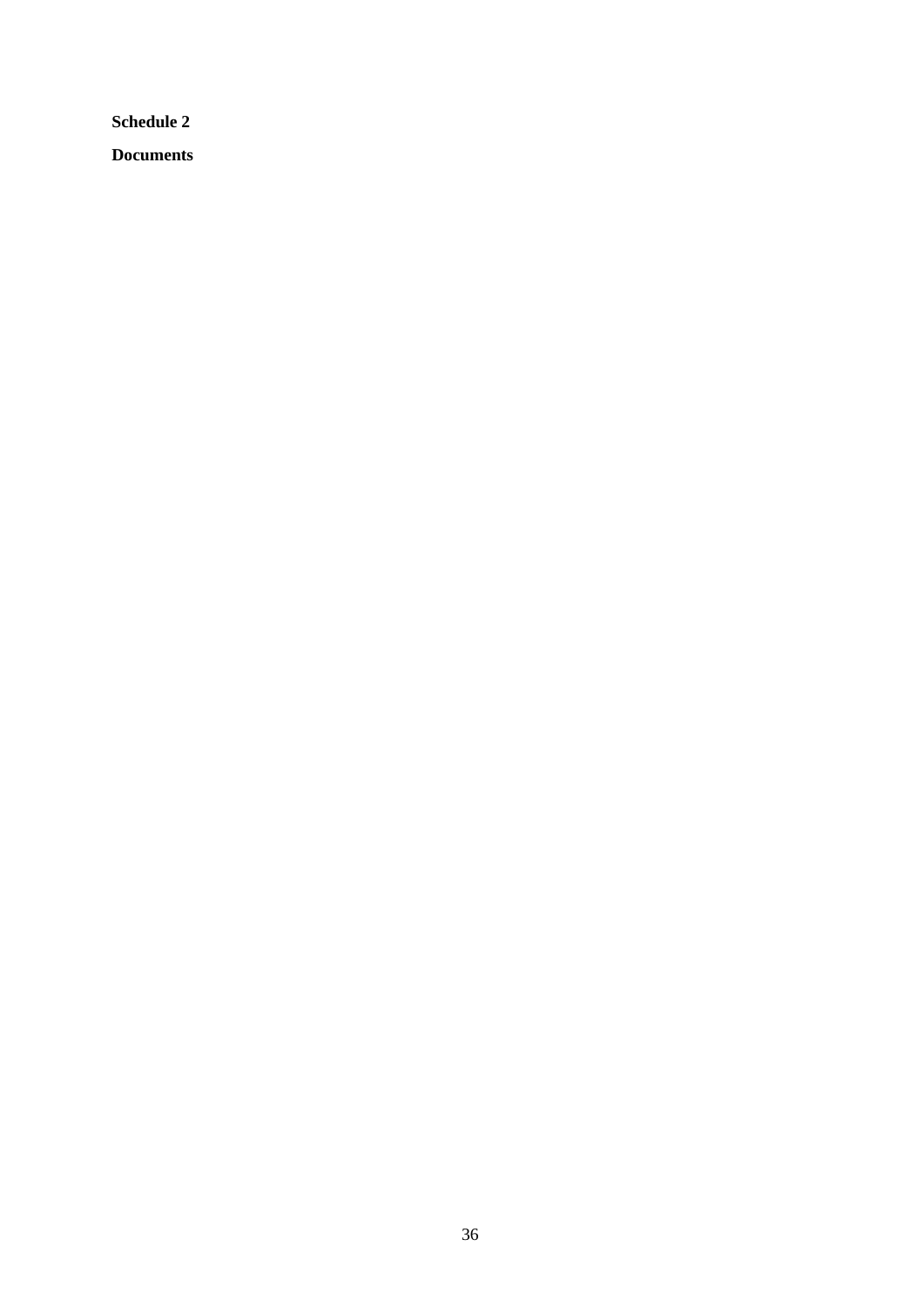**Schedule 2**

**Documents**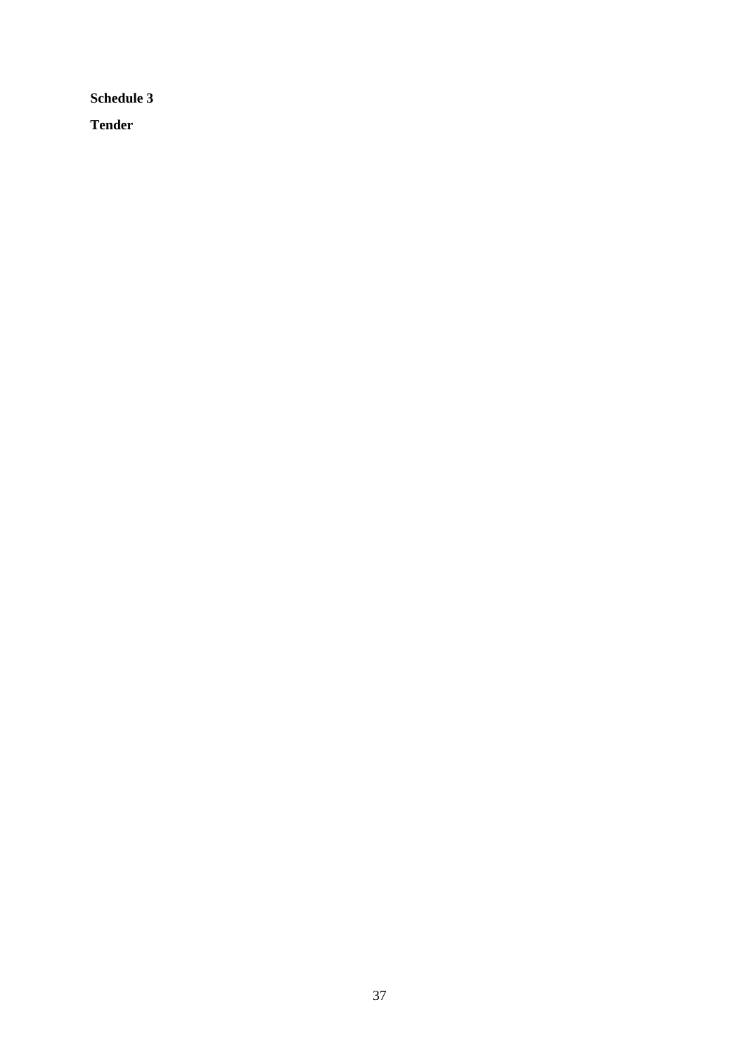**Schedule 3**

**Tender**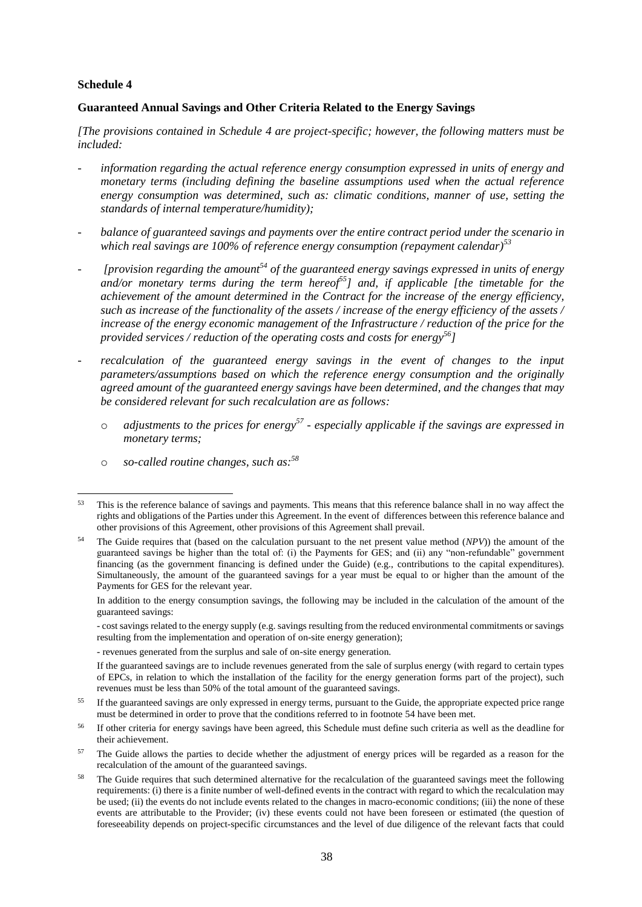**Schedule 4**

**Guaranteed Annual Savings and Other Criteria Related to the Energy Savings**

*[The provisions contained in Schedule 4 are project-specific; however, the following matters must be included:*

- *information regarding the actual reference energy consumption expressed in units of energy and monetary terms (including defining the baseline assumptions used when the actual reference energy consumption was determined, such as: climatic conditions, manner of use, setting the standards of internal temperature/humidity);*
- *balance of guaranteed savings and payments over the entire contract period under the scenario in which real savings are 100% of reference energy consumption (repayment calendar)*[53]
- *[provision regarding the amount*[54] *of the guaranteed energy savings expressed in units of energy and/or monetary terms during the term hereof*[55]*] and, if applicable [the timetable for the achievement of the amount determined in the Contract for the increase of the energy efficiency, such as increase of the functionality of the assets / increase of the energy efficiency of the assets / increase of the energy economic management of the Infrastructure / reduction of the price for the provided services / reduction of the operating costs and costs for energy*[56]*]*
- *recalculation of the guaranteed energy savings in the event of changes to the input parameters/assumptions based on which the reference energy consumption and the originally agreed amount of the guaranteed energy savings have been determined, and the changes that may be considered relevant for such recalculation are as follows:*
  - *adjustments to the prices for energy*[57] *- especially applicable if the savings are expressed in monetary terms;*
  - *so-called routine changes, such as:*[58]

---

[53] This is the reference balance of savings and payments. This means that this reference balance shall in no way affect the rights and obligations of the Parties under this Agreement. In the event of differences between this reference balance and other provisions of this Agreement, other provisions of this Agreement shall prevail.

[54] The Guide requires that (based on the calculation pursuant to the net present value method (*NPV*)) the amount of the guaranteed savings be higher than the total of: (i) the Payments for GES; and (ii) any "non-refundable" government financing (as the government financing is defined under the Guide) (e.g., contributions to the capital expenditures). Simultaneously, the amount of the guaranteed savings for a year must be equal to or higher than the amount of the Payments for GES for the relevant year.

In addition to the energy consumption savings, the following may be included in the calculation of the amount of the guaranteed savings:

- cost savings related to the energy supply (e.g. savings resulting from the reduced environmental commitments or savings resulting from the implementation and operation of on-site energy generation);

- revenues generated from the surplus and sale of on-site energy generation.

If the guaranteed savings are to include revenues generated from the sale of surplus energy (with regard to certain types of EPCs, in relation to which the installation of the facility for the energy generation forms part of the project), such revenues must be less than 50% of the total amount of the guaranteed savings.

[55] If the guaranteed savings are only expressed in energy terms, pursuant to the Guide, the appropriate expected price range must be determined in order to prove that the conditions referred to in footnote 54 have been met.

[56] If other criteria for energy savings have been agreed, this Schedule must define such criteria as well as the deadline for their achievement.

[57] The Guide allows the parties to decide whether the adjustment of energy prices will be regarded as a reason for the recalculation of the amount of the guaranteed savings.

[58] The Guide requires that such determined alternative for the recalculation of the guaranteed savings meet the following requirements: (i) there is a finite number of well-defined events in the contract with regard to which the recalculation may be used; (ii) the events do not include events related to the changes in macro-economic conditions; (iii) the none of these events are attributable to the Provider; (iv) these events could not have been foreseen or estimated (the question of foreseeability depends on project-specific circumstances and the level of due diligence of the relevant facts that could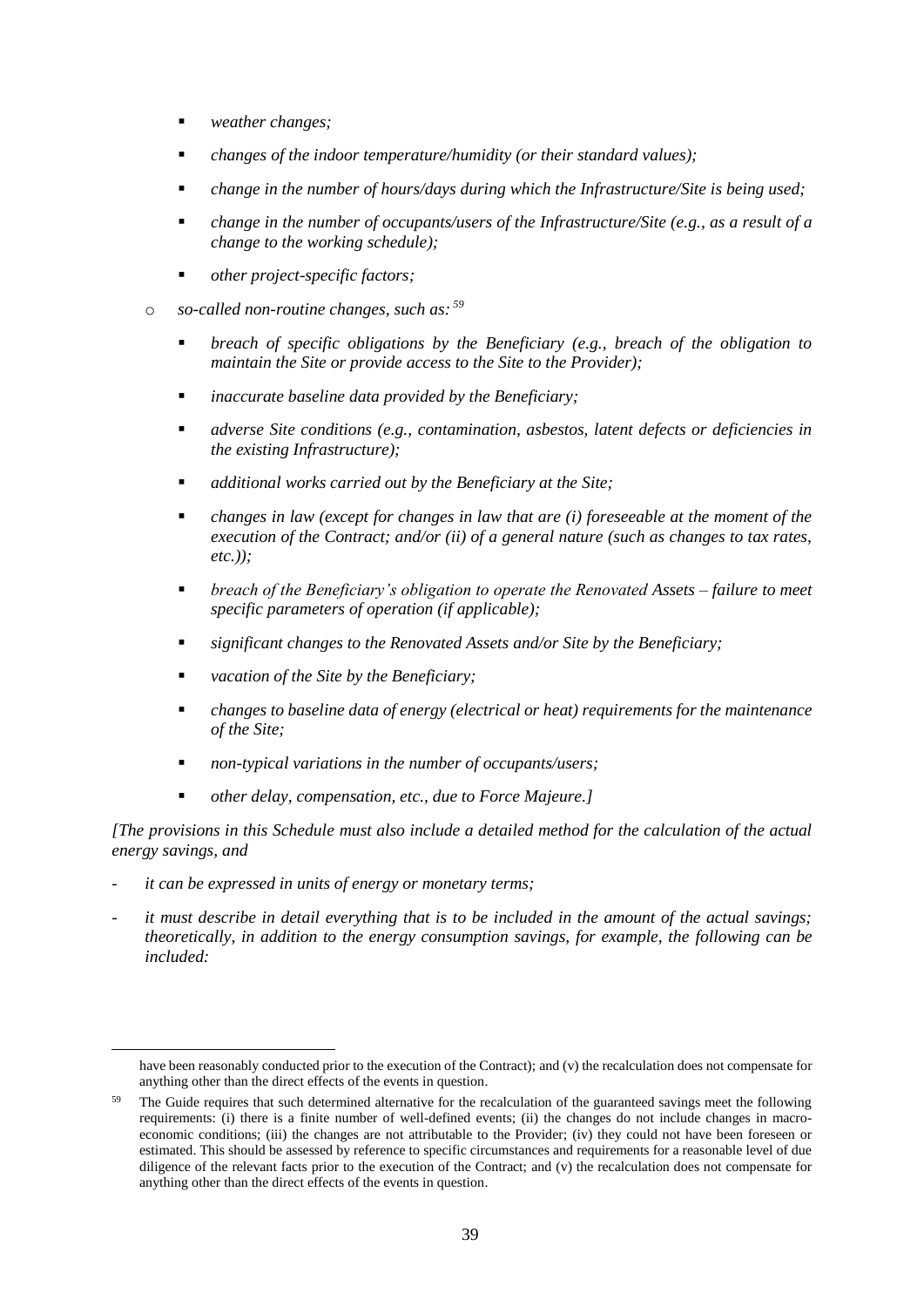- *weather changes;*
        - *changes of the indoor temperature/humidity (or their standard values);*
        - *change in the number of hours/days during which the Infrastructure/Site is being used;*
        - *change in the number of occupants/users of the Infrastructure/Site (e.g., as a result of a change to the working schedule);*
        - *other project-specific factors;*
    - *so-called non-routine changes, such as:* [59]
        - *breach of specific obligations by the Beneficiary (e.g., breach of the obligation to maintain the Site or provide access to the Site to the Provider);*
        - *inaccurate baseline data provided by the Beneficiary;*
        - *adverse Site conditions (e.g., contamination, asbestos, latent defects or deficiencies in the existing Infrastructure);*
        - *additional works carried out by the Beneficiary at the Site;*
        - *changes in law (except for changes in law that are (i) foreseeable at the moment of the execution of the Contract; and/or (ii) of a general nature (such as changes to tax rates, etc.));*
        - *breach of the Beneficiary's obligation to operate the Renovated Assets – failure to meet specific parameters of operation (if applicable);*
        - *significant changes to the Renovated Assets and/or Site by the Beneficiary;*
        - *vacation of the Site by the Beneficiary;*
        - *changes to baseline data of energy (electrical or heat) requirements for the maintenance of the Site;*
        - *non-typical variations in the number of occupants/users;*
        - *other delay, compensation, etc., due to Force Majeure.]*

*[The provisions in this Schedule must also include a detailed method for the calculation of the actual energy savings, and*

- *it can be expressed in units of energy or monetary terms;*
- *it must describe in detail everything that is to be included in the amount of the actual savings; theoretically, in addition to the energy consumption savings, for example, the following can be included:*

---

have been reasonably conducted prior to the execution of the Contract); and (v) the recalculation does not compensate for anything other than the direct effects of the events in question.

[59] The Guide requires that such determined alternative for the recalculation of the guaranteed savings meet the following requirements: (i) there is a finite number of well-defined events; (ii) the changes do not include changes in macro-economic conditions; (iii) the changes are not attributable to the Provider; (iv) they could not have been foreseen or estimated. This should be assessed by reference to specific circumstances and requirements for a reasonable level of due diligence of the relevant facts prior to the execution of the Contract; and (v) the recalculation does not compensate for anything other than the direct effects of the events in question.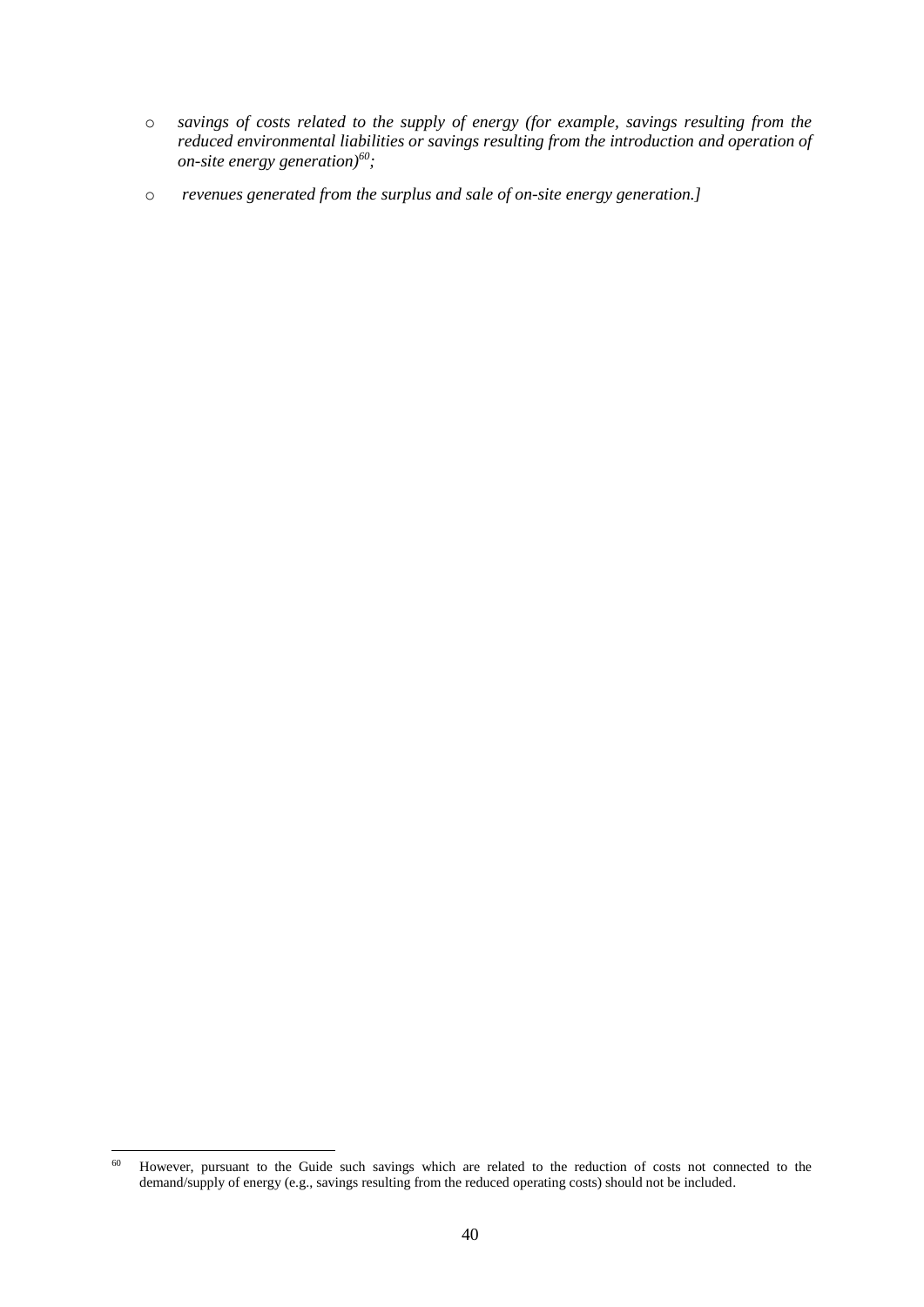- *savings of costs related to the supply of energy (for example, savings resulting from the reduced environmental liabilities or savings resulting from the introduction and operation of on-site energy generation)*[60]*;*
- *revenues generated from the surplus and sale of on-site energy generation.]*

---

[60] However, pursuant to the Guide such savings which are related to the reduction of costs not connected to the demand/supply of energy (e.g., savings resulting from the reduced operating costs) should not be included.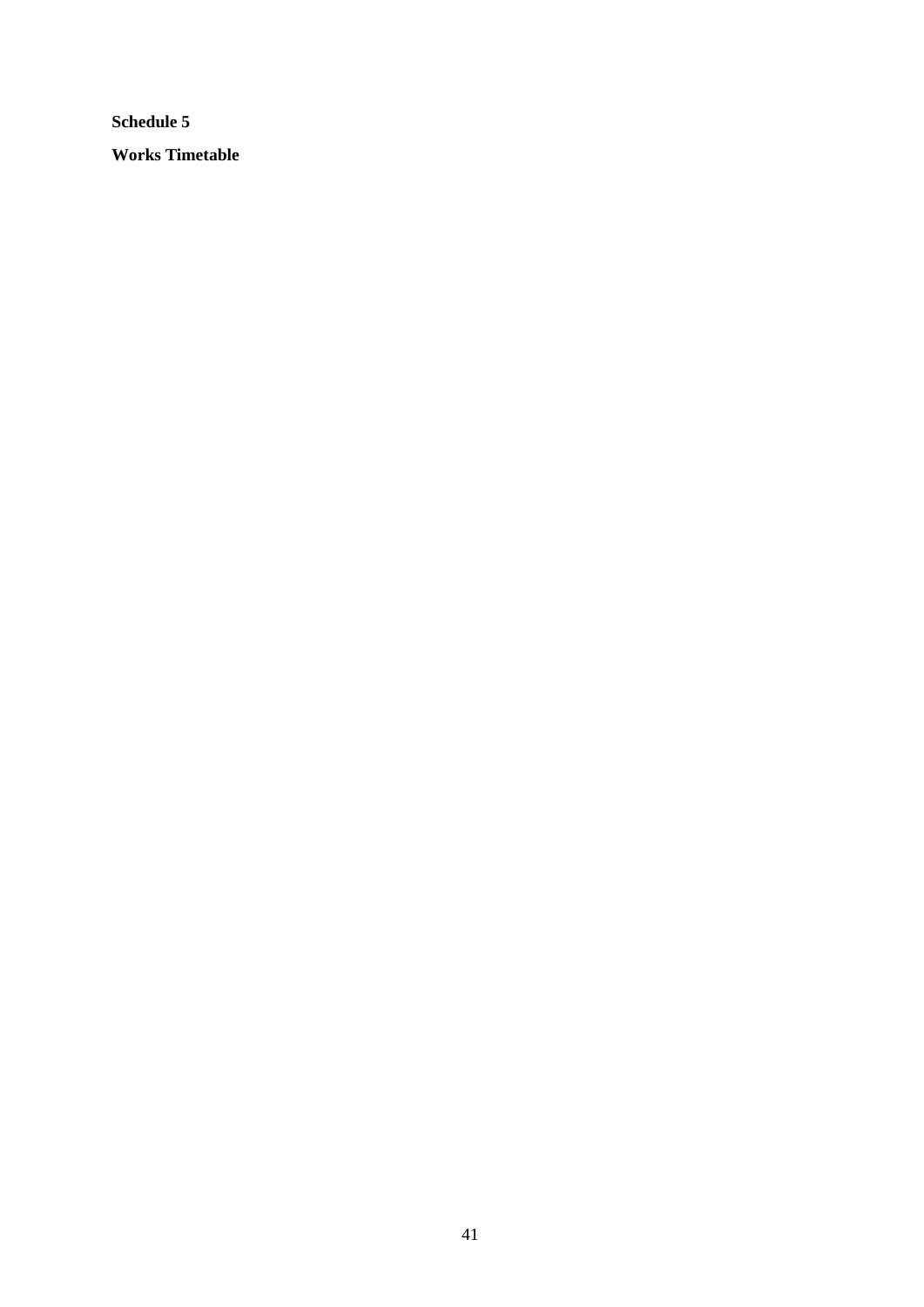**Schedule 5**

**Works Timetable**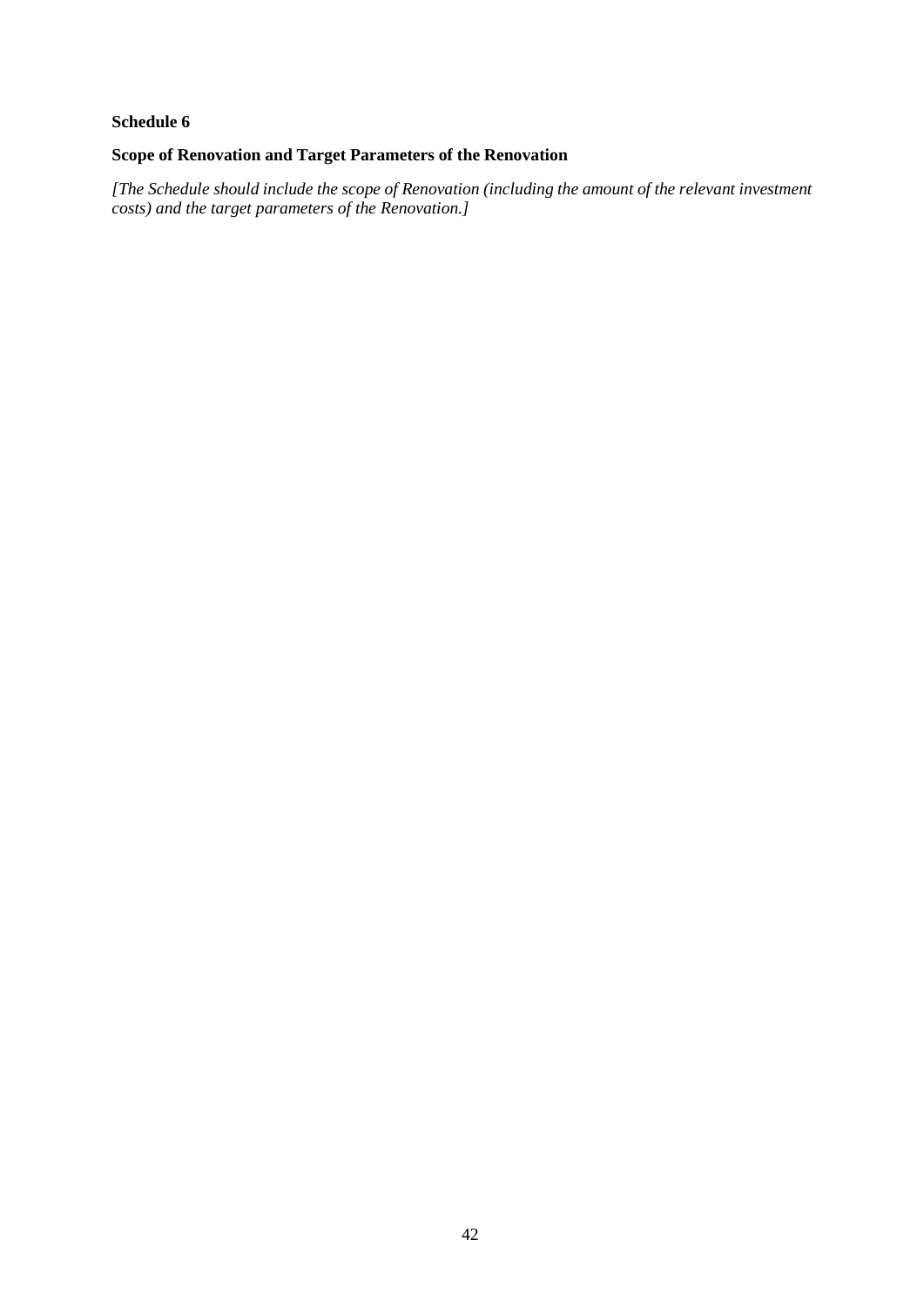**Schedule 6**

**Scope of Renovation and Target Parameters of the Renovation**

*[The Schedule should include the scope of Renovation (including the amount of the relevant investment costs) and the target parameters of the Renovation.]*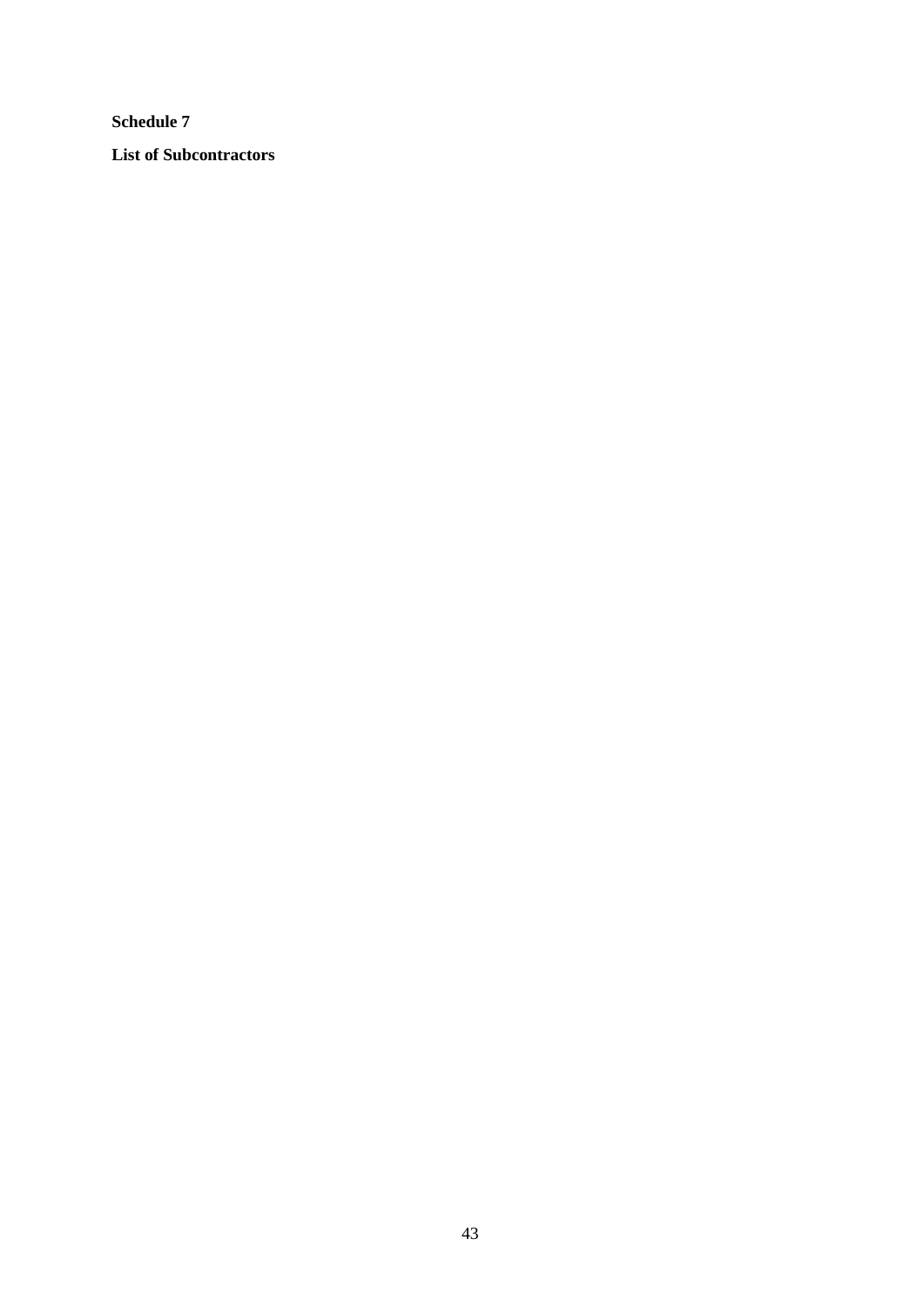**Schedule 7**

**List of Subcontractors**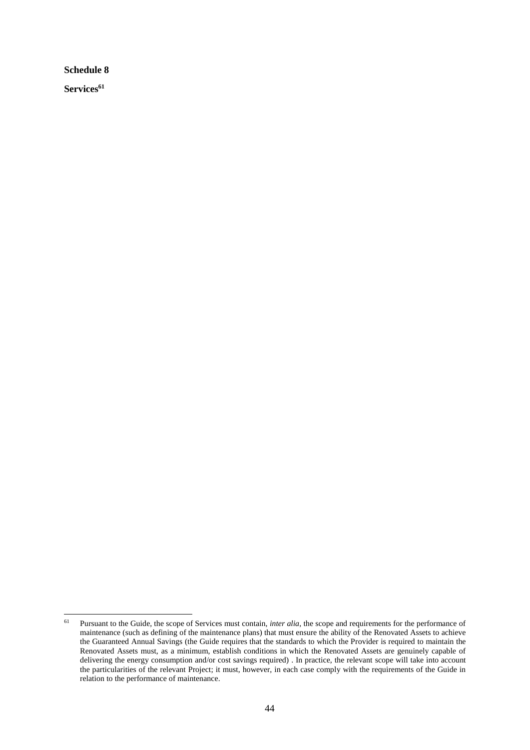**Schedule 8**

**Services**[61]

[61] Pursuant to the Guide, the scope of Services must contain, *inter alia*, the scope and requirements for the performance of maintenance (such as defining of the maintenance plans) that must ensure the ability of the Renovated Assets to achieve the Guaranteed Annual Savings (the Guide requires that the standards to which the Provider is required to maintain the Renovated Assets must, as a minimum, establish conditions in which the Renovated Assets are genuinely capable of delivering the energy consumption and/or cost savings required) . In practice, the relevant scope will take into account the particularities of the relevant Project; it must, however, in each case comply with the requirements of the Guide in relation to the performance of maintenance.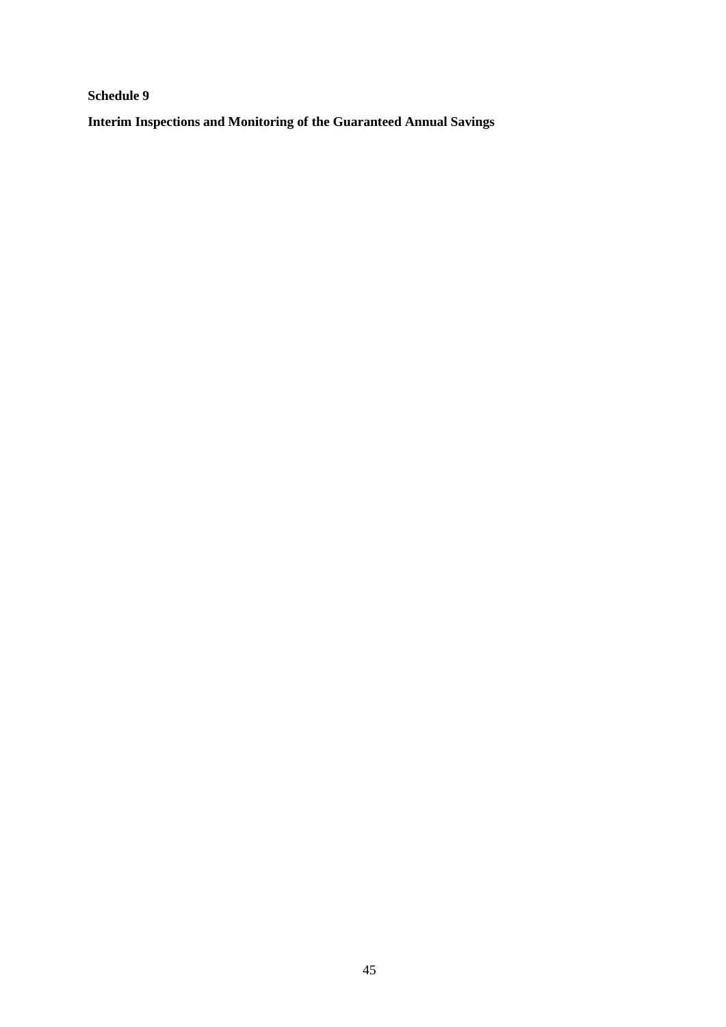**Schedule 9**

**Interim Inspections and Monitoring of the Guaranteed Annual Savings**